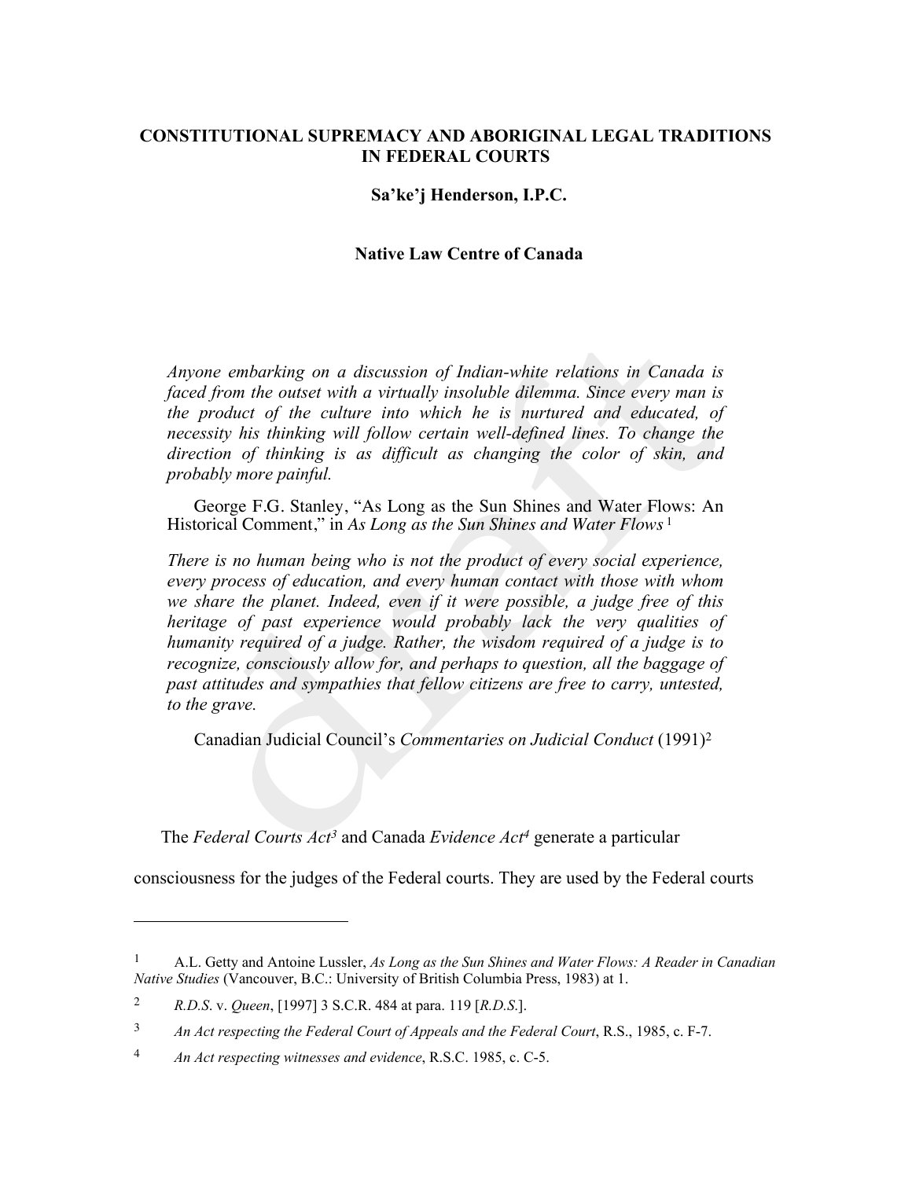# CONSTITUTIONAL SUPREMACY AND ABORIGINAL LEGAL TRADITIONS IN FEDERAL COURTS

**Sa'ke'j Henderson, I.P.C.**

**Native Law Centre of Canada**

> *Anyone embarking on a discussion of Indian-white relations in Canada is faced from the outset with a virtually insoluble dilemma. Since every man is the product of the culture into which he is nurtured and educated, of necessity his thinking will follow certain well-defined lines. To change the direction of thinking is as difficult as changing the color of skin, and probably more painful.*
>
> George F.G. Stanley, "As Long as the Sun Shines and Water Flows: An Historical Comment," in *As Long as the Sun Shines and Water Flows*[1]
>
> *There is no human being who is not the product of every social experience, every process of education, and every human contact with those with whom we share the planet. Indeed, even if it were possible, a judge free of this heritage of past experience would probably lack the very qualities of humanity required of a judge. Rather, the wisdom required of a judge is to recognize, consciously allow for, and perhaps to question, all the baggage of past attitudes and sympathies that fellow citizens are free to carry, untested, to the grave.*
>
> Canadian Judicial Council's *Commentaries on Judicial Conduct* (1991)[2]

The *Federal Courts Act*[3] and Canada *Evidence Act*[4] generate a particular consciousness for the judges of the Federal courts. They are used by the Federal courts

---

[1] A.L. Getty and Antoine Lussler, *As Long as the Sun Shines and Water Flows: A Reader in Canadian Native Studies* (Vancouver, B.C.: University of British Columbia Press, 1983) at 1.

[2] *R.D.S.* v. *Queen*, [1997] 3 S.C.R. 484 at para. 119 [*R.D.S.*].

[3] *An Act respecting the Federal Court of Appeals and the Federal Court*, R.S., 1985, c. F-7.

[4] *An Act respecting witnesses and evidence*, R.S.C. 1985, c. C-5.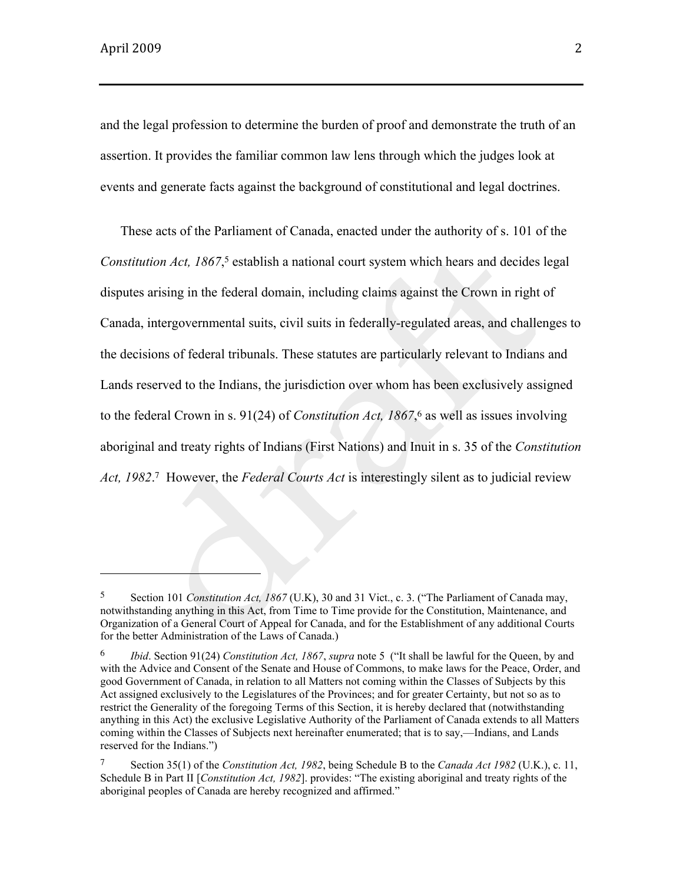and the legal profession to determine the burden of proof and demonstrate the truth of an assertion. It provides the familiar common law lens through which the judges look at events and generate facts against the background of constitutional and legal doctrines.

These acts of the Parliament of Canada, enacted under the authority of s. 101 of the *Constitution Act, 1867*,[5] establish a national court system which hears and decides legal disputes arising in the federal domain, including claims against the Crown in right of Canada, intergovernmental suits, civil suits in federally-regulated areas, and challenges to the decisions of federal tribunals. These statutes are particularly relevant to Indians and Lands reserved to the Indians, the jurisdiction over whom has been exclusively assigned to the federal Crown in s. 91(24) of *Constitution Act, 1867*,[6] as well as issues involving aboriginal and treaty rights of Indians (First Nations) and Inuit in s. 35 of the *Constitution Act, 1982*.[7] However, the *Federal Courts Act* is interestingly silent as to judicial review

---

5 Section 101 *Constitution Act, 1867* (U.K), 30 and 31 Vict., c. 3. ("The Parliament of Canada may, notwithstanding anything in this Act, from Time to Time provide for the Constitution, Maintenance, and Organization of a General Court of Appeal for Canada, and for the Establishment of any additional Courts for the better Administration of the Laws of Canada.)

6 *Ibid*. Section 91(24) *Constitution Act, 1867*, *supra* note 5 ("It shall be lawful for the Queen, by and with the Advice and Consent of the Senate and House of Commons, to make laws for the Peace, Order, and good Government of Canada, in relation to all Matters not coming within the Classes of Subjects by this Act assigned exclusively to the Legislatures of the Provinces; and for greater Certainty, but not so as to restrict the Generality of the foregoing Terms of this Section, it is hereby declared that (notwithstanding anything in this Act) the exclusive Legislative Authority of the Parliament of Canada extends to all Matters coming within the Classes of Subjects next hereinafter enumerated; that is to say,—Indians, and Lands reserved for the Indians.")

7 Section 35(1) of the *Constitution Act, 1982*, being Schedule B to the *Canada Act 1982* (U.K.), c. 11, Schedule B in Part II [*Constitution Act, 1982*]. provides: "The existing aboriginal and treaty rights of the aboriginal peoples of Canada are hereby recognized and affirmed."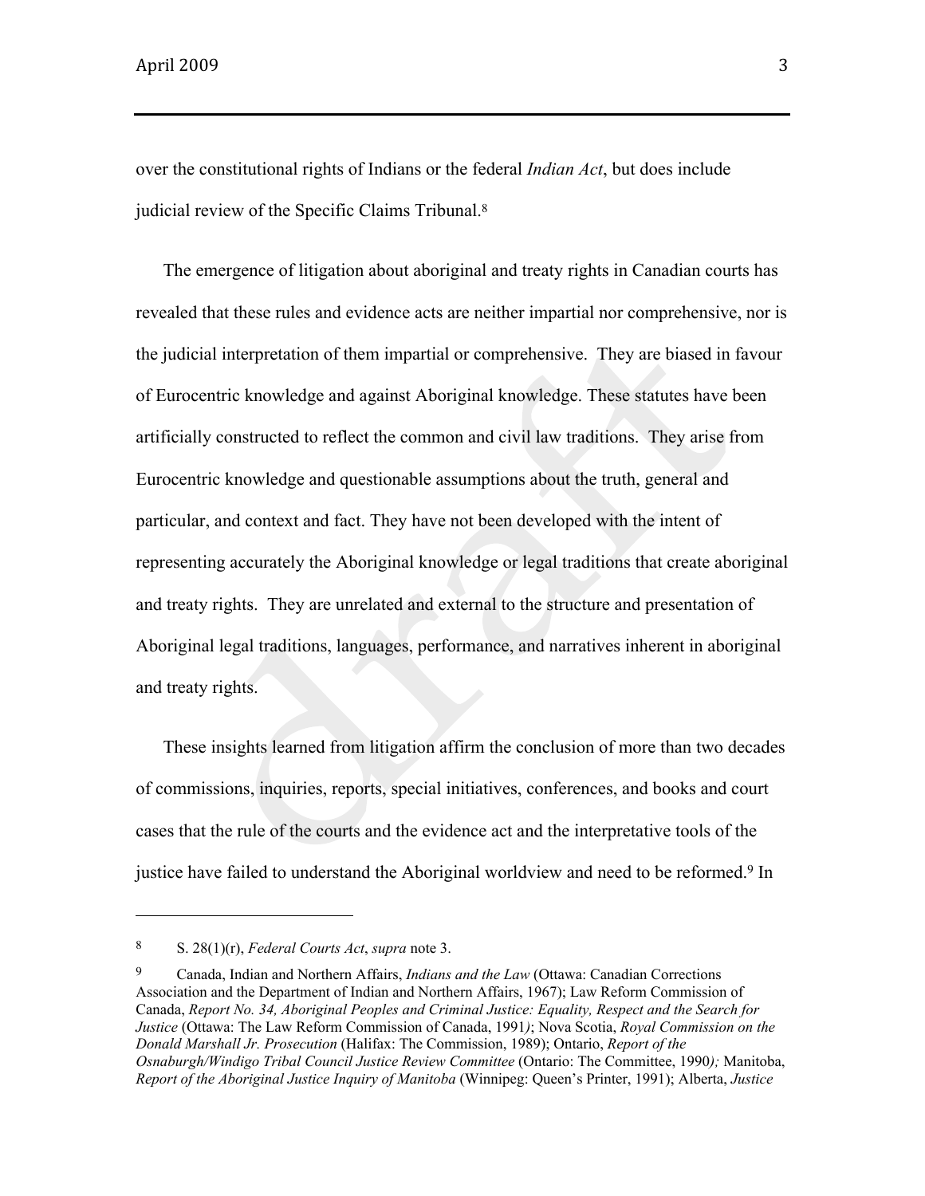over the constitutional rights of Indians or the federal *Indian Act*, but does include judicial review of the Specific Claims Tribunal.[8]

The emergence of litigation about aboriginal and treaty rights in Canadian courts has revealed that these rules and evidence acts are neither impartial nor comprehensive, nor is the judicial interpretation of them impartial or comprehensive. They are biased in favour of Eurocentric knowledge and against Aboriginal knowledge. These statutes have been artificially constructed to reflect the common and civil law traditions. They arise from Eurocentric knowledge and questionable assumptions about the truth, general and particular, and context and fact. They have not been developed with the intent of representing accurately the Aboriginal knowledge or legal traditions that create aboriginal and treaty rights. They are unrelated and external to the structure and presentation of Aboriginal legal traditions, languages, performance, and narratives inherent in aboriginal and treaty rights.

These insights learned from litigation affirm the conclusion of more than two decades of commissions, inquiries, reports, special initiatives, conferences, and books and court cases that the rule of the courts and the evidence act and the interpretative tools of the justice have failed to understand the Aboriginal worldview and need to be reformed.[9] In

---

[8] S. 28(1)(r), *Federal Courts Act*, *supra* note 3.

[9] Canada, Indian and Northern Affairs, *Indians and the Law* (Ottawa: Canadian Corrections Association and the Department of Indian and Northern Affairs, 1967); Law Reform Commission of Canada, *Report No. 34, Aboriginal Peoples and Criminal Justice: Equality, Respect and the Search for Justice* (Ottawa: The Law Reform Commission of Canada, 1991); Nova Scotia, *Royal Commission on the Donald Marshall Jr. Prosecution* (Halifax: The Commission, 1989); Ontario, *Report of the Osnaburgh/Windigo Tribal Council Justice Review Committee* (Ontario: The Committee, 1990); Manitoba, *Report of the Aboriginal Justice Inquiry of Manitoba* (Winnipeg: Queen's Printer, 1991); Alberta, *Justice*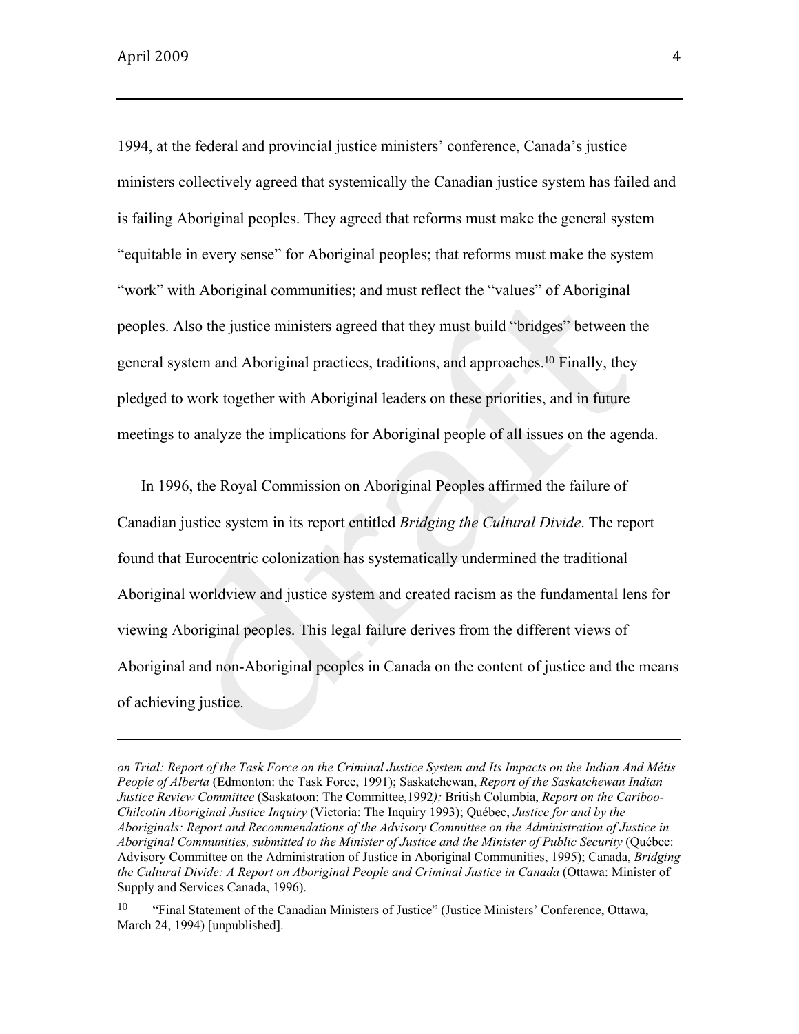1994, at the federal and provincial justice ministers' conference, Canada's justice ministers collectively agreed that systemically the Canadian justice system has failed and is failing Aboriginal peoples. They agreed that reforms must make the general system "equitable in every sense" for Aboriginal peoples; that reforms must make the system "work" with Aboriginal communities; and must reflect the "values" of Aboriginal peoples. Also the justice ministers agreed that they must build "bridges" between the general system and Aboriginal practices, traditions, and approaches.[10] Finally, they pledged to work together with Aboriginal leaders on these priorities, and in future meetings to analyze the implications for Aboriginal people of all issues on the agenda.

In 1996, the Royal Commission on Aboriginal Peoples affirmed the failure of Canadian justice system in its report entitled *Bridging the Cultural Divide*. The report found that Eurocentric colonization has systematically undermined the traditional Aboriginal worldview and justice system and created racism as the fundamental lens for viewing Aboriginal peoples. This legal failure derives from the different views of Aboriginal and non-Aboriginal peoples in Canada on the content of justice and the means of achieving justice.

---

*on Trial: Report of the Task Force on the Criminal Justice System and Its Impacts on the Indian And Métis People of Alberta* (Edmonton: the Task Force, 1991); Saskatchewan, *Report of the Saskatchewan Indian Justice Review Committee* (Saskatoon: The Committee,1992*);* British Columbia, *Report on the Cariboo-Chilcotin Aboriginal Justice Inquiry* (Victoria: The Inquiry 1993); Québec, *Justice for and by the Aboriginals: Report and Recommendations of the Advisory Committee on the Administration of Justice in Aboriginal Communities, submitted to the Minister of Justice and the Minister of Public Security* (Québec: Advisory Committee on the Administration of Justice in Aboriginal Communities, 1995); Canada, *Bridging the Cultural Divide: A Report on Aboriginal People and Criminal Justice in Canada* (Ottawa: Minister of Supply and Services Canada, 1996).

[10] "Final Statement of the Canadian Ministers of Justice" (Justice Ministers' Conference, Ottawa, March 24, 1994) [unpublished].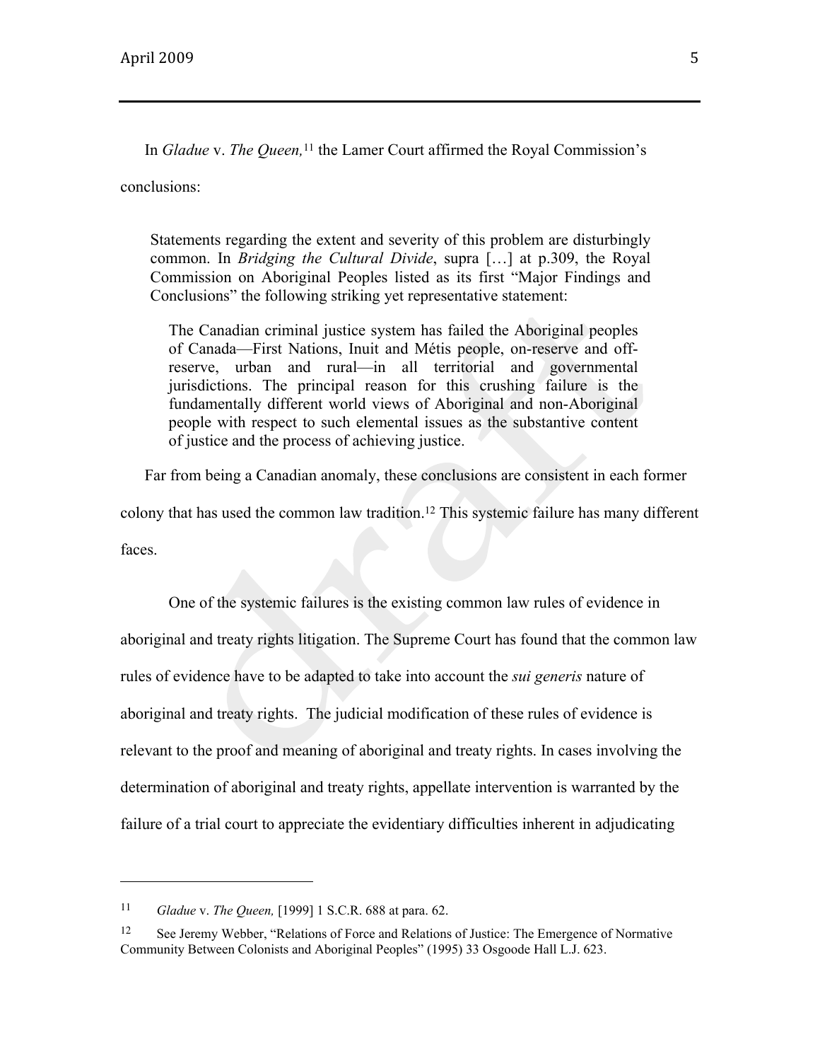In *Gladue* v. *The Queen,*[11] the Lamer Court affirmed the Royal Commission's conclusions:

> Statements regarding the extent and severity of this problem are disturbingly common. In *Bridging the Cultural Divide*, supra […] at p.309, the Royal Commission on Aboriginal Peoples listed as its first "Major Findings and Conclusions" the following striking yet representative statement:
>
> > The Canadian criminal justice system has failed the Aboriginal peoples of Canada—First Nations, Inuit and Métis people, on-reserve and off-reserve, urban and rural—in all territorial and governmental jurisdictions. The principal reason for this crushing failure is the fundamentally different world views of Aboriginal and non-Aboriginal people with respect to such elemental issues as the substantive content of justice and the process of achieving justice.

Far from being a Canadian anomaly, these conclusions are consistent in each former colony that has used the common law tradition.[12] This systemic failure has many different faces.

One of the systemic failures is the existing common law rules of evidence in aboriginal and treaty rights litigation. The Supreme Court has found that the common law rules of evidence have to be adapted to take into account the *sui generis* nature of aboriginal and treaty rights. The judicial modification of these rules of evidence is relevant to the proof and meaning of aboriginal and treaty rights. In cases involving the determination of aboriginal and treaty rights, appellate intervention is warranted by the failure of a trial court to appreciate the evidentiary difficulties inherent in adjudicating

---

[11] *Gladue* v. *The Queen,* [1999] 1 S.C.R. 688 at para. 62.

[12] See Jeremy Webber, "Relations of Force and Relations of Justice: The Emergence of Normative Community Between Colonists and Aboriginal Peoples" (1995) 33 Osgoode Hall L.J. 623.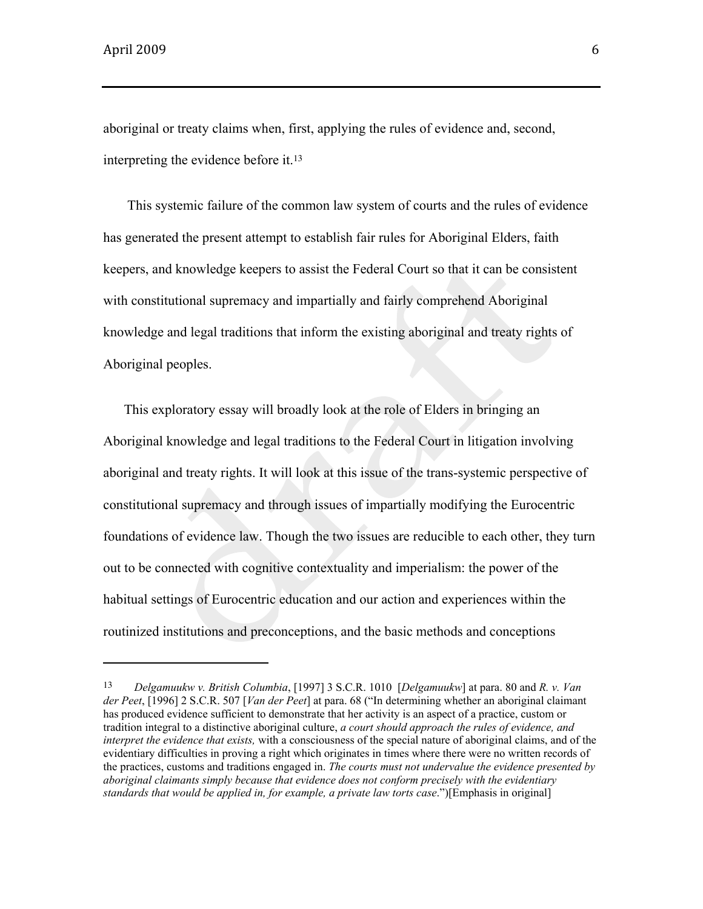aboriginal or treaty claims when, first, applying the rules of evidence and, second, interpreting the evidence before it.[13]

This systemic failure of the common law system of courts and the rules of evidence has generated the present attempt to establish fair rules for Aboriginal Elders, faith keepers, and knowledge keepers to assist the Federal Court so that it can be consistent with constitutional supremacy and impartially and fairly comprehend Aboriginal knowledge and legal traditions that inform the existing aboriginal and treaty rights of Aboriginal peoples.

This exploratory essay will broadly look at the role of Elders in bringing an Aboriginal knowledge and legal traditions to the Federal Court in litigation involving aboriginal and treaty rights. It will look at this issue of the trans-systemic perspective of constitutional supremacy and through issues of impartially modifying the Eurocentric foundations of evidence law. Though the two issues are reducible to each other, they turn out to be connected with cognitive contextuality and imperialism: the power of the habitual settings of Eurocentric education and our action and experiences within the routinized institutions and preconceptions, and the basic methods and conceptions

---

[13] *Delgamuukw v. British Columbia*, [1997] 3 S.C.R. 1010 [*Delgamuukw*] at para. 80 and *R. v. Van der Peet*, [1996] 2 S.C.R. 507 [*Van der Peet*] at para. 68 ("In determining whether an aboriginal claimant has produced evidence sufficient to demonstrate that her activity is an aspect of a practice, custom or tradition integral to a distinctive aboriginal culture, *a court should approach the rules of evidence, and interpret the evidence that exists,* with a consciousness of the special nature of aboriginal claims, and of the evidentiary difficulties in proving a right which originates in times where there were no written records of the practices, customs and traditions engaged in. *The courts must not undervalue the evidence presented by aboriginal claimants simply because that evidence does not conform precisely with the evidentiary standards that would be applied in, for example, a private law torts case*.")[Emphasis in original]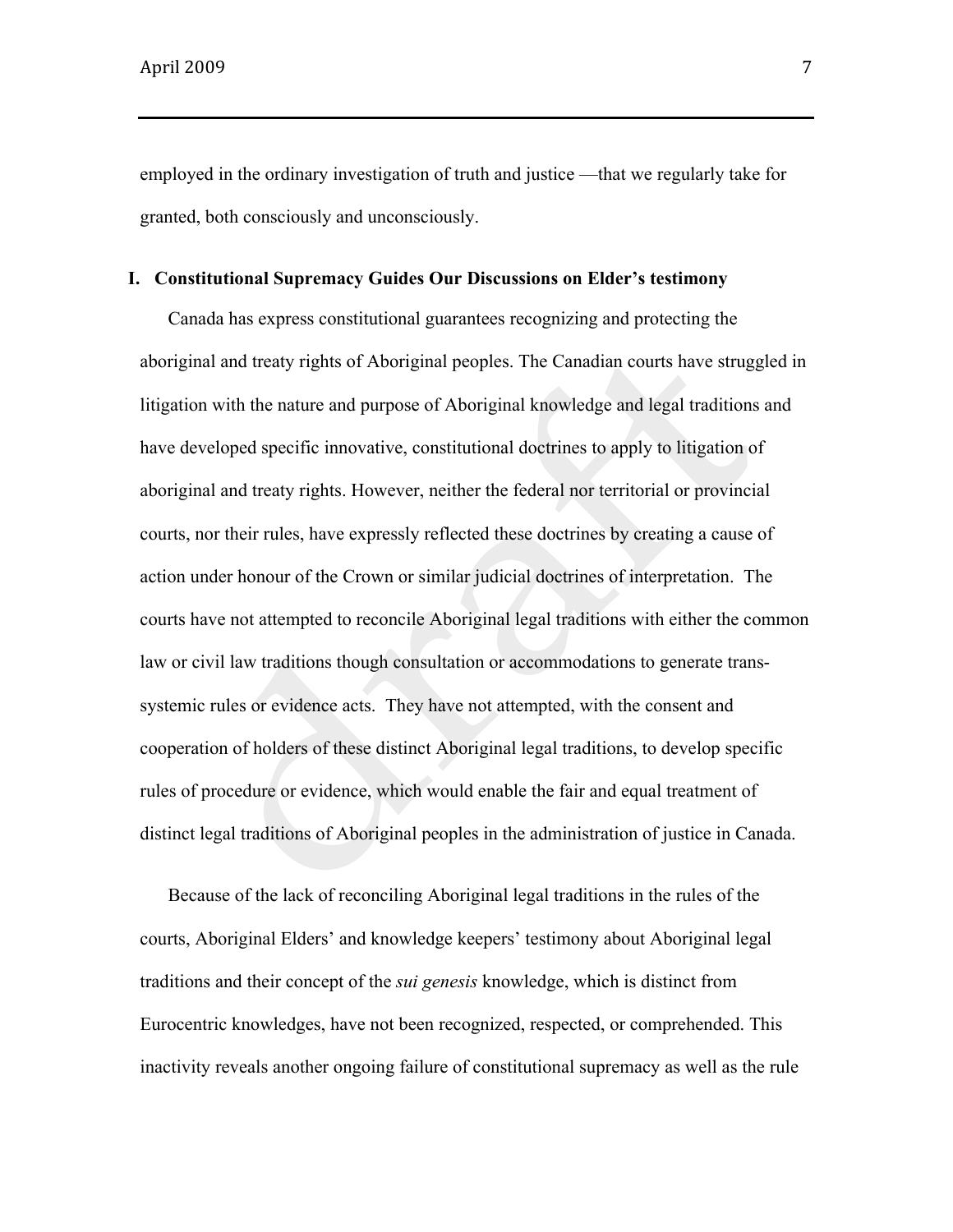employed in the ordinary investigation of truth and justice —that we regularly take for granted, both consciously and unconsciously.

## I. Constitutional Supremacy Guides Our Discussions on Elder's testimony

Canada has express constitutional guarantees recognizing and protecting the aboriginal and treaty rights of Aboriginal peoples. The Canadian courts have struggled in litigation with the nature and purpose of Aboriginal knowledge and legal traditions and have developed specific innovative, constitutional doctrines to apply to litigation of aboriginal and treaty rights. However, neither the federal nor territorial or provincial courts, nor their rules, have expressly reflected these doctrines by creating a cause of action under honour of the Crown or similar judicial doctrines of interpretation. The courts have not attempted to reconcile Aboriginal legal traditions with either the common law or civil law traditions though consultation or accommodations to generate trans-systemic rules or evidence acts. They have not attempted, with the consent and cooperation of holders of these distinct Aboriginal legal traditions, to develop specific rules of procedure or evidence, which would enable the fair and equal treatment of distinct legal traditions of Aboriginal peoples in the administration of justice in Canada.

Because of the lack of reconciling Aboriginal legal traditions in the rules of the courts, Aboriginal Elders' and knowledge keepers' testimony about Aboriginal legal traditions and their concept of the *sui genesis* knowledge, which is distinct from Eurocentric knowledges, have not been recognized, respected, or comprehended. This inactivity reveals another ongoing failure of constitutional supremacy as well as the rule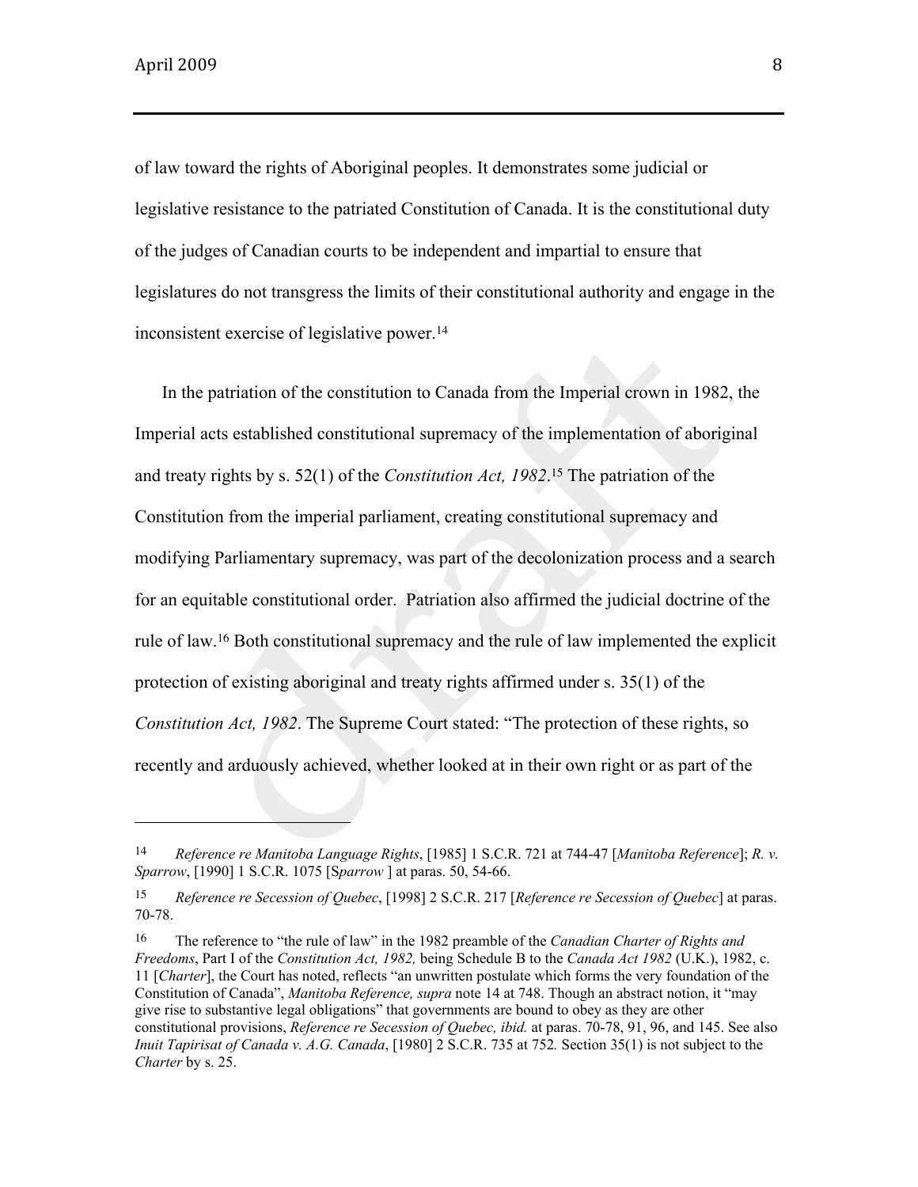of law toward the rights of Aboriginal peoples. It demonstrates some judicial or legislative resistance to the patriated Constitution of Canada. It is the constitutional duty of the judges of Canadian courts to be independent and impartial to ensure that legislatures do not transgress the limits of their constitutional authority and engage in the inconsistent exercise of legislative power.[14]

In the patriation of the constitution to Canada from the Imperial crown in 1982, the Imperial acts established constitutional supremacy of the implementation of aboriginal and treaty rights by s. 52(1) of the *Constitution Act, 1982*.[15] The patriation of the Constitution from the imperial parliament, creating constitutional supremacy and modifying Parliamentary supremacy, was part of the decolonization process and a search for an equitable constitutional order. Patriation also affirmed the judicial doctrine of the rule of law.[16] Both constitutional supremacy and the rule of law implemented the explicit protection of existing aboriginal and treaty rights affirmed under s. 35(1) of the *Constitution Act, 1982*. The Supreme Court stated: "The protection of these rights, so recently and arduously achieved, whether looked at in their own right or as part of the

---

[14] *Reference re Manitoba Language Rights*, [1985] 1 S.C.R. 721 at 744-47 [*Manitoba Reference*]; *R. v. Sparrow*, [1990] 1 S.C.R. 1075 [*Sparrow* ] at paras. 50, 54-66.

[15] *Reference re Secession of Quebec*, [1998] 2 S.C.R. 217 [*Reference re Secession of Quebec*] at paras. 70-78.

[16] The reference to "the rule of law" in the 1982 preamble of the *Canadian Charter of Rights and Freedoms*, Part I of the *Constitution Act, 1982,* being Schedule B to the *Canada Act 1982* (U.K.), 1982, c. 11 [*Charter*], the Court has noted, reflects "an unwritten postulate which forms the very foundation of the Constitution of Canada", *Manitoba Reference, supra* note 14 at 748. Though an abstract notion, it "may give rise to substantive legal obligations" that governments are bound to obey as they are other constitutional provisions, *Reference re Secession of Quebec, ibid.* at paras. 70-78, 91, 96, and 145. See also *Inuit Tapirisat of Canada v. A.G. Canada*, [1980] 2 S.C.R. 735 at 752*.* Section 35(1) is not subject to the *Charter* by s. 25.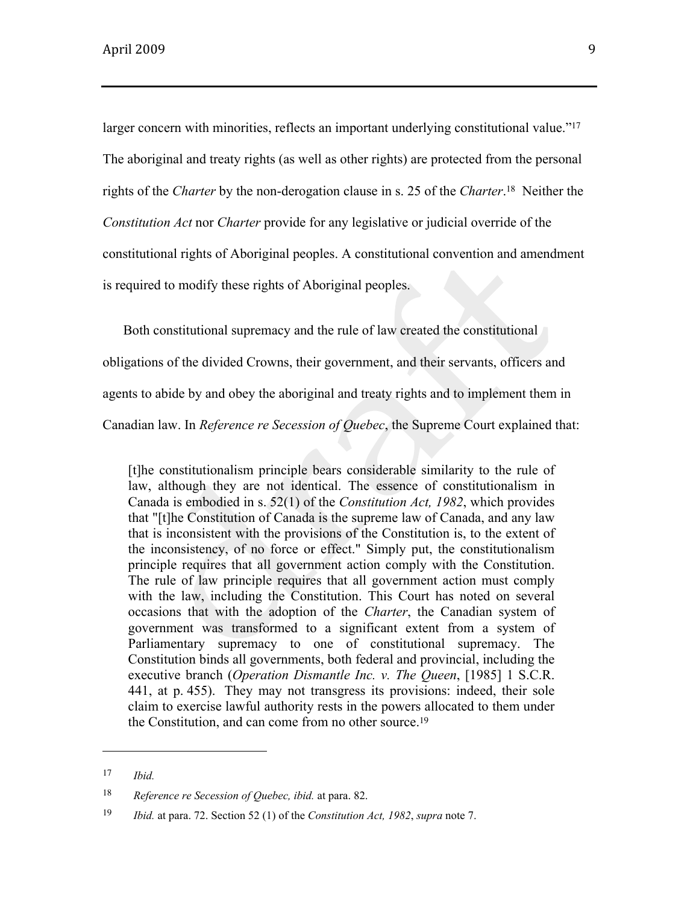larger concern with minorities, reflects an important underlying constitutional value."[17] The aboriginal and treaty rights (as well as other rights) are protected from the personal rights of the *Charter* by the non-derogation clause in s. 25 of the *Charter*.[18] Neither the *Constitution Act* nor *Charter* provide for any legislative or judicial override of the constitutional rights of Aboriginal peoples. A constitutional convention and amendment is required to modify these rights of Aboriginal peoples.

Both constitutional supremacy and the rule of law created the constitutional obligations of the divided Crowns, their government, and their servants, officers and agents to abide by and obey the aboriginal and treaty rights and to implement them in Canadian law. In *Reference re Secession of Quebec*, the Supreme Court explained that:

> [t]he constitutionalism principle bears considerable similarity to the rule of law, although they are not identical. The essence of constitutionalism in Canada is embodied in s. 52(1) of the *Constitution Act, 1982*, which provides that "[t]he Constitution of Canada is the supreme law of Canada, and any law that is inconsistent with the provisions of the Constitution is, to the extent of the inconsistency, of no force or effect." Simply put, the constitutionalism principle requires that all government action comply with the Constitution. The rule of law principle requires that all government action must comply with the law, including the Constitution. This Court has noted on several occasions that with the adoption of the *Charter*, the Canadian system of government was transformed to a significant extent from a system of Parliamentary supremacy to one of constitutional supremacy. The Constitution binds all governments, both federal and provincial, including the executive branch (*Operation Dismantle Inc. v. The Queen*, [1985] 1 S.C.R. 441, at p. 455). They may not transgress its provisions: indeed, their sole claim to exercise lawful authority rests in the powers allocated to them under the Constitution, and can come from no other source.[19]

---

[17] *Ibid.*

[18] *Reference re Secession of Quebec, ibid.* at para. 82.

[19] *Ibid.* at para. 72. Section 52 (1) of the *Constitution Act, 1982*, *supra* note 7.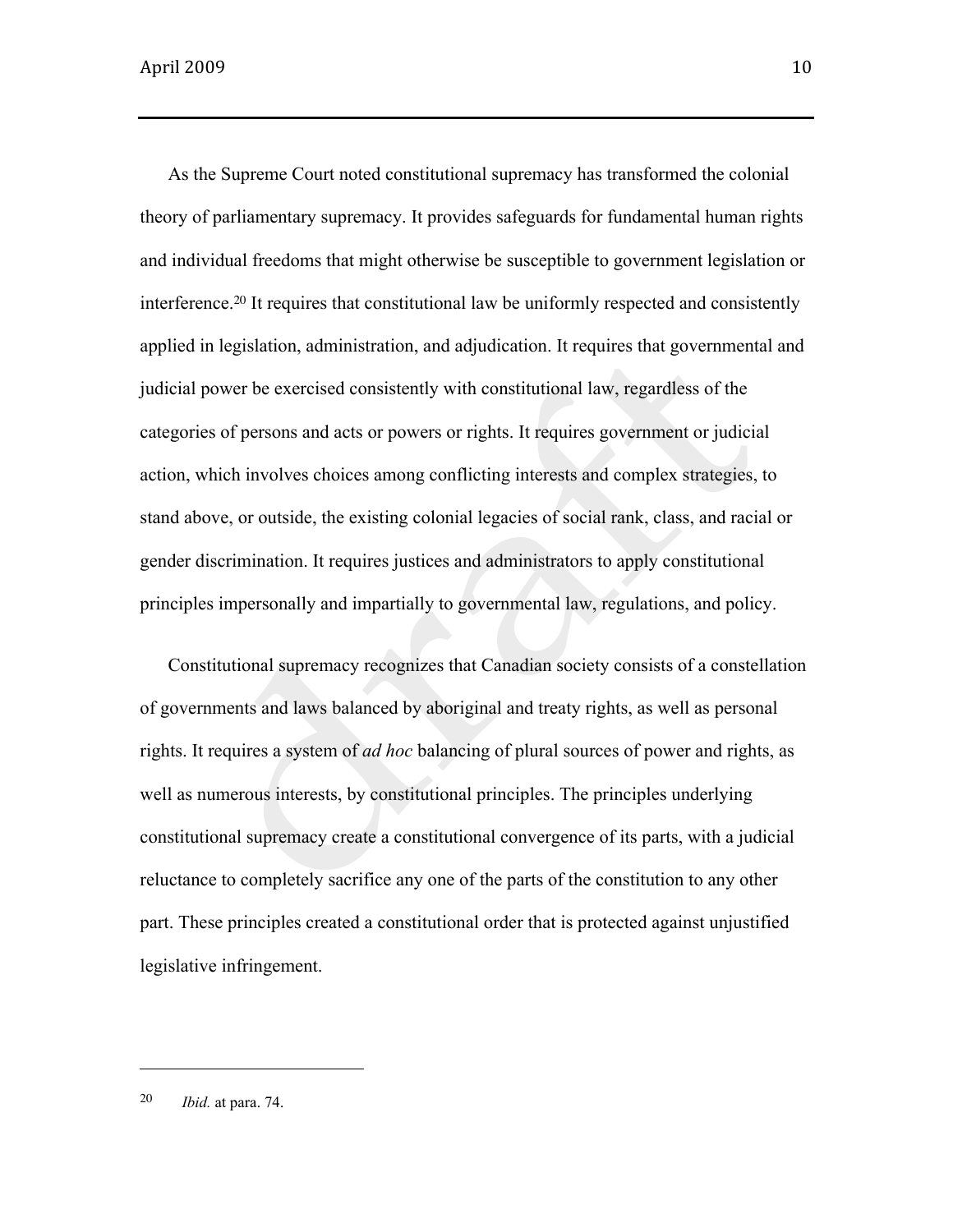As the Supreme Court noted constitutional supremacy has transformed the colonial theory of parliamentary supremacy. It provides safeguards for fundamental human rights and individual freedoms that might otherwise be susceptible to government legislation or interference.[20] It requires that constitutional law be uniformly respected and consistently applied in legislation, administration, and adjudication. It requires that governmental and judicial power be exercised consistently with constitutional law, regardless of the categories of persons and acts or powers or rights. It requires government or judicial action, which involves choices among conflicting interests and complex strategies, to stand above, or outside, the existing colonial legacies of social rank, class, and racial or gender discrimination. It requires justices and administrators to apply constitutional principles impersonally and impartially to governmental law, regulations, and policy.

Constitutional supremacy recognizes that Canadian society consists of a constellation of governments and laws balanced by aboriginal and treaty rights, as well as personal rights. It requires a system of *ad hoc* balancing of plural sources of power and rights, as well as numerous interests, by constitutional principles. The principles underlying constitutional supremacy create a constitutional convergence of its parts, with a judicial reluctance to completely sacrifice any one of the parts of the constitution to any other part. These principles created a constitutional order that is protected against unjustified legislative infringement.

---

[20] *Ibid.* at para. 74.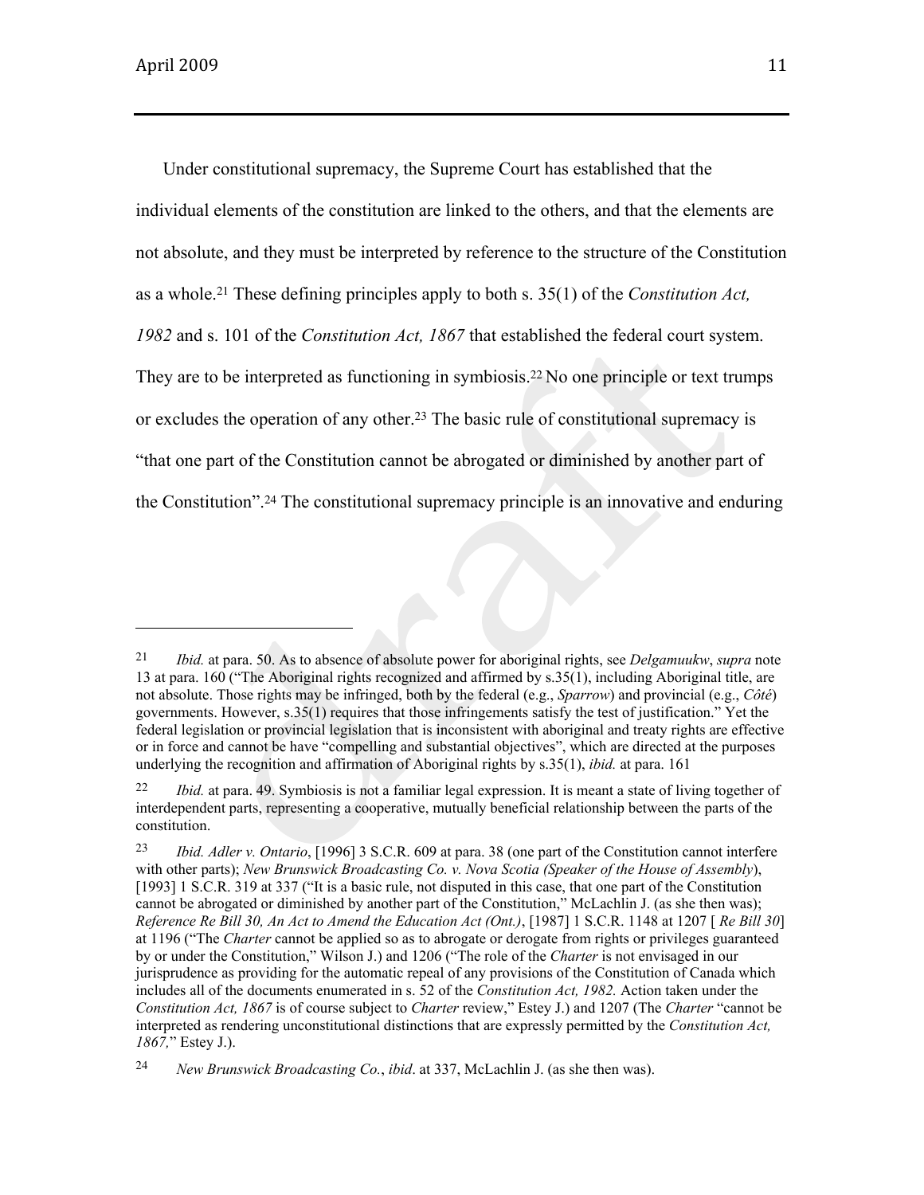Under constitutional supremacy, the Supreme Court has established that the individual elements of the constitution are linked to the others, and that the elements are not absolute, and they must be interpreted by reference to the structure of the Constitution as a whole.[21] These defining principles apply to both s. 35(1) of the *Constitution Act, 1982* and s. 101 of the *Constitution Act, 1867* that established the federal court system. They are to be interpreted as functioning in symbiosis.[22] No one principle or text trumps or excludes the operation of any other.[23] The basic rule of constitutional supremacy is "that one part of the Constitution cannot be abrogated or diminished by another part of the Constitution".[24] The constitutional supremacy principle is an innovative and enduring

---

[21] *Ibid.* at para. 50. As to absence of absolute power for aboriginal rights, see *Delgamuukw*, *supra* note 13 at para. 160 ("The Aboriginal rights recognized and affirmed by s.35(1), including Aboriginal title, are not absolute. Those rights may be infringed, both by the federal (e.g., *Sparrow*) and provincial (e.g., *Côté*) governments. However, s.35(1) requires that those infringements satisfy the test of justification." Yet the federal legislation or provincial legislation that is inconsistent with aboriginal and treaty rights are effective or in force and cannot be have "compelling and substantial objectives", which are directed at the purposes underlying the recognition and affirmation of Aboriginal rights by s.35(1), *ibid.* at para. 161

[22] *Ibid.* at para. 49. Symbiosis is not a familiar legal expression. It is meant a state of living together of interdependent parts, representing a cooperative, mutually beneficial relationship between the parts of the constitution.

[23] *Ibid. Adler v. Ontario*, [1996] 3 S.C.R. 609 at para. 38 (one part of the Constitution cannot interfere with other parts); *New Brunswick Broadcasting Co. v. Nova Scotia (Speaker of the House of Assembly)*, [1993] 1 S.C.R. 319 at 337 ("It is a basic rule, not disputed in this case, that one part of the Constitution cannot be abrogated or diminished by another part of the Constitution," McLachlin J. (as she then was); *Reference Re Bill 30, An Act to Amend the Education Act (Ont.)*, [1987] 1 S.C.R. 1148 at 1207 [ *Re Bill 30*] at 1196 ("The *Charter* cannot be applied so as to abrogate or derogate from rights or privileges guaranteed by or under the Constitution," Wilson J.) and 1206 ("The role of the *Charter* is not envisaged in our jurisprudence as providing for the automatic repeal of any provisions of the Constitution of Canada which includes all of the documents enumerated in s. 52 of the *Constitution Act, 1982.* Action taken under the *Constitution Act, 1867* is of course subject to *Charter* review," Estey J.) and 1207 (The *Charter* "cannot be interpreted as rendering unconstitutional distinctions that are expressly permitted by the *Constitution Act, 1867,*" Estey J.).

[24] *New Brunswick Broadcasting Co.*, *ibid*. at 337, McLachlin J. (as she then was).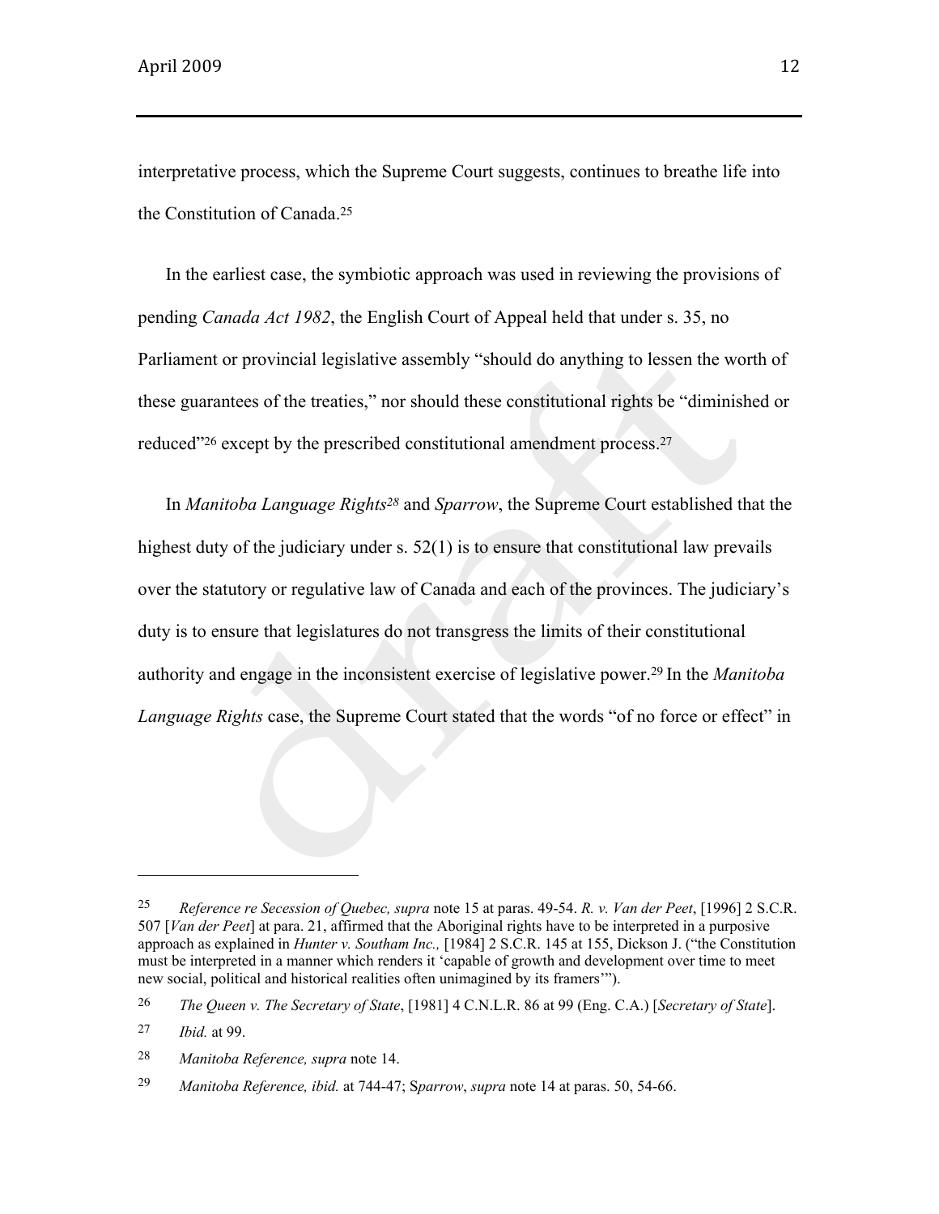interpretative process, which the Supreme Court suggests, continues to breathe life into the Constitution of Canada.[25]

In the earliest case, the symbiotic approach was used in reviewing the provisions of pending *Canada Act 1982*, the English Court of Appeal held that under s. 35, no Parliament or provincial legislative assembly "should do anything to lessen the worth of these guarantees of the treaties," nor should these constitutional rights be "diminished or reduced"[26] except by the prescribed constitutional amendment process.[27]

In *Manitoba Language Rights*[28] and *Sparrow*, the Supreme Court established that the highest duty of the judiciary under s. 52(1) is to ensure that constitutional law prevails over the statutory or regulative law of Canada and each of the provinces. The judiciary's duty is to ensure that legislatures do not transgress the limits of their constitutional authority and engage in the inconsistent exercise of legislative power.[29] In the *Manitoba Language Rights* case, the Supreme Court stated that the words "of no force or effect" in

---

[25] *Reference re Secession of Quebec, supra* note 15 at paras. 49-54. *R. v. Van der Peet*, [1996] 2 S.C.R. 507 [*Van der Peet*] at para. 21, affirmed that the Aboriginal rights have to be interpreted in a purposive approach as explained in *Hunter v. Southam Inc.,* [1984] 2 S.C.R. 145 at 155, Dickson J. ("the Constitution must be interpreted in a manner which renders it 'capable of growth and development over time to meet new social, political and historical realities often unimagined by its framers'").

[26] *The Queen v. The Secretary of State*, [1981] 4 C.N.L.R. 86 at 99 (Eng. C.A.) [*Secretary of State*].

[27] *Ibid.* at 99.

[28] *Manitoba Reference, supra* note 14.

[29] *Manitoba Reference, ibid.* at 744-47; S*parrow*, *supra* note 14 at paras. 50, 54-66.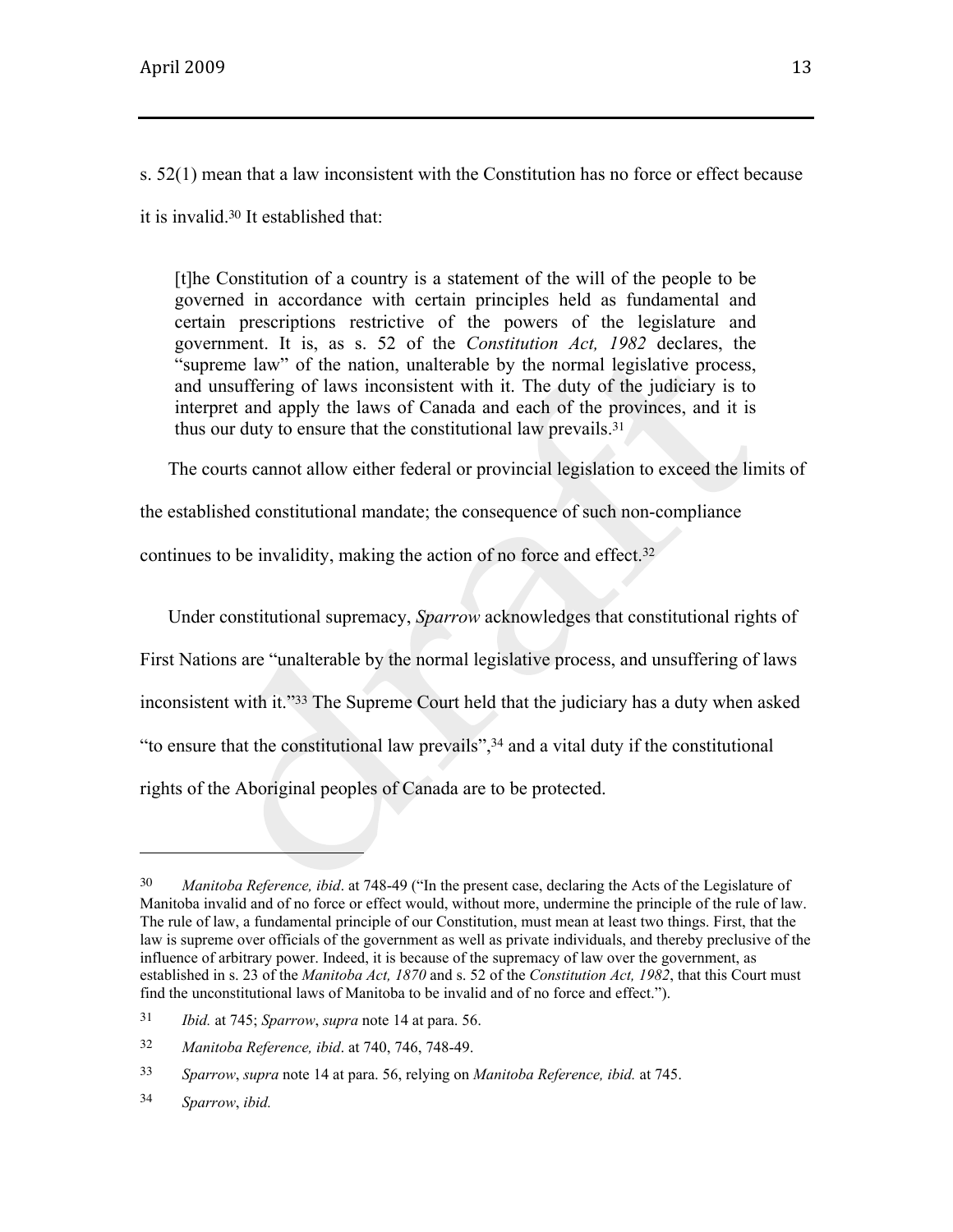s. 52(1) mean that a law inconsistent with the Constitution has no force or effect because it is invalid.[30] It established that:

> [t]he Constitution of a country is a statement of the will of the people to be governed in accordance with certain principles held as fundamental and certain prescriptions restrictive of the powers of the legislature and government. It is, as s. 52 of the *Constitution Act, 1982* declares, the "supreme law" of the nation, unalterable by the normal legislative process, and unsuffering of laws inconsistent with it. The duty of the judiciary is to interpret and apply the laws of Canada and each of the provinces, and it is thus our duty to ensure that the constitutional law prevails.[31]

The courts cannot allow either federal or provincial legislation to exceed the limits of the established constitutional mandate; the consequence of such non-compliance continues to be invalidity, making the action of no force and effect.[32]

Under constitutional supremacy, *Sparrow* acknowledges that constitutional rights of First Nations are "unalterable by the normal legislative process, and unsuffering of laws inconsistent with it."[33] The Supreme Court held that the judiciary has a duty when asked "to ensure that the constitutional law prevails",[34] and a vital duty if the constitutional rights of the Aboriginal peoples of Canada are to be protected.

---

[30] *Manitoba Reference, ibid*. at 748-49 ("In the present case, declaring the Acts of the Legislature of Manitoba invalid and of no force or effect would, without more, undermine the principle of the rule of law. The rule of law, a fundamental principle of our Constitution, must mean at least two things. First, that the law is supreme over officials of the government as well as private individuals, and thereby preclusive of the influence of arbitrary power. Indeed, it is because of the supremacy of law over the government, as established in s. 23 of the *Manitoba Act, 1870* and s. 52 of the *Constitution Act, 1982*, that this Court must find the unconstitutional laws of Manitoba to be invalid and of no force and effect.").

[31] *Ibid.* at 745; *Sparrow*, *supra* note 14 at para. 56.

[32] *Manitoba Reference, ibid*. at 740, 746, 748-49.

[33] *Sparrow*, *supra* note 14 at para. 56, relying on *Manitoba Reference, ibid.* at 745.

[34] *Sparrow*, *ibid.*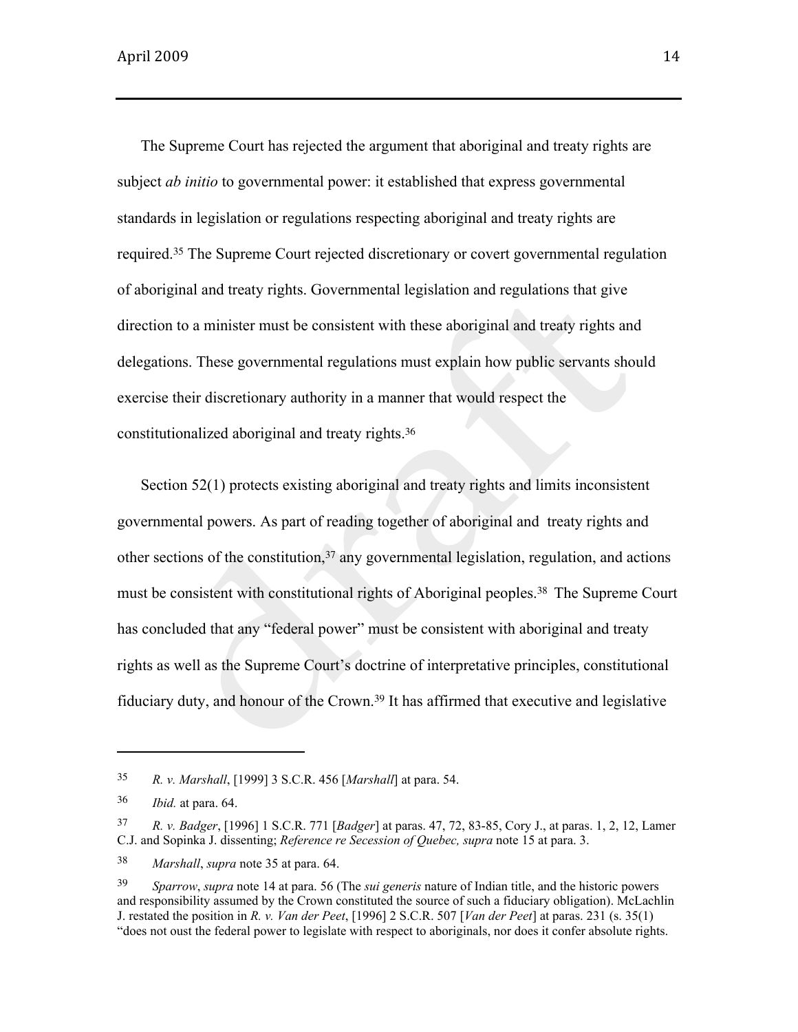The Supreme Court has rejected the argument that aboriginal and treaty rights are subject *ab initio* to governmental power: it established that express governmental standards in legislation or regulations respecting aboriginal and treaty rights are required.[35] The Supreme Court rejected discretionary or covert governmental regulation of aboriginal and treaty rights. Governmental legislation and regulations that give direction to a minister must be consistent with these aboriginal and treaty rights and delegations. These governmental regulations must explain how public servants should exercise their discretionary authority in a manner that would respect the constitutionalized aboriginal and treaty rights.[36]

Section 52(1) protects existing aboriginal and treaty rights and limits inconsistent governmental powers. As part of reading together of aboriginal and treaty rights and other sections of the constitution,[37] any governmental legislation, regulation, and actions must be consistent with constitutional rights of Aboriginal peoples.[38] The Supreme Court has concluded that any "federal power" must be consistent with aboriginal and treaty rights as well as the Supreme Court's doctrine of interpretative principles, constitutional fiduciary duty, and honour of the Crown.[39] It has affirmed that executive and legislative

---

35 *R. v. Marshall*, [1999] 3 S.C.R. 456 [*Marshall*] at para. 54.

36 *Ibid.* at para. 64.

37 *R. v. Badger*, [1996] 1 S.C.R. 771 [*Badger*] at paras. 47, 72, 83-85, Cory J., at paras. 1, 2, 12, Lamer C.J. and Sopinka J. dissenting; *Reference re Secession of Quebec, supra* note 15 at para. 3.

38 *Marshall*, *supra* note 35 at para. 64.

39 *Sparrow*, *supra* note 14 at para. 56 (The *sui generis* nature of Indian title, and the historic powers and responsibility assumed by the Crown constituted the source of such a fiduciary obligation). McLachlin J. restated the position in *R. v. Van der Peet*, [1996] 2 S.C.R. 507 [*Van der Peet*] at paras. 231 (s. 35(1) "does not oust the federal power to legislate with respect to aboriginals, nor does it confer absolute rights.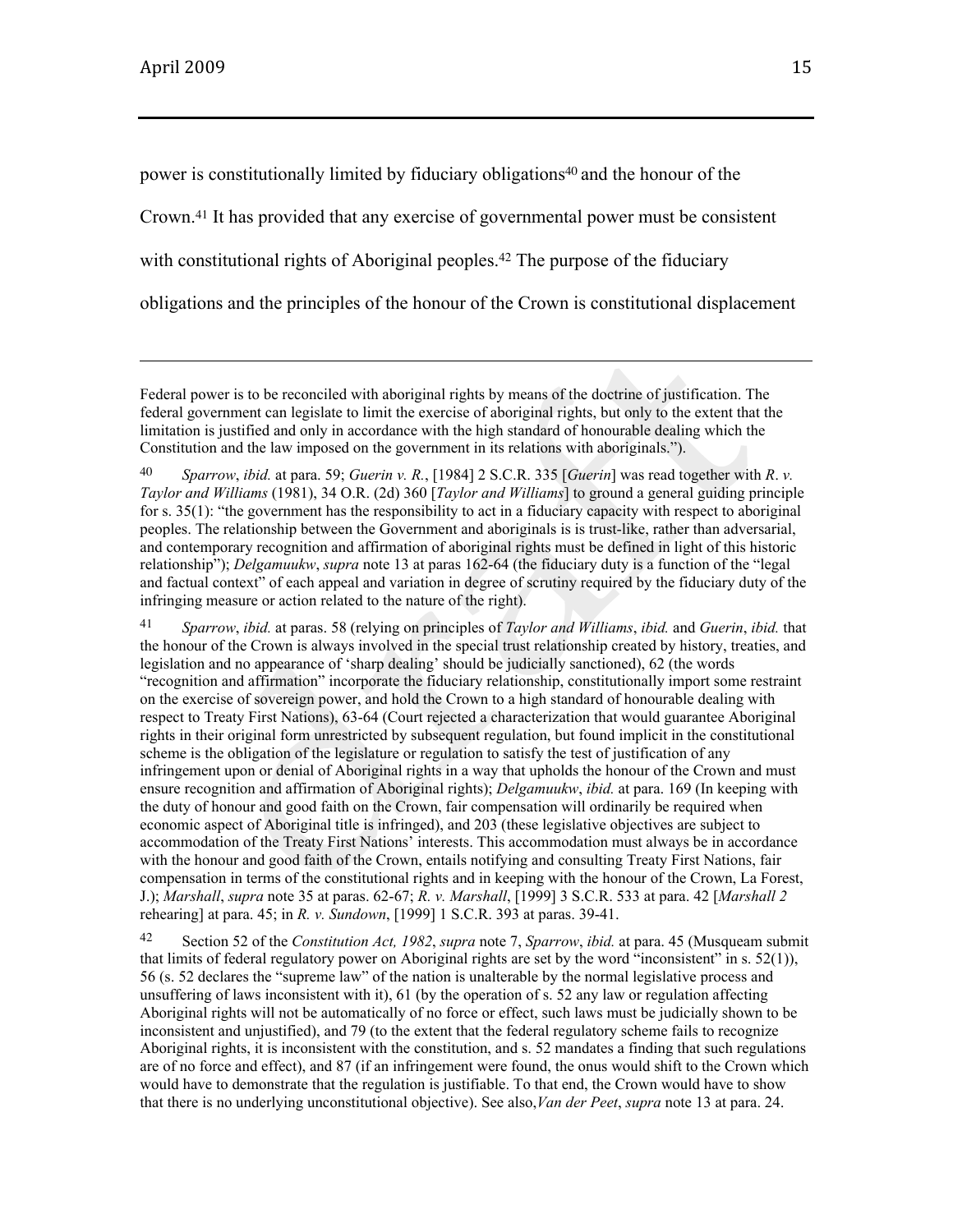power is constitutionally limited by fiduciary obligations[40] and the honour of the Crown.[41] It has provided that any exercise of governmental power must be consistent with constitutional rights of Aboriginal peoples.[42] The purpose of the fiduciary obligations and the principles of the honour of the Crown is constitutional displacement

---

Federal power is to be reconciled with aboriginal rights by means of the doctrine of justification. The federal government can legislate to limit the exercise of aboriginal rights, but only to the extent that the limitation is justified and only in accordance with the high standard of honourable dealing which the Constitution and the law imposed on the government in its relations with aboriginals.").

40 *Sparrow*, *ibid.* at para. 59; *Guerin v. R.*, [1984] 2 S.C.R. 335 [*Guerin*] was read together with *R. v. Taylor and Williams* (1981), 34 O.R. (2d) 360 [*Taylor and Williams*] to ground a general guiding principle for s. 35(1): "the government has the responsibility to act in a fiduciary capacity with respect to aboriginal peoples. The relationship between the Government and aboriginals is is trust-like, rather than adversarial, and contemporary recognition and affirmation of aboriginal rights must be defined in light of this historic relationship"); *Delgamuukw*, *supra* note 13 at paras 162-64 (the fiduciary duty is a function of the "legal and factual context" of each appeal and variation in degree of scrutiny required by the fiduciary duty of the infringing measure or action related to the nature of the right).

41 *Sparrow*, *ibid.* at paras. 58 (relying on principles of *Taylor and Williams*, *ibid.* and *Guerin*, *ibid.* that the honour of the Crown is always involved in the special trust relationship created by history, treaties, and legislation and no appearance of 'sharp dealing' should be judicially sanctioned), 62 (the words "recognition and affirmation" incorporate the fiduciary relationship, constitutionally import some restraint on the exercise of sovereign power, and hold the Crown to a high standard of honourable dealing with respect to Treaty First Nations), 63-64 (Court rejected a characterization that would guarantee Aboriginal rights in their original form unrestricted by subsequent regulation, but found implicit in the constitutional scheme is the obligation of the legislature or regulation to satisfy the test of justification of any infringement upon or denial of Aboriginal rights in a way that upholds the honour of the Crown and must ensure recognition and affirmation of Aboriginal rights); *Delgamuukw*, *ibid.* at para. 169 (In keeping with the duty of honour and good faith on the Crown, fair compensation will ordinarily be required when economic aspect of Aboriginal title is infringed), and 203 (these legislative objectives are subject to accommodation of the Treaty First Nations' interests. This accommodation must always be in accordance with the honour and good faith of the Crown, entails notifying and consulting Treaty First Nations, fair compensation in terms of the constitutional rights and in keeping with the honour of the Crown, La Forest, J.); *Marshall*, *supra* note 35 at paras. 62-67; *R. v. Marshall*, [1999] 3 S.C.R. 533 at para. 42 [*Marshall 2* rehearing] at para. 45; in *R. v. Sundown*, [1999] 1 S.C.R. 393 at paras. 39-41.

42 Section 52 of the *Constitution Act, 1982*, *supra* note 7, *Sparrow*, *ibid.* at para. 45 (Musqueam submit that limits of federal regulatory power on Aboriginal rights are set by the word "inconsistent" in s. 52(1)), 56 (s. 52 declares the "supreme law" of the nation is unalterable by the normal legislative process and unsuffering of laws inconsistent with it), 61 (by the operation of s. 52 any law or regulation affecting Aboriginal rights will not be automatically of no force or effect, such laws must be judicially shown to be inconsistent and unjustified), and 79 (to the extent that the federal regulatory scheme fails to recognize Aboriginal rights, it is inconsistent with the constitution, and s. 52 mandates a finding that such regulations are of no force and effect), and 87 (if an infringement were found, the onus would shift to the Crown which would have to demonstrate that the regulation is justifiable. To that end, the Crown would have to show that there is no underlying unconstitutional objective). See also,*Van der Peet*, *supra* note 13 at para. 24.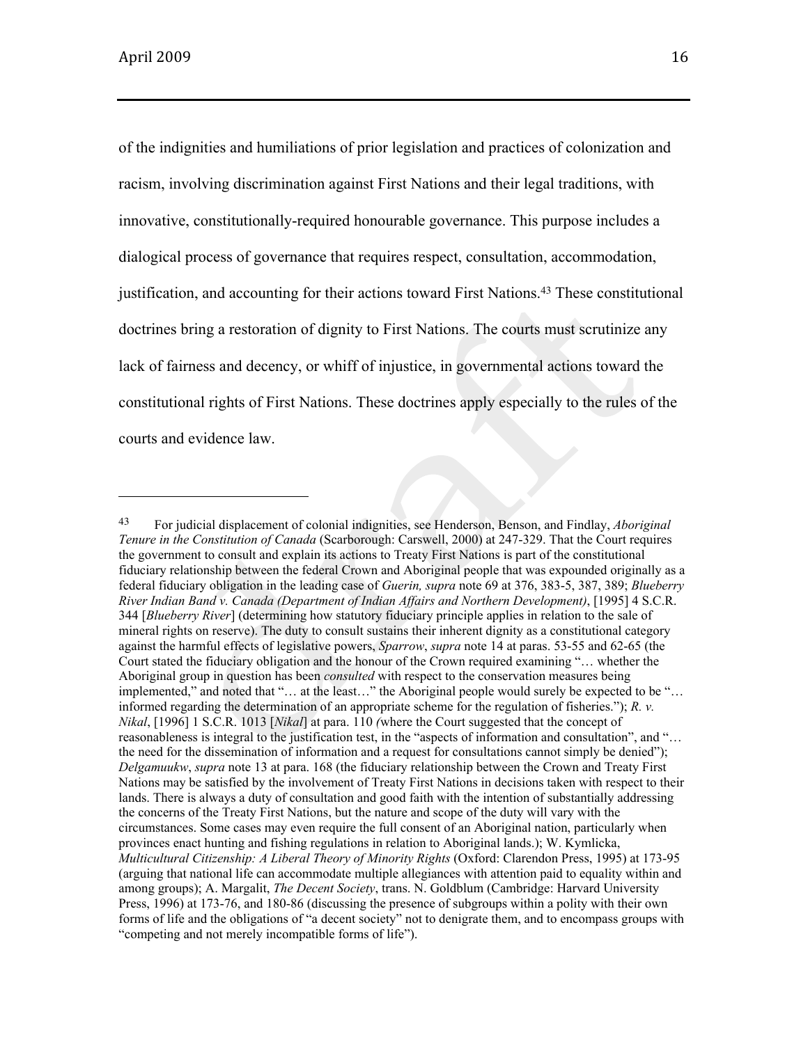of the indignities and humiliations of prior legislation and practices of colonization and racism, involving discrimination against First Nations and their legal traditions, with innovative, constitutionally-required honourable governance. This purpose includes a dialogical process of governance that requires respect, consultation, accommodation, justification, and accounting for their actions toward First Nations.[43] These constitutional doctrines bring a restoration of dignity to First Nations. The courts must scrutinize any lack of fairness and decency, or whiff of injustice, in governmental actions toward the constitutional rights of First Nations. These doctrines apply especially to the rules of the courts and evidence law.

---

[43] For judicial displacement of colonial indignities, see Henderson, Benson, and Findlay, *Aboriginal Tenure in the Constitution of Canada* (Scarborough: Carswell, 2000) at 247-329. That the Court requires the government to consult and explain its actions to Treaty First Nations is part of the constitutional fiduciary relationship between the federal Crown and Aboriginal people that was expounded originally as a federal fiduciary obligation in the leading case of *Guerin, supra* note 69 at 376, 383-5, 387, 389; *Blueberry River Indian Band v. Canada (Department of Indian Affairs and Northern Development)*, [1995] 4 S.C.R. 344 [*Blueberry River*] (determining how statutory fiduciary principle applies in relation to the sale of mineral rights on reserve). The duty to consult sustains their inherent dignity as a constitutional category against the harmful effects of legislative powers, *Sparrow*, *supra* note 14 at paras. 53-55 and 62-65 (the Court stated the fiduciary obligation and the honour of the Crown required examining "… whether the Aboriginal group in question has been *consulted* with respect to the conservation measures being implemented," and noted that "… at the least…" the Aboriginal people would surely be expected to be "… informed regarding the determination of an appropriate scheme for the regulation of fisheries."); *R. v. Nikal*, [1996] 1 S.C.R. 1013 [*Nikal*] at para. 110 *(*where the Court suggested that the concept of reasonableness is integral to the justification test, in the "aspects of information and consultation", and "… the need for the dissemination of information and a request for consultations cannot simply be denied"); *Delgamuukw*, *supra* note 13 at para. 168 (the fiduciary relationship between the Crown and Treaty First Nations may be satisfied by the involvement of Treaty First Nations in decisions taken with respect to their lands. There is always a duty of consultation and good faith with the intention of substantially addressing the concerns of the Treaty First Nations, but the nature and scope of the duty will vary with the circumstances. Some cases may even require the full consent of an Aboriginal nation, particularly when provinces enact hunting and fishing regulations in relation to Aboriginal lands.); W. Kymlicka, *Multicultural Citizenship: A Liberal Theory of Minority Rights* (Oxford: Clarendon Press, 1995) at 173-95 (arguing that national life can accommodate multiple allegiances with attention paid to equality within and among groups); A. Margalit, *The Decent Society*, trans. N. Goldblum (Cambridge: Harvard University Press, 1996) at 173-76, and 180-86 (discussing the presence of subgroups within a polity with their own forms of life and the obligations of "a decent society" not to denigrate them, and to encompass groups with "competing and not merely incompatible forms of life").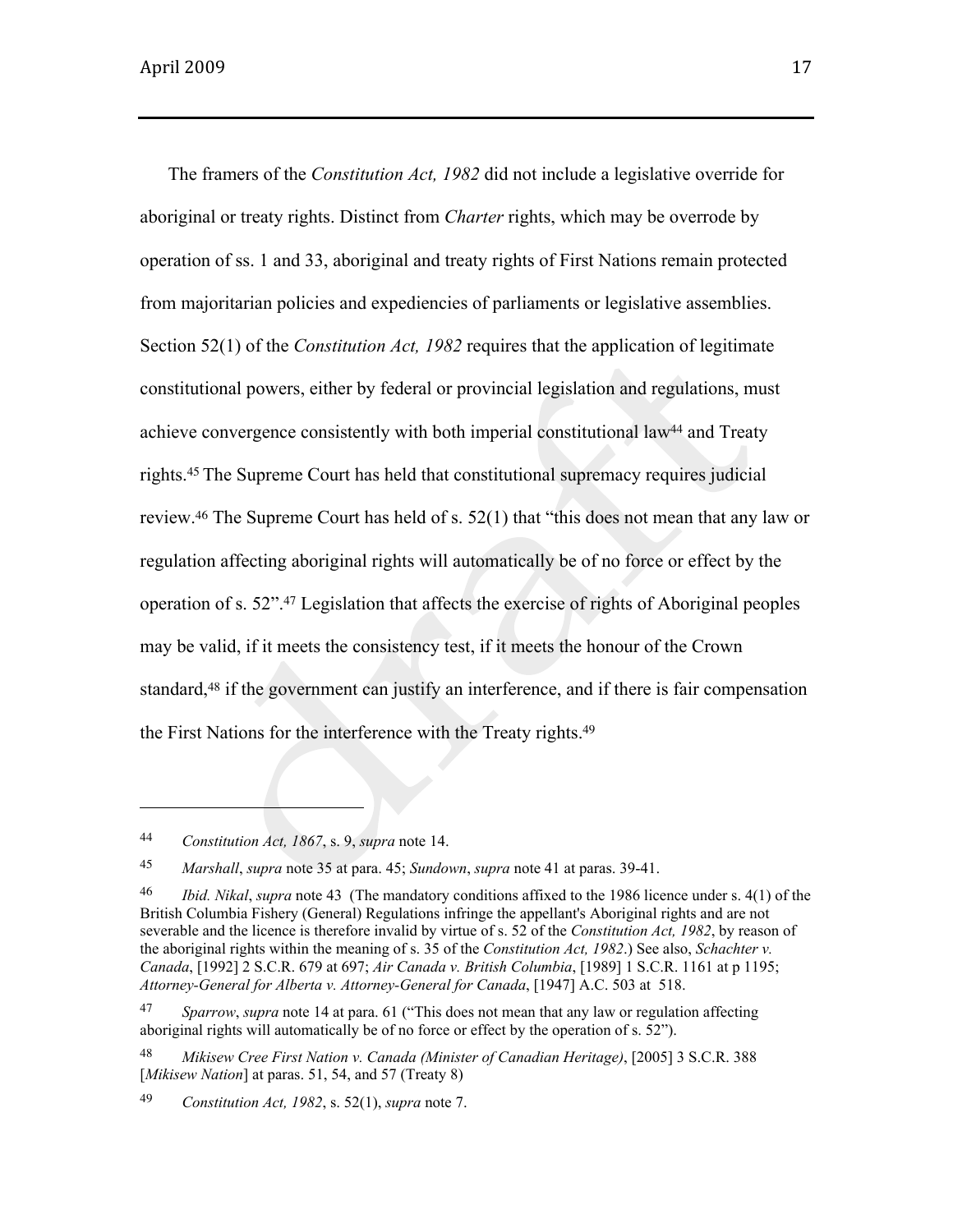The framers of the *Constitution Act, 1982* did not include a legislative override for aboriginal or treaty rights. Distinct from *Charter* rights, which may be overrode by operation of ss. 1 and 33, aboriginal and treaty rights of First Nations remain protected from majoritarian policies and expediencies of parliaments or legislative assemblies. Section 52(1) of the *Constitution Act, 1982* requires that the application of legitimate constitutional powers, either by federal or provincial legislation and regulations, must achieve convergence consistently with both imperial constitutional law[44] and Treaty rights.[45] The Supreme Court has held that constitutional supremacy requires judicial review.[46] The Supreme Court has held of s. 52(1) that "this does not mean that any law or regulation affecting aboriginal rights will automatically be of no force or effect by the operation of s. 52".[47] Legislation that affects the exercise of rights of Aboriginal peoples may be valid, if it meets the consistency test, if it meets the honour of the Crown standard,[48] if the government can justify an interference, and if there is fair compensation the First Nations for the interference with the Treaty rights.[49]

---

[44] *Constitution Act, 1867*, s. 9, *supra* note 14.

[45] *Marshall*, *supra* note 35 at para. 45; *Sundown*, *supra* note 41 at paras. 39-41.

[46] *Ibid. Nikal*, *supra* note 43 (The mandatory conditions affixed to the 1986 licence under s. 4(1) of the British Columbia Fishery (General) Regulations infringe the appellant's Aboriginal rights and are not severable and the licence is therefore invalid by virtue of s. 52 of the *Constitution Act, 1982*, by reason of the aboriginal rights within the meaning of s. 35 of the *Constitution Act, 1982*.) See also, *Schachter v. Canada*, [1992] 2 S.C.R. 679 at 697; *Air Canada v. British Columbia*, [1989] 1 S.C.R. 1161 at p 1195; *Attorney-General for Alberta v. Attorney-General for Canada*, [1947] A.C. 503 at 518.

[47] *Sparrow*, *supra* note 14 at para. 61 ("This does not mean that any law or regulation affecting aboriginal rights will automatically be of no force or effect by the operation of s. 52").

[48] *Mikisew Cree First Nation v. Canada (Minister of Canadian Heritage)*, [2005] 3 S.C.R. 388 [*Mikisew Nation*] at paras. 51, 54, and 57 (Treaty 8)

[49] *Constitution Act, 1982*, s. 52(1), *supra* note 7.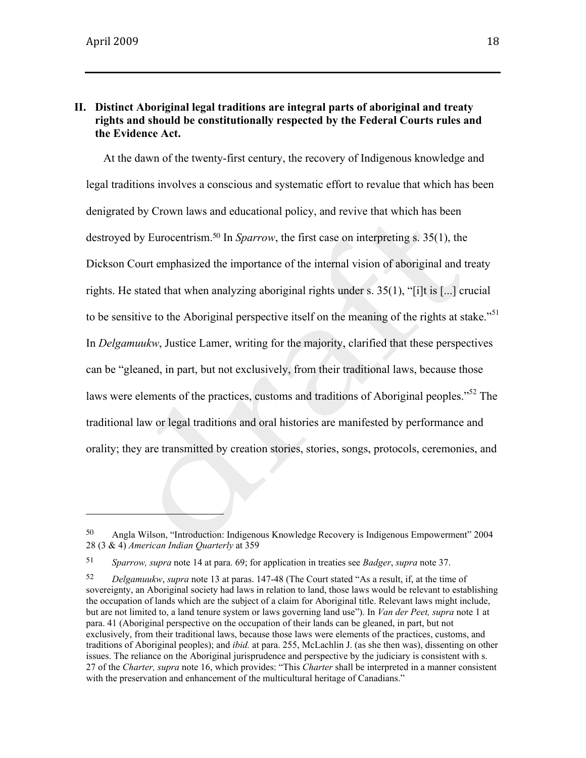## II. Distinct Aboriginal legal traditions are integral parts of aboriginal and treaty rights and should be constitutionally respected by the Federal Courts rules and the Evidence Act.

At the dawn of the twenty-first century, the recovery of Indigenous knowledge and legal traditions involves a conscious and systematic effort to revalue that which has been denigrated by Crown laws and educational policy, and revive that which has been destroyed by Eurocentrism.[50] In *Sparrow*, the first case on interpreting s. 35(1), the Dickson Court emphasized the importance of the internal vision of aboriginal and treaty rights. He stated that when analyzing aboriginal rights under s. 35(1), "[i]t is [...] crucial to be sensitive to the Aboriginal perspective itself on the meaning of the rights at stake."[51] In *Delgamuukw*, Justice Lamer, writing for the majority, clarified that these perspectives can be "gleaned, in part, but not exclusively, from their traditional laws, because those laws were elements of the practices, customs and traditions of Aboriginal peoples."[52] The traditional law or legal traditions and oral histories are manifested by performance and orality; they are transmitted by creation stories, stories, songs, protocols, ceremonies, and

---

50 Angla Wilson, "Introduction: Indigenous Knowledge Recovery is Indigenous Empowerment" 2004 28 (3 & 4) *American Indian Quarterly* at 359

51 *Sparrow, supra* note 14 at para. 69; for application in treaties see *Badger*, *supra* note 37.

52 *Delgamuukw*, *supra* note 13 at paras. 147-48 (The Court stated "As a result, if, at the time of sovereignty, an Aboriginal society had laws in relation to land, those laws would be relevant to establishing the occupation of lands which are the subject of a claim for Aboriginal title. Relevant laws might include, but are not limited to, a land tenure system or laws governing land use"). In *Van der Peet, supra* note 1 at para. 41 (Aboriginal perspective on the occupation of their lands can be gleaned, in part, but not exclusively, from their traditional laws, because those laws were elements of the practices, customs, and traditions of Aboriginal peoples); and *ibid.* at para. 255, McLachlin J. (as she then was), dissenting on other issues. The reliance on the Aboriginal jurisprudence and perspective by the judiciary is consistent with s. 27 of the *Charter, supra* note 16, which provides: "This *Charter* shall be interpreted in a manner consistent with the preservation and enhancement of the multicultural heritage of Canadians."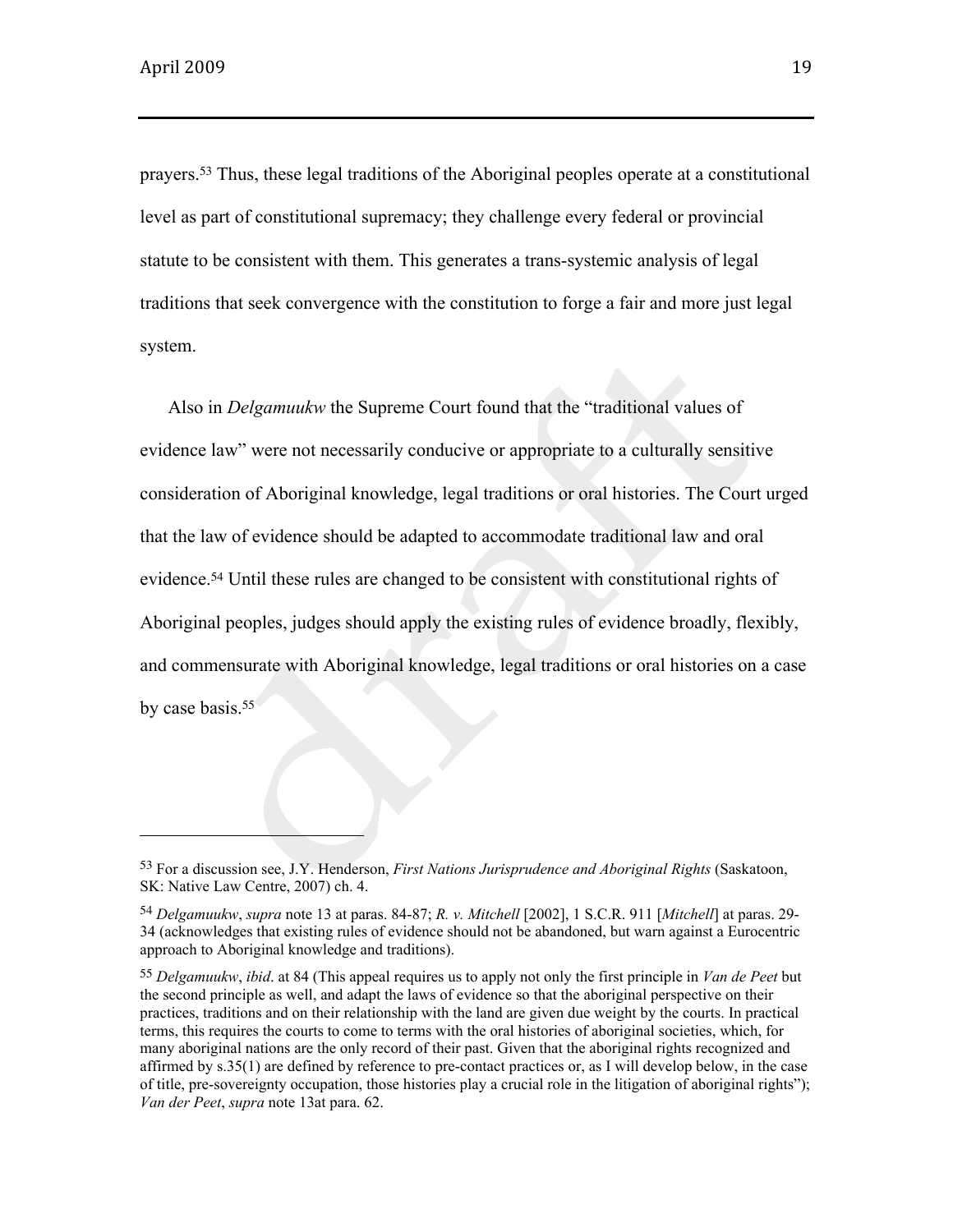prayers.[53] Thus, these legal traditions of the Aboriginal peoples operate at a constitutional level as part of constitutional supremacy; they challenge every federal or provincial statute to be consistent with them. This generates a trans-systemic analysis of legal traditions that seek convergence with the constitution to forge a fair and more just legal system.

Also in *Delgamuukw* the Supreme Court found that the "traditional values of evidence law" were not necessarily conducive or appropriate to a culturally sensitive consideration of Aboriginal knowledge, legal traditions or oral histories. The Court urged that the law of evidence should be adapted to accommodate traditional law and oral evidence.[54] Until these rules are changed to be consistent with constitutional rights of Aboriginal peoples, judges should apply the existing rules of evidence broadly, flexibly, and commensurate with Aboriginal knowledge, legal traditions or oral histories on a case by case basis.[55]

---

[53] For a discussion see, J.Y. Henderson, *First Nations Jurisprudence and Aboriginal Rights* (Saskatoon, SK: Native Law Centre, 2007) ch. 4.

[54] *Delgamuukw*, *supra* note 13 at paras. 84-87; *R. v. Mitchell* [2002], 1 S.C.R. 911 [*Mitchell*] at paras. 29-34 (acknowledges that existing rules of evidence should not be abandoned, but warn against a Eurocentric approach to Aboriginal knowledge and traditions).

[55] *Delgamuukw*, *ibid*. at 84 (This appeal requires us to apply not only the first principle in *Van de Peet* but the second principle as well, and adapt the laws of evidence so that the aboriginal perspective on their practices, traditions and on their relationship with the land are given due weight by the courts. In practical terms, this requires the courts to come to terms with the oral histories of aboriginal societies, which, for many aboriginal nations are the only record of their past. Given that the aboriginal rights recognized and affirmed by s.35(1) are defined by reference to pre-contact practices or, as I will develop below, in the case of title, pre-sovereignty occupation, those histories play a crucial role in the litigation of aboriginal rights"); *Van der Peet*, *supra* note 13at para. 62.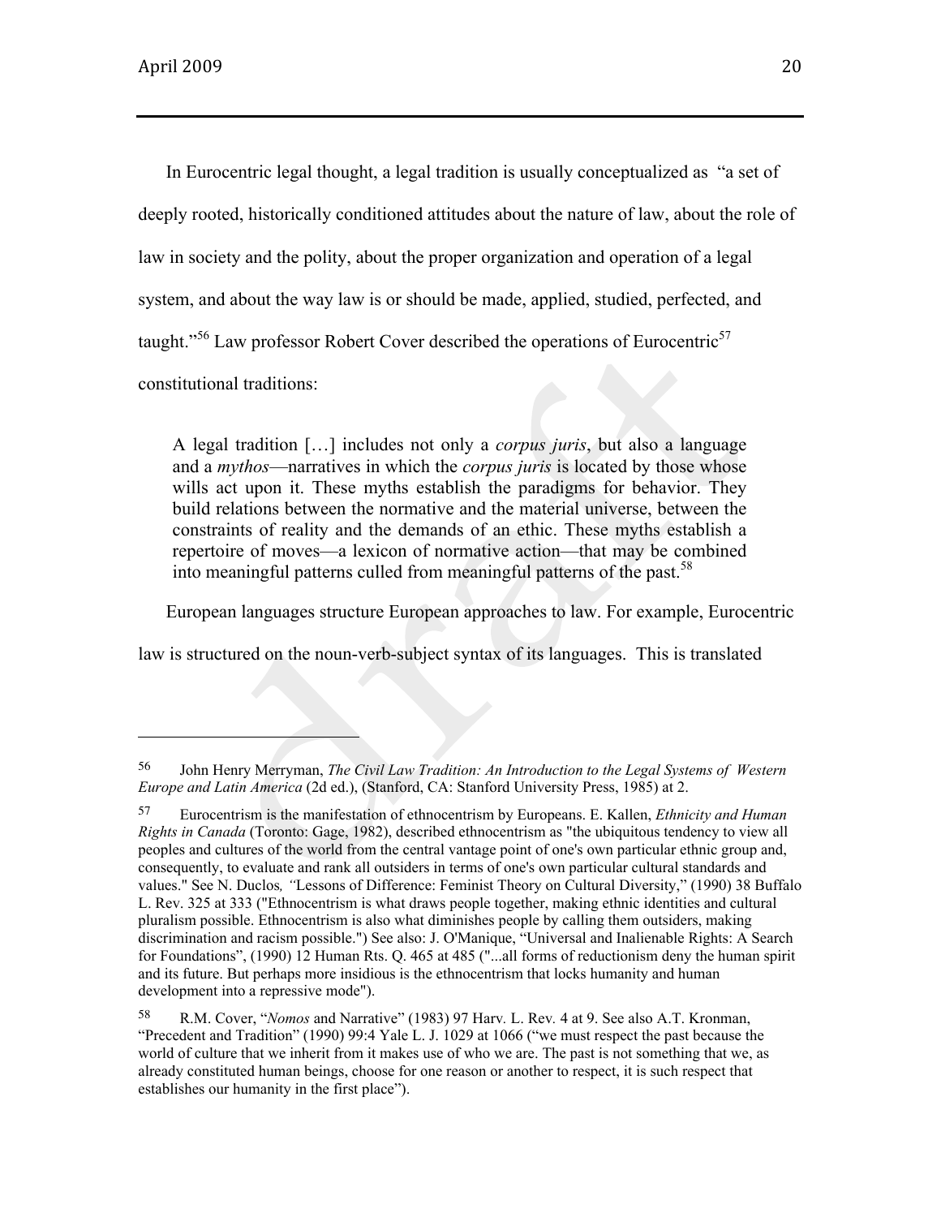In Eurocentric legal thought, a legal tradition is usually conceptualized as "a set of deeply rooted, historically conditioned attitudes about the nature of law, about the role of law in society and the polity, about the proper organization and operation of a legal system, and about the way law is or should be made, applied, studied, perfected, and taught."[56] Law professor Robert Cover described the operations of Eurocentric[57] constitutional traditions:

> A legal tradition […] includes not only a *corpus juris*, but also a language and a *mythos*—narratives in which the *corpus juris* is located by those whose wills act upon it. These myths establish the paradigms for behavior. They build relations between the normative and the material universe, between the constraints of reality and the demands of an ethic. These myths establish a repertoire of moves—a lexicon of normative action—that may be combined into meaningful patterns culled from meaningful patterns of the past.[58]

European languages structure European approaches to law. For example, Eurocentric law is structured on the noun-verb-subject syntax of its languages. This is translated

---

[56] John Henry Merryman, *The Civil Law Tradition: An Introduction to the Legal Systems of Western Europe and Latin America* (2d ed.), (Stanford, CA: Stanford University Press, 1985) at 2.

[57] Eurocentrism is the manifestation of ethnocentrism by Europeans. E. Kallen, *Ethnicity and Human Rights in Canada* (Toronto: Gage, 1982), described ethnocentrism as "the ubiquitous tendency to view all peoples and cultures of the world from the central vantage point of one's own particular ethnic group and, consequently, to evaluate and rank all outsiders in terms of one's own particular cultural standards and values." See N. Duclos*, "*Lessons of Difference: Feminist Theory on Cultural Diversity," (1990) 38 Buffalo L. Rev. 325 at 333 ("Ethnocentrism is what draws people together, making ethnic identities and cultural pluralism possible. Ethnocentrism is also what diminishes people by calling them outsiders, making discrimination and racism possible.") See also: J. O'Manique, "Universal and Inalienable Rights: A Search for Foundations", (1990) 12 Human Rts. Q. 465 at 485 ("...all forms of reductionism deny the human spirit and its future. But perhaps more insidious is the ethnocentrism that locks humanity and human development into a repressive mode").

[58] R.M. Cover, "*Nomos* and Narrative" (1983) 97 Harv. L. Rev. 4 at 9. See also A.T. Kronman, "Precedent and Tradition" (1990) 99:4 Yale L. J. 1029 at 1066 ("we must respect the past because the world of culture that we inherit from it makes use of who we are. The past is not something that we, as already constituted human beings, choose for one reason or another to respect, it is such respect that establishes our humanity in the first place").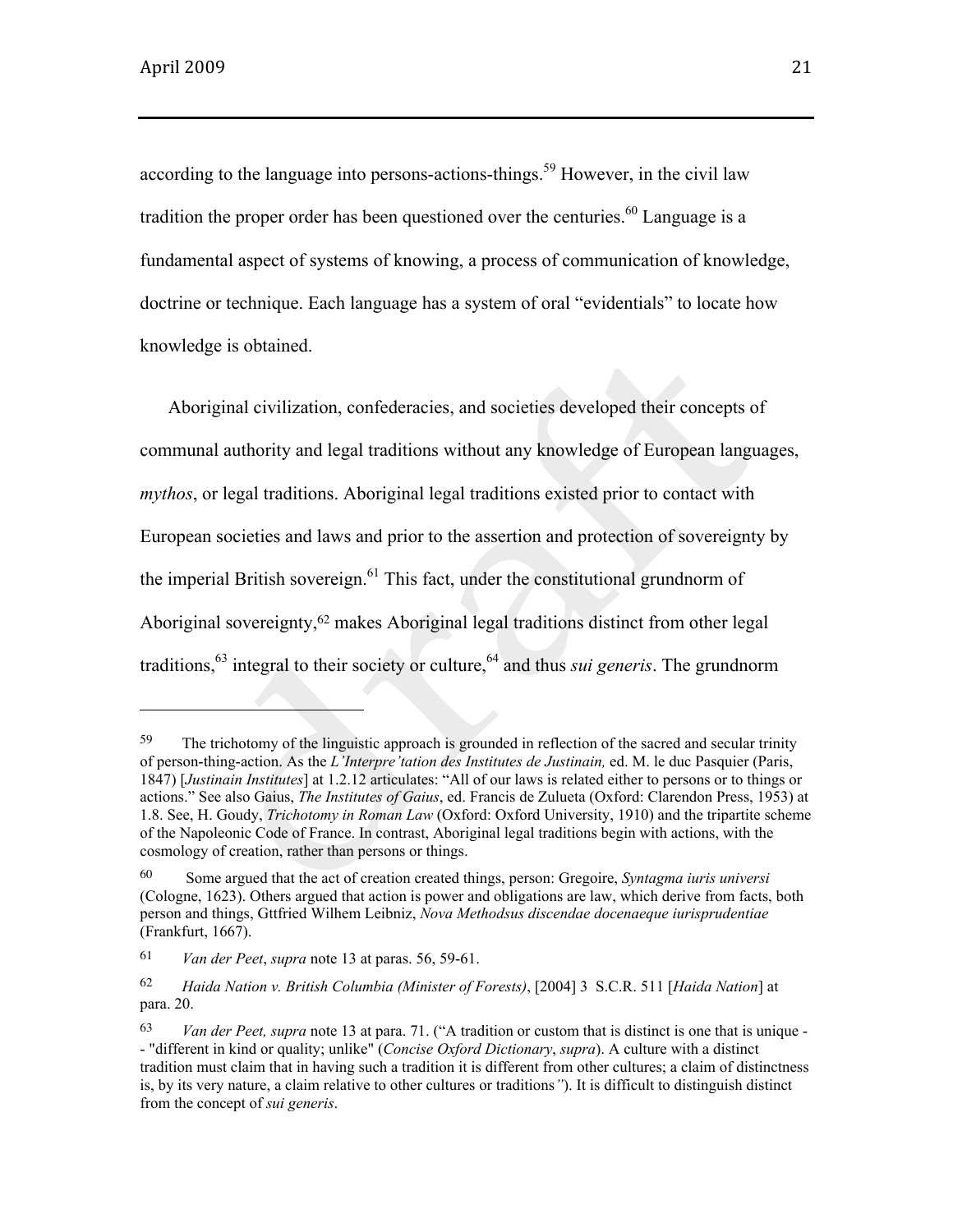according to the language into persons-actions-things.[59] However, in the civil law tradition the proper order has been questioned over the centuries.[60] Language is a fundamental aspect of systems of knowing, a process of communication of knowledge, doctrine or technique. Each language has a system of oral "evidentials" to locate how knowledge is obtained.

Aboriginal civilization, confederacies, and societies developed their concepts of communal authority and legal traditions without any knowledge of European languages, *mythos*, or legal traditions. Aboriginal legal traditions existed prior to contact with European societies and laws and prior to the assertion and protection of sovereignty by the imperial British sovereign.[61] This fact, under the constitutional grundnorm of Aboriginal sovereignty,[62] makes Aboriginal legal traditions distinct from other legal traditions,[63] integral to their society or culture,[64] and thus *sui generis*. The grundnorm

---

59 The trichotomy of the linguistic approach is grounded in reflection of the sacred and secular trinity of person-thing-action. As the *L'Interpre'tation des Institutes de Justinain,* ed. M. le duc Pasquier (Paris, 1847) [*Justinain Institutes*] at 1.2.12 articulates: "All of our laws is related either to persons or to things or actions." See also Gaius, *The Institutes of Gaius*, ed. Francis de Zulueta (Oxford: Clarendon Press, 1953) at 1.8. See, H. Goudy, *Trichotomy in Roman Law* (Oxford: Oxford University, 1910) and the tripartite scheme of the Napoleonic Code of France. In contrast, Aboriginal legal traditions begin with actions, with the cosmology of creation, rather than persons or things.

60 Some argued that the act of creation created things, person: Gregoire, *Syntagma iuris universi* (Cologne, 1623). Others argued that action is power and obligations are law, which derive from facts, both person and things, Gttfried Wilhem Leibniz, *Nova Methodsus discendae docenaeque iurisprudentiae* (Frankfurt, 1667).

61 *Van der Peet*, *supra* note 13 at paras. 56, 59-61.

62 *Haida Nation v. British Columbia (Minister of Forests)*, [2004] 3 S.C.R. 511 [*Haida Nation*] at para. 20.

63 *Van der Peet, supra* note 13 at para. 71. ("A tradition or custom that is distinct is one that is unique -- "different in kind or quality; unlike" (*Concise Oxford Dictionary*, *supra*). A culture with a distinct tradition must claim that in having such a tradition it is different from other cultures; a claim of distinctness is, by its very nature, a claim relative to other cultures or traditions*"*). It is difficult to distinguish distinct from the concept of *sui generis*.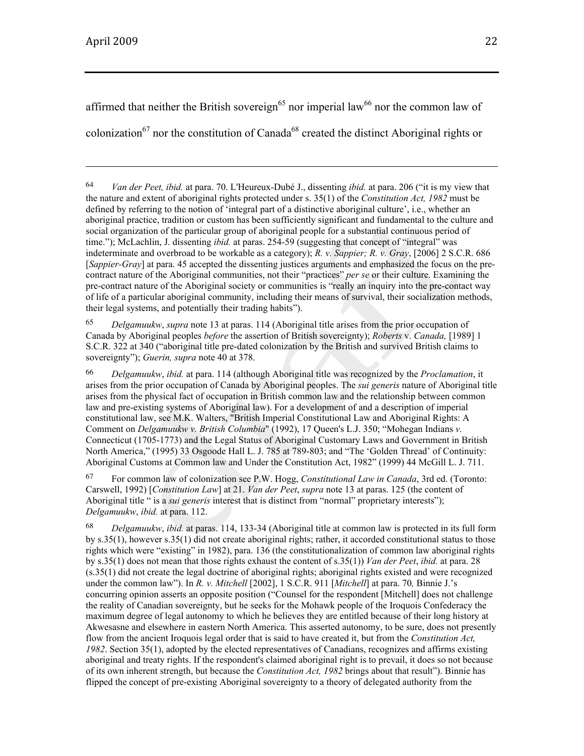affirmed that neither the British sovereign[65] nor imperial law[66] nor the common law of colonization[67] nor the constitution of Canada[68] created the distinct Aboriginal rights or

---

64 *Van der Peet, ibid.* at para. 70. L'Heureux-Dubé J., dissenting *ibid.* at para. 206 ("it is my view that the nature and extent of aboriginal rights protected under s. 35(1) of the *Constitution Act, 1982* must be defined by referring to the notion of 'integral part of a distinctive aboriginal culture', i.e., whether an aboriginal practice, tradition or custom has been sufficiently significant and fundamental to the culture and social organization of the particular group of aboriginal people for a substantial continuous period of time."); McLachlin, J. dissenting *ibid.* at paras. 254-59 (suggesting that concept of "integral" was indeterminate and overbroad to be workable as a category); *R. v. Sappier; R. v. Gray*, [2006] 2 S.C.R. 686 [*Sappier-Gray*] at para. 45 accepted the dissenting justices arguments and emphasized the focus on the pre-contract nature of the Aboriginal communities, not their "practices" *per se* or their culture. Examining the pre-contract nature of the Aboriginal society or communities is "really an inquiry into the pre-contact way of life of a particular aboriginal community, including their means of survival, their socialization methods, their legal systems, and potentially their trading habits").

65 *Delgamuukw*, *supra* note 13 at paras. 114 (Aboriginal title arises from the prior occupation of Canada by Aboriginal peoples *before* the assertion of British sovereignty); *Roberts* v. *Canada,* [1989] 1 S.C.R. 322 at 340 ("aboriginal title pre-dated colonization by the British and survived British claims to sovereignty"); *Guerin, supra* note 40 at 378.

66 *Delgamuukw*, *ibid.* at para. 114 (although Aboriginal title was recognized by the *Proclamation*, it arises from the prior occupation of Canada by Aboriginal peoples. The *sui generis* nature of Aboriginal title arises from the physical fact of occupation in British common law and the relationship between common law and pre-existing systems of Aboriginal law). For a development of and a description of imperial constitutional law, see M.K. Walters, "British Imperial Constitutional Law and Aboriginal Rights: A Comment on *Delgamuukw v. British Columbia*" (1992), 17 Queen's L.J. 350; "Mohegan Indians *v.* Connecticut (1705-1773) and the Legal Status of Aboriginal Customary Laws and Government in British North America," (1995) 33 Osgoode Hall L. J. 785 at 789-803; and "The 'Golden Thread' of Continuity: Aboriginal Customs at Common law and Under the Constitution Act, 1982" (1999) 44 McGill L. J. 711.

67 For common law of colonization see P.W. Hogg, *Constitutional Law in Canada*, 3rd ed. (Toronto: Carswell, 1992) [*Constitution Law*] at 21. *Van der Peet*, *supra* note 13 at paras. 125 (the content of Aboriginal title " is a *sui generis* interest that is distinct from "normal" proprietary interests"); *Delgamuukw*, *ibid.* at para. 112.

68 *Delgamuukw*, *ibid.* at paras. 114, 133-34 (Aboriginal title at common law is protected in its full form by s.35(1), however s.35(1) did not create aboriginal rights; rather, it accorded constitutional status to those rights which were "existing" in 1982), para. 136 (the constitutionalization of common law aboriginal rights by s.35(1) does not mean that those rights exhaust the content of s.35(1)) *Van der Peet*, *ibid.* at para. 28 (s.35(1) did not create the legal doctrine of aboriginal rights; aboriginal rights existed and were recognized under the common law"). In *R. v. Mitchell* [2002], 1 S.C.R. 911 [*Mitchell*] at para. 70*,* Binnie J.'s concurring opinion asserts an opposite position ("Counsel for the respondent [Mitchell] does not challenge the reality of Canadian sovereignty, but he seeks for the Mohawk people of the Iroquois Confederacy the maximum degree of legal autonomy to which he believes they are entitled because of their long history at Akwesasne and elsewhere in eastern North America. This asserted autonomy, to be sure, does not presently flow from the ancient Iroquois legal order that is said to have created it, but from the *Constitution Act, 1982*. Section 35(1), adopted by the elected representatives of Canadians, recognizes and affirms existing aboriginal and treaty rights. If the respondent's claimed aboriginal right is to prevail, it does so not because of its own inherent strength, but because the *Constitution Act, 1982* brings about that result"). Binnie has flipped the concept of pre-existing Aboriginal sovereignty to a theory of delegated authority from the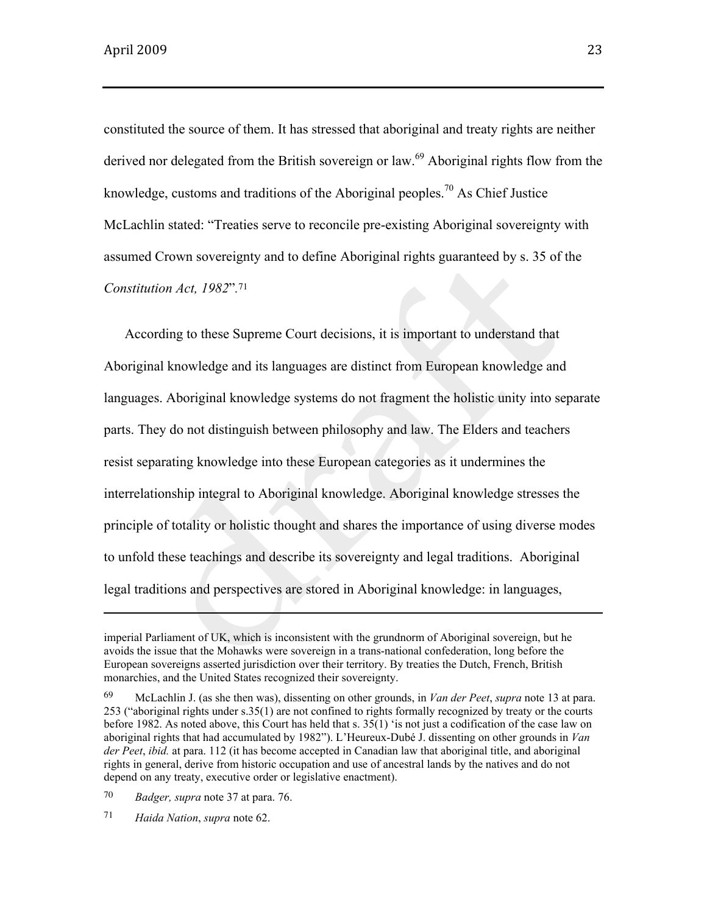constituted the source of them. It has stressed that aboriginal and treaty rights are neither derived nor delegated from the British sovereign or law.[69] Aboriginal rights flow from the knowledge, customs and traditions of the Aboriginal peoples.[70] As Chief Justice McLachlin stated: "Treaties serve to reconcile pre-existing Aboriginal sovereignty with assumed Crown sovereignty and to define Aboriginal rights guaranteed by s. 35 of the *Constitution Act, 1982*".[71]

According to these Supreme Court decisions, it is important to understand that Aboriginal knowledge and its languages are distinct from European knowledge and languages. Aboriginal knowledge systems do not fragment the holistic unity into separate parts. They do not distinguish between philosophy and law. The Elders and teachers resist separating knowledge into these European categories as it undermines the interrelationship integral to Aboriginal knowledge. Aboriginal knowledge stresses the principle of totality or holistic thought and shares the importance of using diverse modes to unfold these teachings and describe its sovereignty and legal traditions. Aboriginal legal traditions and perspectives are stored in Aboriginal knowledge: in languages,

---

imperial Parliament of UK, which is inconsistent with the grundnorm of Aboriginal sovereign, but he avoids the issue that the Mohawks were sovereign in a trans-national confederation, long before the European sovereigns asserted jurisdiction over their territory. By treaties the Dutch, French, British monarchies, and the United States recognized their sovereignty.

69 McLachlin J. (as she then was), dissenting on other grounds, in *Van der Peet*, *supra* note 13 at para. 253 ("aboriginal rights under s.35(1) are not confined to rights formally recognized by treaty or the courts before 1982. As noted above, this Court has held that s. 35(1) 'is not just a codification of the case law on aboriginal rights that had accumulated by 1982"). L'Heureux-Dubé J. dissenting on other grounds in *Van der Peet*, *ibid.* at para. 112 (it has become accepted in Canadian law that aboriginal title, and aboriginal rights in general, derive from historic occupation and use of ancestral lands by the natives and do not depend on any treaty, executive order or legislative enactment).

70 *Badger, supra* note 37 at para. 76.

71 *Haida Nation*, *supra* note 62.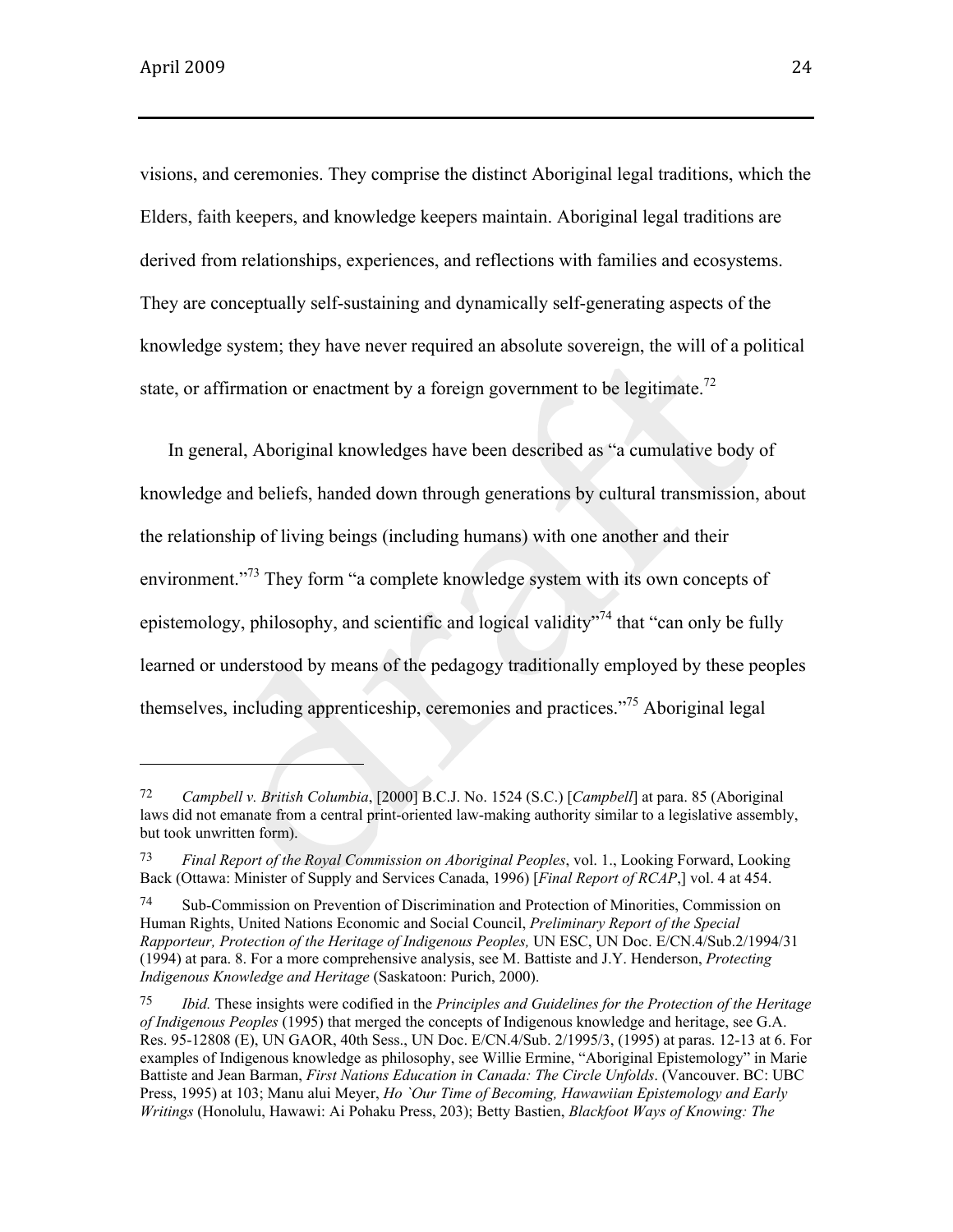visions, and ceremonies. They comprise the distinct Aboriginal legal traditions, which the Elders, faith keepers, and knowledge keepers maintain. Aboriginal legal traditions are derived from relationships, experiences, and reflections with families and ecosystems. They are conceptually self-sustaining and dynamically self-generating aspects of the knowledge system; they have never required an absolute sovereign, the will of a political state, or affirmation or enactment by a foreign government to be legitimate.[72]

In general, Aboriginal knowledges have been described as "a cumulative body of knowledge and beliefs, handed down through generations by cultural transmission, about the relationship of living beings (including humans) with one another and their environment."[73] They form "a complete knowledge system with its own concepts of epistemology, philosophy, and scientific and logical validity"[74] that "can only be fully learned or understood by means of the pedagogy traditionally employed by these peoples themselves, including apprenticeship, ceremonies and practices."[75] Aboriginal legal

---

72 *Campbell v. British Columbia*, [2000] B.C.J. No. 1524 (S.C.) [*Campbell*] at para. 85 (Aboriginal laws did not emanate from a central print-oriented law-making authority similar to a legislative assembly, but took unwritten form).

73 *Final Report of the Royal Commission on Aboriginal Peoples*, vol. 1., Looking Forward, Looking Back (Ottawa: Minister of Supply and Services Canada, 1996) [*Final Report of RCAP*,] vol. 4 at 454.

74 Sub-Commission on Prevention of Discrimination and Protection of Minorities, Commission on Human Rights, United Nations Economic and Social Council, *Preliminary Report of the Special Rapporteur, Protection of the Heritage of Indigenous Peoples,* UN ESC, UN Doc. E/CN.4/Sub.2/1994/31 (1994) at para. 8. For a more comprehensive analysis, see M. Battiste and J.Y. Henderson, *Protecting Indigenous Knowledge and Heritage* (Saskatoon: Purich, 2000).

75 *Ibid.* These insights were codified in the *Principles and Guidelines for the Protection of the Heritage of Indigenous Peoples* (1995) that merged the concepts of Indigenous knowledge and heritage, see G.A. Res. 95-12808 (E), UN GAOR, 40th Sess., UN Doc. E/CN.4/Sub. 2/1995/3, (1995) at paras. 12-13 at 6. For examples of Indigenous knowledge as philosophy, see Willie Ermine, "Aboriginal Epistemology" in Marie Battiste and Jean Barman, *First Nations Education in Canada: The Circle Unfolds*. (Vancouver. BC: UBC Press, 1995) at 103; Manu alui Meyer, *Ho `Our Time of Becoming, Hawaiian Epistemology and Early Writings* (Honolulu, Hawawi: Ai Pohaku Press, 203); Betty Bastien, *Blackfoot Ways of Knowing: The*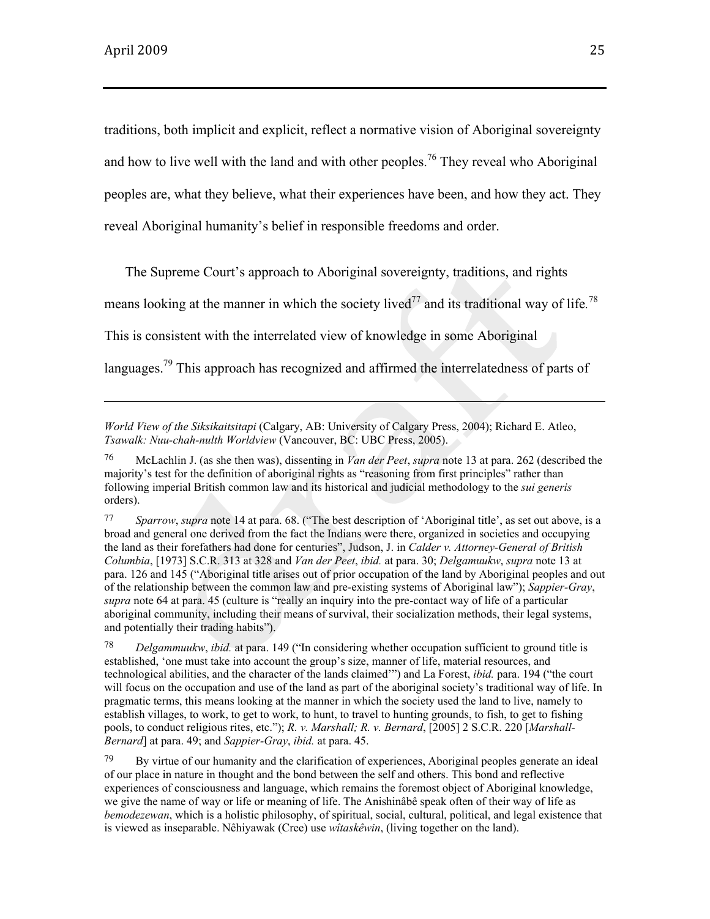traditions, both implicit and explicit, reflect a normative vision of Aboriginal sovereignty and how to live well with the land and with other peoples.[76] They reveal who Aboriginal peoples are, what they believe, what their experiences have been, and how they act. They reveal Aboriginal humanity's belief in responsible freedoms and order.

The Supreme Court's approach to Aboriginal sovereignty, traditions, and rights means looking at the manner in which the society lived[77] and its traditional way of life.[78] This is consistent with the interrelated view of knowledge in some Aboriginal languages.[79] This approach has recognized and affirmed the interrelatedness of parts of

---

*World View of the Siksikaitsitapi* (Calgary, AB: University of Calgary Press, 2004); Richard E. Atleo, *Tsawalk: Nuu-chah-nulth Worldview* (Vancouver, BC: UBC Press, 2005).

76 McLachlin J. (as she then was), dissenting in *Van der Peet*, *supra* note 13 at para. 262 (described the majority's test for the definition of aboriginal rights as "reasoning from first principles" rather than following imperial British common law and its historical and judicial methodology to the *sui generis* orders).

77 *Sparrow*, *supra* note 14 at para. 68. ("The best description of 'Aboriginal title', as set out above, is a broad and general one derived from the fact the Indians were there, organized in societies and occupying the land as their forefathers had done for centuries", Judson, J. in *Calder v. Attorney-General of British Columbia*, [1973] S.C.R. 313 at 328 and *Van der Peet*, *ibid.* at para. 30; *Delgamuukw*, *supra* note 13 at para. 126 and 145 ("Aboriginal title arises out of prior occupation of the land by Aboriginal peoples and out of the relationship between the common law and pre-existing systems of Aboriginal law"); *Sappier-Gray*, *supra* note 64 at para. 45 (culture is "really an inquiry into the pre-contact way of life of a particular aboriginal community, including their means of survival, their socialization methods, their legal systems, and potentially their trading habits").

78 *Delgammuukw*, *ibid.* at para. 149 ("In considering whether occupation sufficient to ground title is established, 'one must take into account the group's size, manner of life, material resources, and technological abilities, and the character of the lands claimed'") and La Forest, *ibid.* para. 194 ("the court will focus on the occupation and use of the land as part of the aboriginal society's traditional way of life. In pragmatic terms, this means looking at the manner in which the society used the land to live, namely to establish villages, to work, to get to work, to hunt, to travel to hunting grounds, to fish, to get to fishing pools, to conduct religious rites, etc."); *R. v. Marshall; R. v. Bernard*, [2005] 2 S.C.R. 220 [*Marshall-Bernard*] at para. 49; and *Sappier-Gray*, *ibid.* at para. 45.

79 By virtue of our humanity and the clarification of experiences, Aboriginal peoples generate an ideal of our place in nature in thought and the bond between the self and others. This bond and reflective experiences of consciousness and language, which remains the foremost object of Aboriginal knowledge, we give the name of way or life or meaning of life. The Anishinâbê speak often of their way of life as *bemodezewan*, which is a holistic philosophy, of spiritual, social, cultural, political, and legal existence that is viewed as inseparable. Nêhiyawak (Cree) use *wîtaskêwin*, (living together on the land).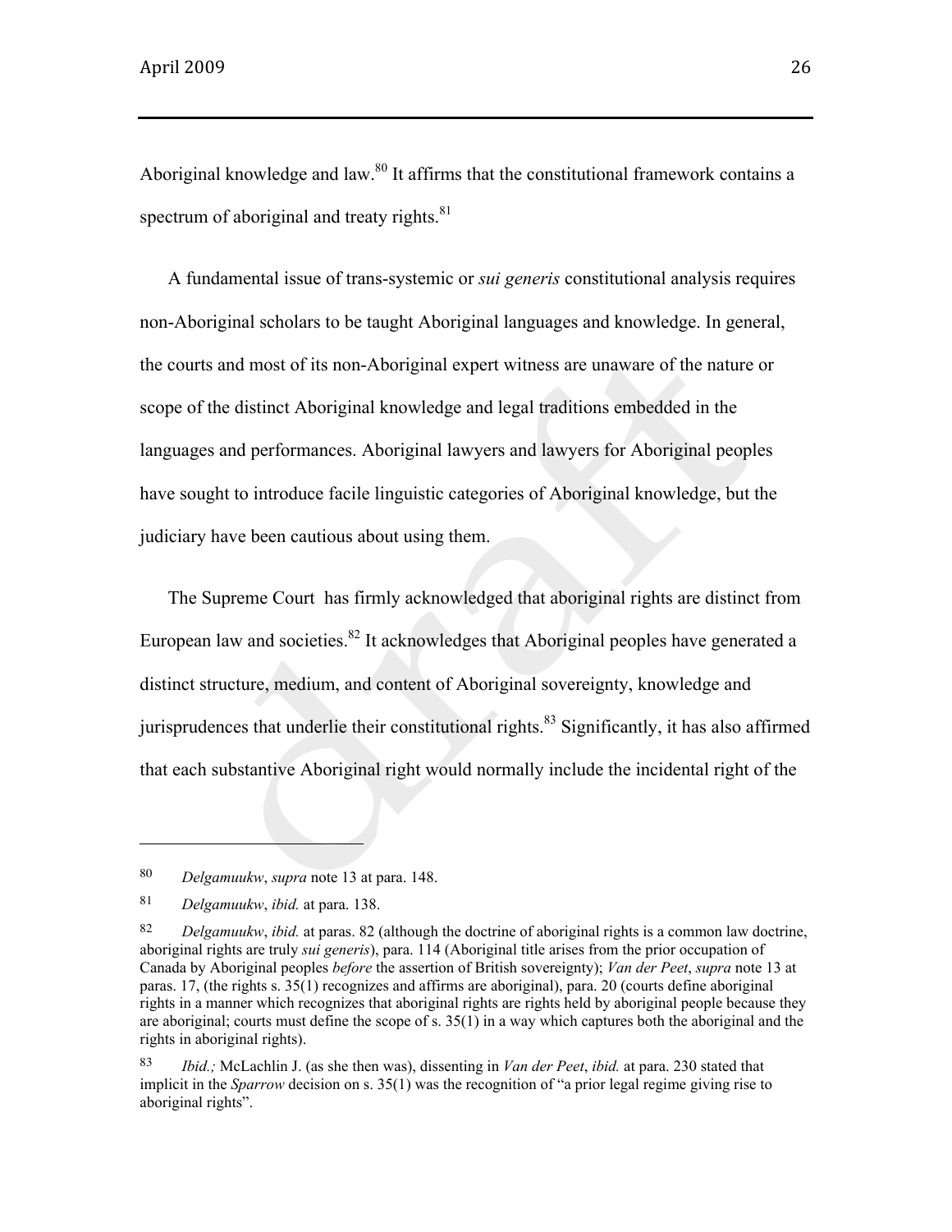Aboriginal knowledge and law.[80] It affirms that the constitutional framework contains a spectrum of aboriginal and treaty rights.[81]

A fundamental issue of trans-systemic or *sui generis* constitutional analysis requires non-Aboriginal scholars to be taught Aboriginal languages and knowledge. In general, the courts and most of its non-Aboriginal expert witness are unaware of the nature or scope of the distinct Aboriginal knowledge and legal traditions embedded in the languages and performances. Aboriginal lawyers and lawyers for Aboriginal peoples have sought to introduce facile linguistic categories of Aboriginal knowledge, but the judiciary have been cautious about using them.

The Supreme Court has firmly acknowledged that aboriginal rights are distinct from European law and societies.[82] It acknowledges that Aboriginal peoples have generated a distinct structure, medium, and content of Aboriginal sovereignty, knowledge and jurisprudences that underlie their constitutional rights.[83] Significantly, it has also affirmed that each substantive Aboriginal right would normally include the incidental right of the

---

80 *Delgamuukw*, *supra* note 13 at para. 148.

81 *Delgamuukw*, *ibid.* at para. 138.

82 *Delgamuukw*, *ibid.* at paras. 82 (although the doctrine of aboriginal rights is a common law doctrine, aboriginal rights are truly *sui generis*), para. 114 (Aboriginal title arises from the prior occupation of Canada by Aboriginal peoples *before* the assertion of British sovereignty); *Van der Peet*, *supra* note 13 at paras. 17, (the rights s. 35(1) recognizes and affirms are aboriginal), para. 20 (courts define aboriginal rights in a manner which recognizes that aboriginal rights are rights held by aboriginal people because they are aboriginal; courts must define the scope of s. 35(1) in a way which captures both the aboriginal and the rights in aboriginal rights).

83 *Ibid.;* McLachlin J. (as she then was), dissenting in *Van der Peet*, *ibid.* at para. 230 stated that implicit in the *Sparrow* decision on s. 35(1) was the recognition of "a prior legal regime giving rise to aboriginal rights".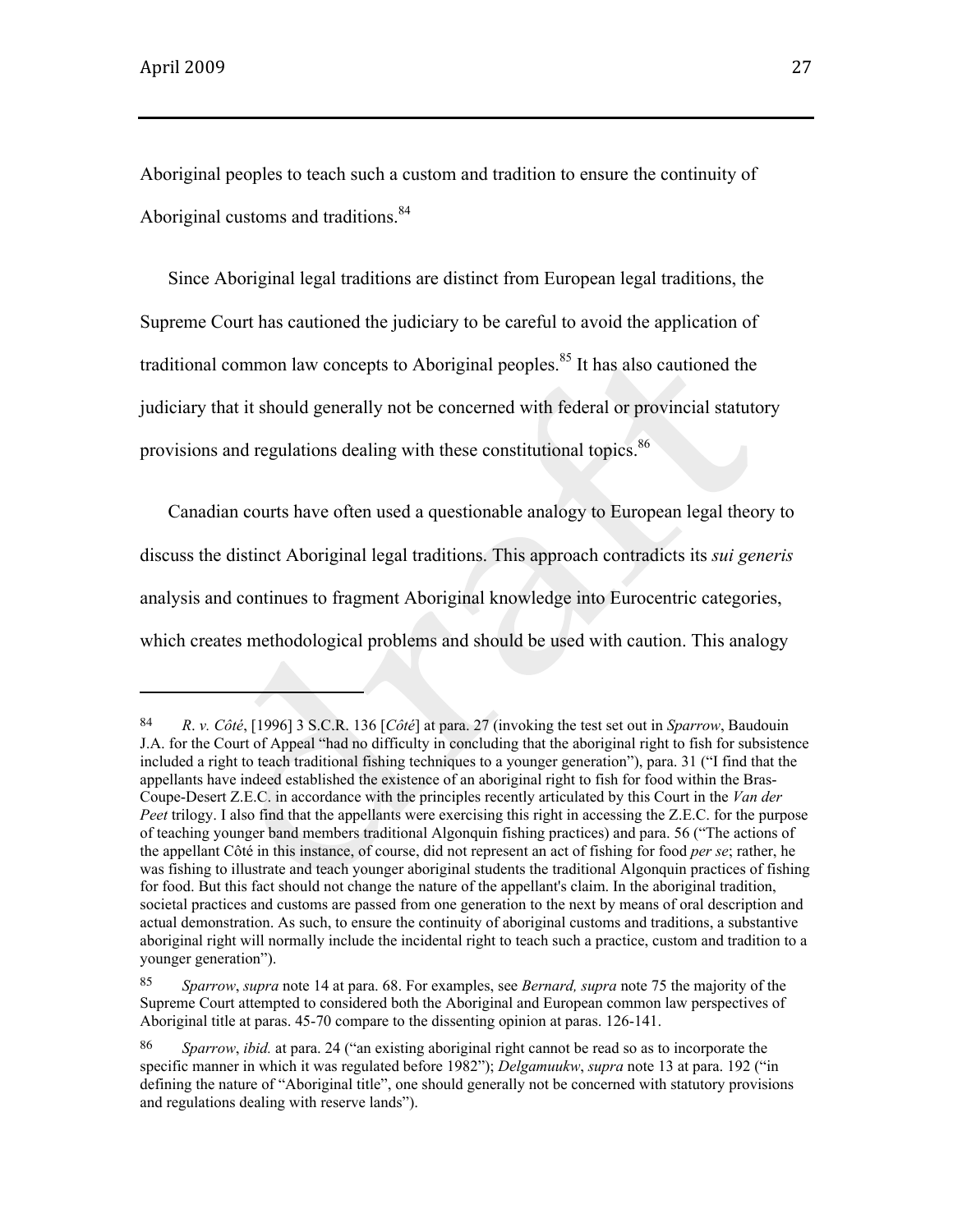Aboriginal peoples to teach such a custom and tradition to ensure the continuity of Aboriginal customs and traditions.[84]

Since Aboriginal legal traditions are distinct from European legal traditions, the Supreme Court has cautioned the judiciary to be careful to avoid the application of traditional common law concepts to Aboriginal peoples.[85] It has also cautioned the judiciary that it should generally not be concerned with federal or provincial statutory provisions and regulations dealing with these constitutional topics.[86]

Canadian courts have often used a questionable analogy to European legal theory to discuss the distinct Aboriginal legal traditions. This approach contradicts its *sui generis* analysis and continues to fragment Aboriginal knowledge into Eurocentric categories, which creates methodological problems and should be used with caution. This analogy

---

84 *R. v. Côté*, [1996] 3 S.C.R. 136 [*Côté*] at para. 27 (invoking the test set out in *Sparrow*, Baudouin J.A. for the Court of Appeal "had no difficulty in concluding that the aboriginal right to fish for subsistence included a right to teach traditional fishing techniques to a younger generation"), para. 31 ("I find that the appellants have indeed established the existence of an aboriginal right to fish for food within the Bras-Coupe-Desert Z.E.C. in accordance with the principles recently articulated by this Court in the *Van der Peet* trilogy. I also find that the appellants were exercising this right in accessing the Z.E.C. for the purpose of teaching younger band members traditional Algonquin fishing practices) and para. 56 ("The actions of the appellant Côté in this instance, of course, did not represent an act of fishing for food *per se*; rather, he was fishing to illustrate and teach younger aboriginal students the traditional Algonquin practices of fishing for food. But this fact should not change the nature of the appellant's claim. In the aboriginal tradition, societal practices and customs are passed from one generation to the next by means of oral description and actual demonstration. As such, to ensure the continuity of aboriginal customs and traditions, a substantive aboriginal right will normally include the incidental right to teach such a practice, custom and tradition to a younger generation").

85 *Sparrow*, *supra* note 14 at para. 68. For examples, see *Bernard, supra* note 75 the majority of the Supreme Court attempted to considered both the Aboriginal and European common law perspectives of Aboriginal title at paras. 45-70 compare to the dissenting opinion at paras. 126-141.

86 *Sparrow*, *ibid.* at para. 24 ("an existing aboriginal right cannot be read so as to incorporate the specific manner in which it was regulated before 1982"); *Delgamuukw*, *supra* note 13 at para. 192 ("in defining the nature of "Aboriginal title", one should generally not be concerned with statutory provisions and regulations dealing with reserve lands").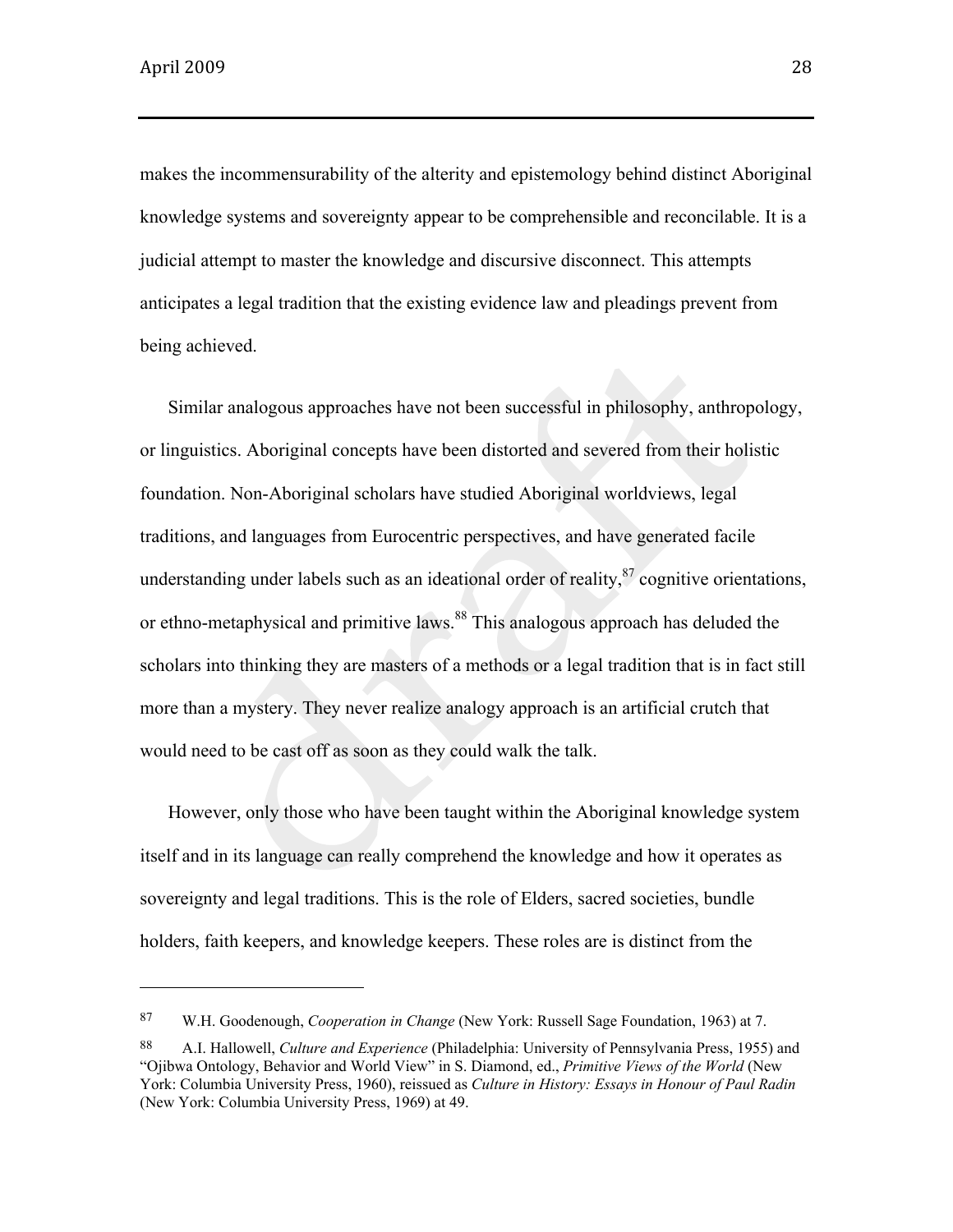makes the incommensurability of the alterity and epistemology behind distinct Aboriginal knowledge systems and sovereignty appear to be comprehensible and reconcilable. It is a judicial attempt to master the knowledge and discursive disconnect. This attempts anticipates a legal tradition that the existing evidence law and pleadings prevent from being achieved.

Similar analogous approaches have not been successful in philosophy, anthropology, or linguistics. Aboriginal concepts have been distorted and severed from their holistic foundation. Non-Aboriginal scholars have studied Aboriginal worldviews, legal traditions, and languages from Eurocentric perspectives, and have generated facile understanding under labels such as an ideational order of reality,[87] cognitive orientations, or ethno-metaphysical and primitive laws.[88] This analogous approach has deluded the scholars into thinking they are masters of a methods or a legal tradition that is in fact still more than a mystery. They never realize analogy approach is an artificial crutch that would need to be cast off as soon as they could walk the talk.

However, only those who have been taught within the Aboriginal knowledge system itself and in its language can really comprehend the knowledge and how it operates as sovereignty and legal traditions. This is the role of Elders, sacred societies, bundle holders, faith keepers, and knowledge keepers. These roles are is distinct from the

---

[87] W.H. Goodenough, *Cooperation in Change* (New York: Russell Sage Foundation, 1963) at 7.

[88] A.I. Hallowell, *Culture and Experience* (Philadelphia: University of Pennsylvania Press, 1955) and "Ojibwa Ontology, Behavior and World View" in S. Diamond, ed., *Primitive Views of the World* (New York: Columbia University Press, 1960), reissued as *Culture in History: Essays in Honour of Paul Radin* (New York: Columbia University Press, 1969) at 49.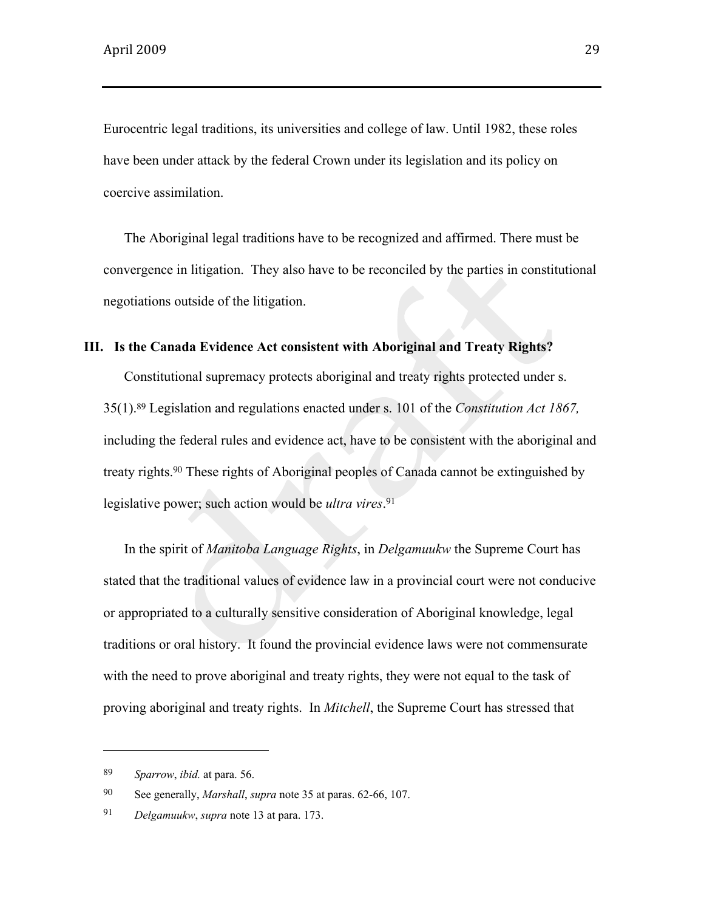Eurocentric legal traditions, its universities and college of law. Until 1982, these roles have been under attack by the federal Crown under its legislation and its policy on coercive assimilation.

The Aboriginal legal traditions have to be recognized and affirmed. There must be convergence in litigation. They also have to be reconciled by the parties in constitutional negotiations outside of the litigation.

## III. Is the Canada Evidence Act consistent with Aboriginal and Treaty Rights?

Constitutional supremacy protects aboriginal and treaty rights protected under s. 35(1).[89] Legislation and regulations enacted under s. 101 of the *Constitution Act 1867,* including the federal rules and evidence act, have to be consistent with the aboriginal and treaty rights.[90] These rights of Aboriginal peoples of Canada cannot be extinguished by legislative power; such action would be *ultra vires*.[91]

In the spirit of *Manitoba Language Rights*, in *Delgamuukw* the Supreme Court has stated that the traditional values of evidence law in a provincial court were not conducive or appropriated to a culturally sensitive consideration of Aboriginal knowledge, legal traditions or oral history. It found the provincial evidence laws were not commensurate with the need to prove aboriginal and treaty rights, they were not equal to the task of proving aboriginal and treaty rights. In *Mitchell*, the Supreme Court has stressed that

---

89 *Sparrow*, *ibid.* at para. 56.

90 See generally, *Marshall*, *supra* note 35 at paras. 62-66, 107.

91 *Delgamuukw*, *supra* note 13 at para. 173.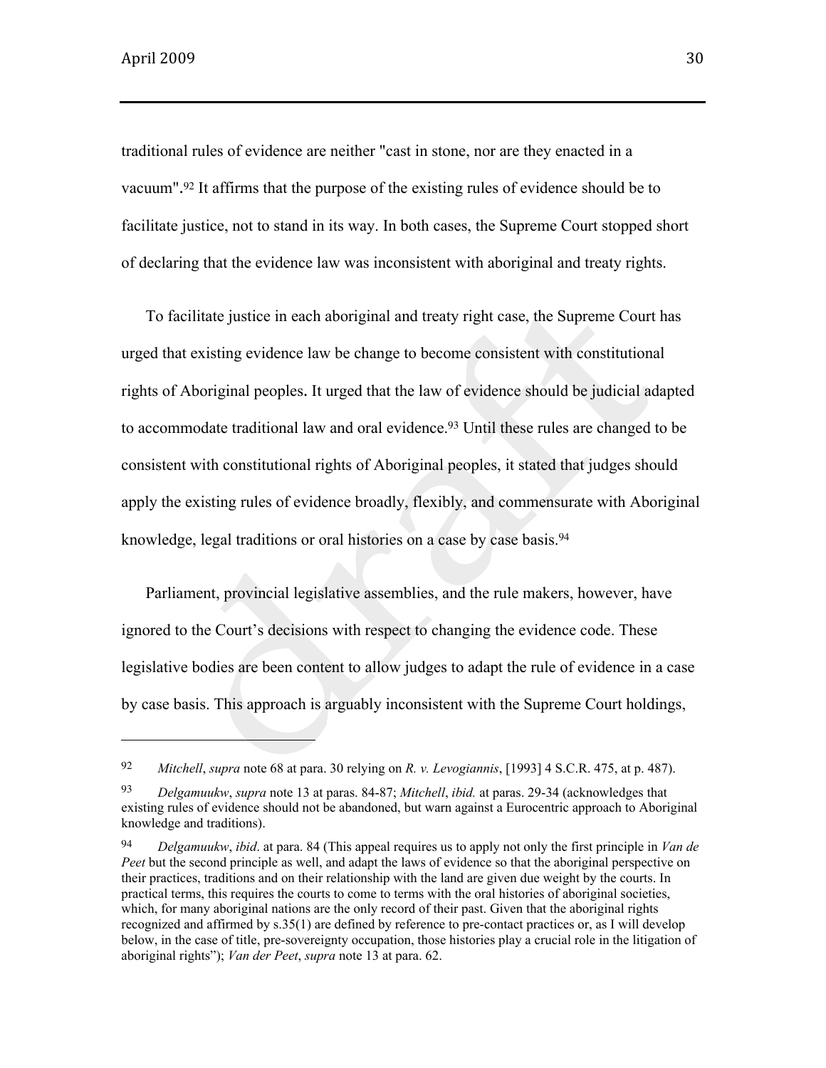traditional rules of evidence are neither "cast in stone, nor are they enacted in a vacuum".[92] It affirms that the purpose of the existing rules of evidence should be to facilitate justice, not to stand in its way. In both cases, the Supreme Court stopped short of declaring that the evidence law was inconsistent with aboriginal and treaty rights.

To facilitate justice in each aboriginal and treaty right case, the Supreme Court has urged that existing evidence law be change to become consistent with constitutional rights of Aboriginal peoples. It urged that the law of evidence should be judicial adapted to accommodate traditional law and oral evidence.[93] Until these rules are changed to be consistent with constitutional rights of Aboriginal peoples, it stated that judges should apply the existing rules of evidence broadly, flexibly, and commensurate with Aboriginal knowledge, legal traditions or oral histories on a case by case basis.[94]

Parliament, provincial legislative assemblies, and the rule makers, however, have ignored to the Court's decisions with respect to changing the evidence code. These legislative bodies are been content to allow judges to adapt the rule of evidence in a case by case basis. This approach is arguably inconsistent with the Supreme Court holdings,

---

92 *Mitchell*, *supra* note 68 at para. 30 relying on *R. v. Levogiannis*, [1993] 4 S.C.R. 475, at p. 487).

93 *Delgamuukw*, *supra* note 13 at paras. 84-87; *Mitchell*, *ibid.* at paras. 29-34 (acknowledges that existing rules of evidence should not be abandoned, but warn against a Eurocentric approach to Aboriginal knowledge and traditions).

94 *Delgamuukw*, *ibid*. at para. 84 (This appeal requires us to apply not only the first principle in *Van de Peet* but the second principle as well, and adapt the laws of evidence so that the aboriginal perspective on their practices, traditions and on their relationship with the land are given due weight by the courts. In practical terms, this requires the courts to come to terms with the oral histories of aboriginal societies, which, for many aboriginal nations are the only record of their past. Given that the aboriginal rights recognized and affirmed by s.35(1) are defined by reference to pre-contact practices or, as I will develop below, in the case of title, pre-sovereignty occupation, those histories play a crucial role in the litigation of aboriginal rights"); *Van der Peet*, *supra* note 13 at para. 62.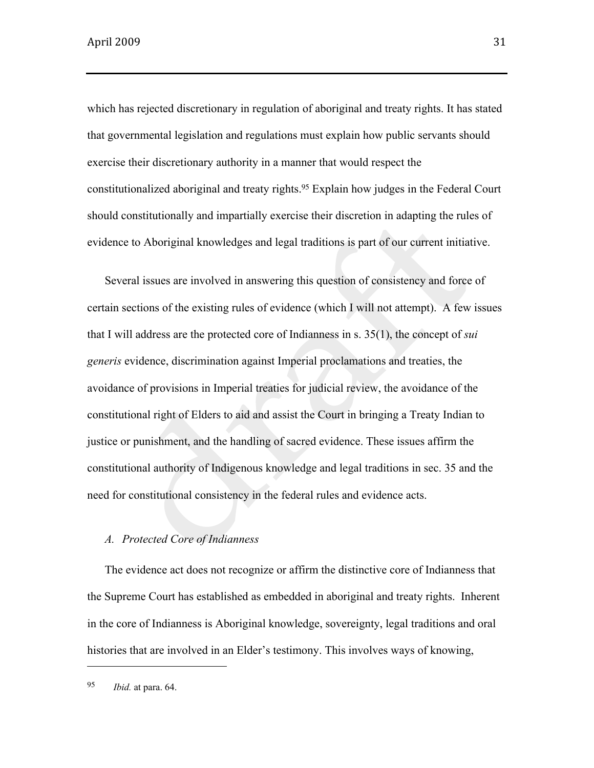which has rejected discretionary in regulation of aboriginal and treaty rights. It has stated that governmental legislation and regulations must explain how public servants should exercise their discretionary authority in a manner that would respect the constitutionalized aboriginal and treaty rights.[95] Explain how judges in the Federal Court should constitutionally and impartially exercise their discretion in adapting the rules of evidence to Aboriginal knowledges and legal traditions is part of our current initiative.

Several issues are involved in answering this question of consistency and force of certain sections of the existing rules of evidence (which I will not attempt). A few issues that I will address are the protected core of Indianness in s. 35(1), the concept of *sui generis* evidence, discrimination against Imperial proclamations and treaties, the avoidance of provisions in Imperial treaties for judicial review, the avoidance of the constitutional right of Elders to aid and assist the Court in bringing a Treaty Indian to justice or punishment, and the handling of sacred evidence. These issues affirm the constitutional authority of Indigenous knowledge and legal traditions in sec. 35 and the need for constitutional consistency in the federal rules and evidence acts.

### *A. Protected Core of Indianness*

The evidence act does not recognize or affirm the distinctive core of Indianness that the Supreme Court has established as embedded in aboriginal and treaty rights. Inherent in the core of Indianness is Aboriginal knowledge, sovereignty, legal traditions and oral histories that are involved in an Elder's testimony. This involves ways of knowing,

---

[95] *Ibid.* at para. 64.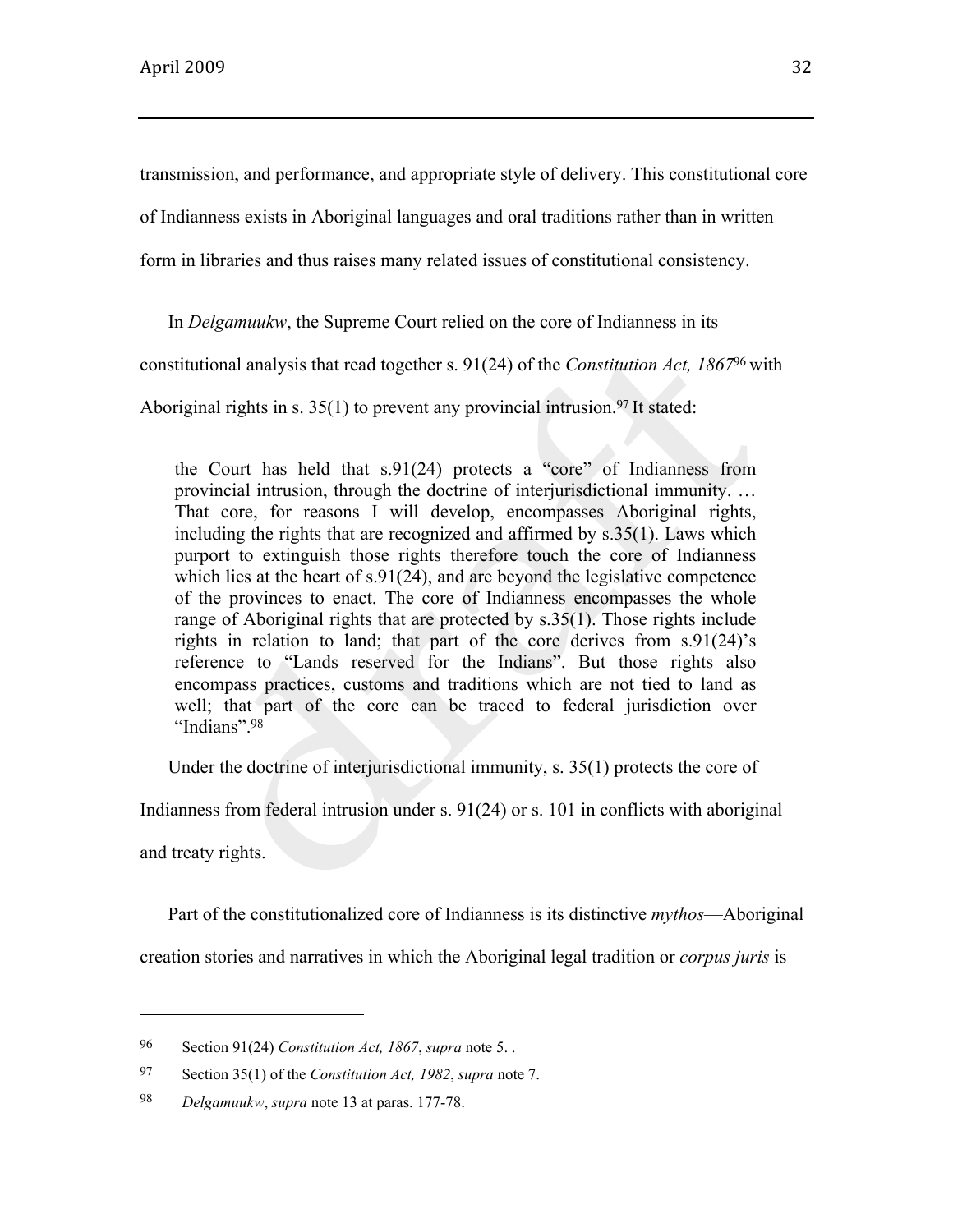transmission, and performance, and appropriate style of delivery. This constitutional core of Indianness exists in Aboriginal languages and oral traditions rather than in written form in libraries and thus raises many related issues of constitutional consistency.

In *Delgamuukw*, the Supreme Court relied on the core of Indianness in its constitutional analysis that read together s. 91(24) of the *Constitution Act, 1867*[96] with Aboriginal rights in s. 35(1) to prevent any provincial intrusion.[97] It stated:

> the Court has held that s.91(24) protects a "core" of Indianness from provincial intrusion, through the doctrine of interjurisdictional immunity. … That core, for reasons I will develop, encompasses Aboriginal rights, including the rights that are recognized and affirmed by s.35(1). Laws which purport to extinguish those rights therefore touch the core of Indianness which lies at the heart of s.91(24), and are beyond the legislative competence of the provinces to enact. The core of Indianness encompasses the whole range of Aboriginal rights that are protected by s.35(1). Those rights include rights in relation to land; that part of the core derives from s.91(24)'s reference to "Lands reserved for the Indians". But those rights also encompass practices, customs and traditions which are not tied to land as well; that part of the core can be traced to federal jurisdiction over "Indians".[98]

Under the doctrine of interjurisdictional immunity, s. 35(1) protects the core of Indianness from federal intrusion under s. 91(24) or s. 101 in conflicts with aboriginal and treaty rights.

Part of the constitutionalized core of Indianness is its distinctive *mythos*—Aboriginal creation stories and narratives in which the Aboriginal legal tradition or *corpus juris* is

---

96 Section 91(24) *Constitution Act, 1867*, *supra* note 5. .

97 Section 35(1) of the *Constitution Act, 1982*, *supra* note 7.

98 *Delgamuukw*, *supra* note 13 at paras. 177-78.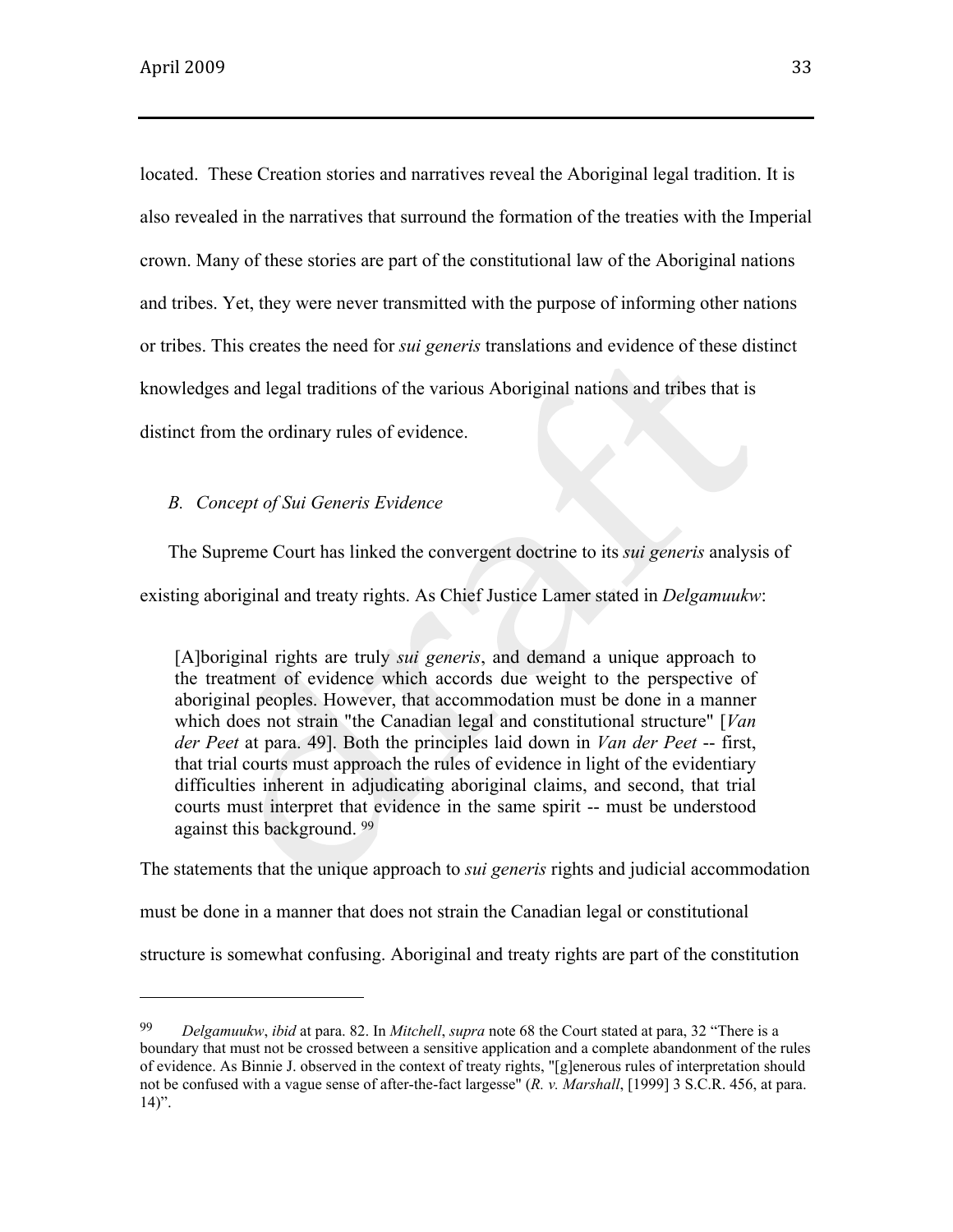located. These Creation stories and narratives reveal the Aboriginal legal tradition. It is also revealed in the narratives that surround the formation of the treaties with the Imperial crown. Many of these stories are part of the constitutional law of the Aboriginal nations and tribes. Yet, they were never transmitted with the purpose of informing other nations or tribes. This creates the need for *sui generis* translations and evidence of these distinct knowledges and legal traditions of the various Aboriginal nations and tribes that is distinct from the ordinary rules of evidence.

### *B. Concept of Sui Generis Evidence*

The Supreme Court has linked the convergent doctrine to its *sui generis* analysis of existing aboriginal and treaty rights. As Chief Justice Lamer stated in *Delgamuukw*:

> [A]boriginal rights are truly *sui generis*, and demand a unique approach to the treatment of evidence which accords due weight to the perspective of aboriginal peoples. However, that accommodation must be done in a manner which does not strain "the Canadian legal and constitutional structure" [*Van der Peet* at para. 49]. Both the principles laid down in *Van der Peet* -- first, that trial courts must approach the rules of evidence in light of the evidentiary difficulties inherent in adjudicating aboriginal claims, and second, that trial courts must interpret that evidence in the same spirit -- must be understood against this background. [99]

The statements that the unique approach to *sui generis* rights and judicial accommodation must be done in a manner that does not strain the Canadian legal or constitutional structure is somewhat confusing. Aboriginal and treaty rights are part of the constitution

---

[99] *Delgamuukw*, *ibid* at para. 82. In *Mitchell*, *supra* note 68 the Court stated at para, 32 "There is a boundary that must not be crossed between a sensitive application and a complete abandonment of the rules of evidence. As Binnie J. observed in the context of treaty rights, "[g]enerous rules of interpretation should not be confused with a vague sense of after-the-fact largesse" (*R. v. Marshall*, [1999] 3 S.C.R. 456, at para. 14)".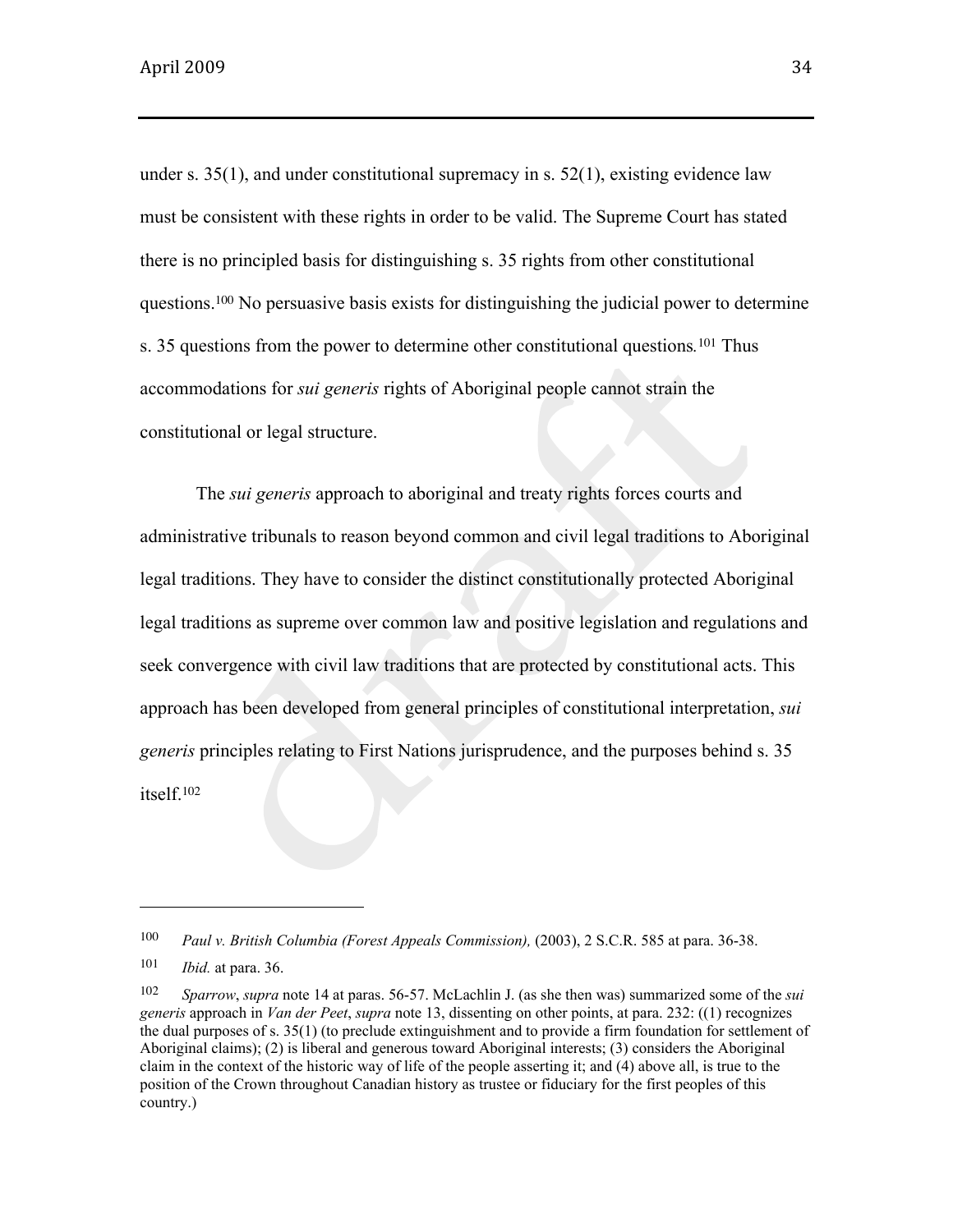under s. 35(1), and under constitutional supremacy in s. 52(1), existing evidence law must be consistent with these rights in order to be valid. The Supreme Court has stated there is no principled basis for distinguishing s. 35 rights from other constitutional questions.[100] No persuasive basis exists for distinguishing the judicial power to determine s. 35 questions from the power to determine other constitutional questions.[101] Thus accommodations for *sui generis* rights of Aboriginal people cannot strain the constitutional or legal structure.

The *sui generis* approach to aboriginal and treaty rights forces courts and administrative tribunals to reason beyond common and civil legal traditions to Aboriginal legal traditions. They have to consider the distinct constitutionally protected Aboriginal legal traditions as supreme over common law and positive legislation and regulations and seek convergence with civil law traditions that are protected by constitutional acts. This approach has been developed from general principles of constitutional interpretation, *sui generis* principles relating to First Nations jurisprudence, and the purposes behind s. 35 itself.[102]

---

[100] *Paul v. British Columbia (Forest Appeals Commission),* (2003), 2 S.C.R. 585 at para. 36-38.

[101] *Ibid.* at para. 36.

[102] *Sparrow*, *supra* note 14 at paras. 56-57. McLachlin J. (as she then was) summarized some of the *sui generis* approach in *Van der Peet*, *supra* note 13, dissenting on other points, at para. 232: ((1) recognizes the dual purposes of s. 35(1) (to preclude extinguishment and to provide a firm foundation for settlement of Aboriginal claims); (2) is liberal and generous toward Aboriginal interests; (3) considers the Aboriginal claim in the context of the historic way of life of the people asserting it; and (4) above all, is true to the position of the Crown throughout Canadian history as trustee or fiduciary for the first peoples of this country.)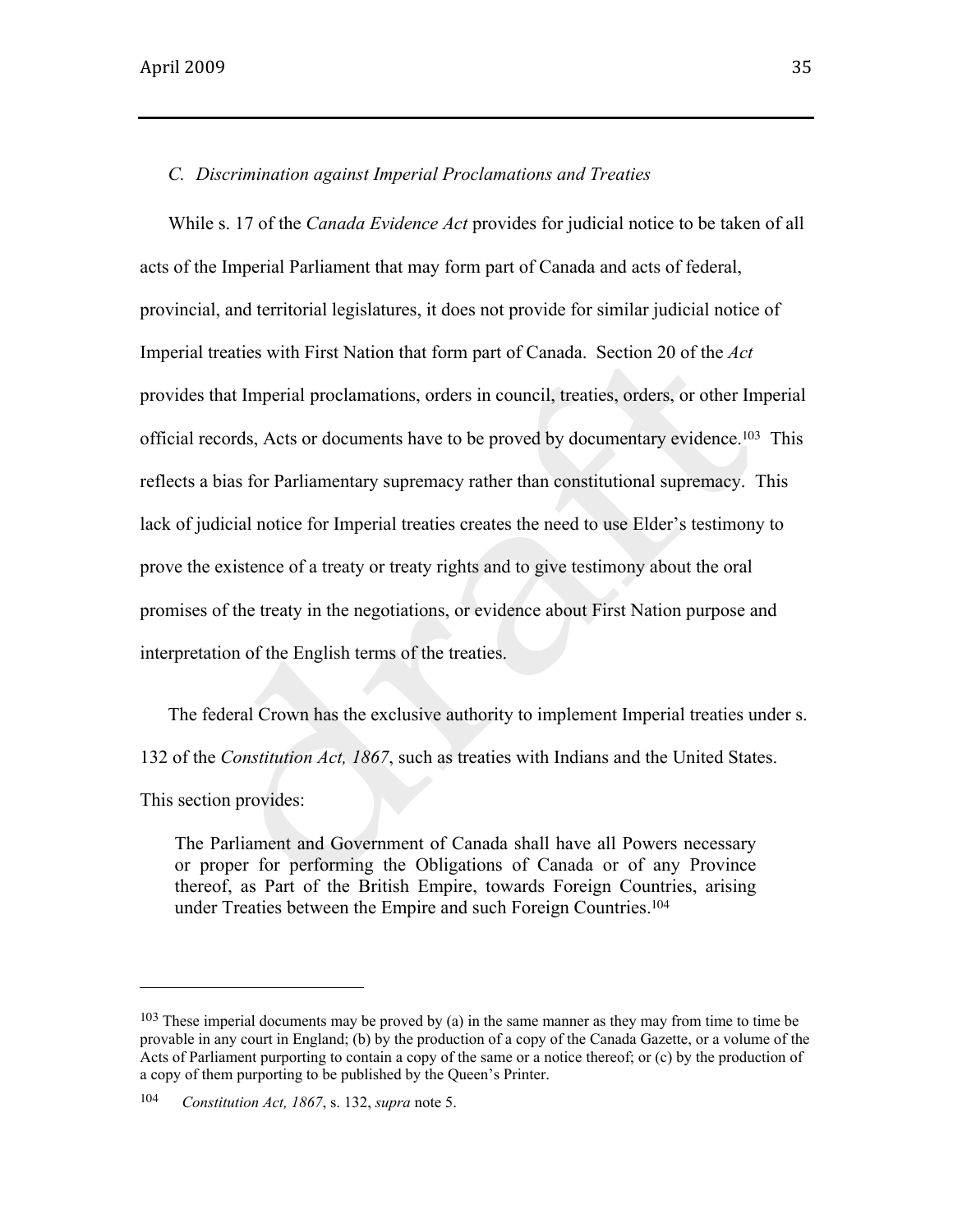### *C. Discrimination against Imperial Proclamations and Treaties*

While s. 17 of the *Canada Evidence Act* provides for judicial notice to be taken of all acts of the Imperial Parliament that may form part of Canada and acts of federal, provincial, and territorial legislatures, it does not provide for similar judicial notice of Imperial treaties with First Nation that form part of Canada. Section 20 of the *Act* provides that Imperial proclamations, orders in council, treaties, orders, or other Imperial official records, Acts or documents have to be proved by documentary evidence.[103] This reflects a bias for Parliamentary supremacy rather than constitutional supremacy. This lack of judicial notice for Imperial treaties creates the need to use Elder's testimony to prove the existence of a treaty or treaty rights and to give testimony about the oral promises of the treaty in the negotiations, or evidence about First Nation purpose and interpretation of the English terms of the treaties.

The federal Crown has the exclusive authority to implement Imperial treaties under s. 132 of the *Constitution Act, 1867*, such as treaties with Indians and the United States. This section provides:

> The Parliament and Government of Canada shall have all Powers necessary or proper for performing the Obligations of Canada or of any Province thereof, as Part of the British Empire, towards Foreign Countries, arising under Treaties between the Empire and such Foreign Countries.[104]

---

[103] These imperial documents may be proved by (a) in the same manner as they may from time to time be provable in any court in England; (b) by the production of a copy of the Canada Gazette, or a volume of the Acts of Parliament purporting to contain a copy of the same or a notice thereof; or (c) by the production of a copy of them purporting to be published by the Queen's Printer.

[104] *Constitution Act, 1867*, s. 132, *supra* note 5.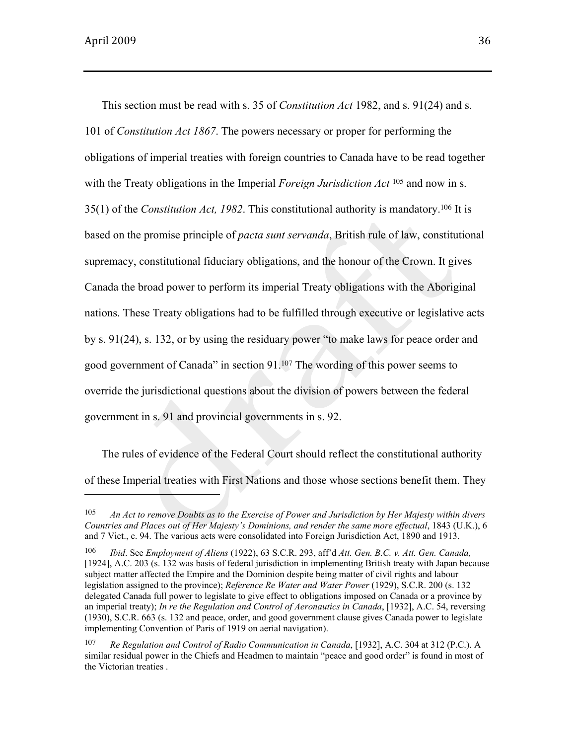This section must be read with s. 35 of *Constitution Act* 1982, and s. 91(24) and s. 101 of *Constitution Act 1867*. The powers necessary or proper for performing the obligations of imperial treaties with foreign countries to Canada have to be read together with the Treaty obligations in the Imperial *Foreign Jurisdiction Act* [105] and now in s. 35(1) of the *Constitution Act, 1982*. This constitutional authority is mandatory.[106] It is based on the promise principle of *pacta sunt servanda*, British rule of law, constitutional supremacy, constitutional fiduciary obligations, and the honour of the Crown. It gives Canada the broad power to perform its imperial Treaty obligations with the Aboriginal nations. These Treaty obligations had to be fulfilled through executive or legislative acts by s. 91(24), s. 132, or by using the residuary power "to make laws for peace order and good government of Canada" in section 91.[107] The wording of this power seems to override the jurisdictional questions about the division of powers between the federal government in s. 91 and provincial governments in s. 92.

The rules of evidence of the Federal Court should reflect the constitutional authority of these Imperial treaties with First Nations and those whose sections benefit them. They

---

[105] *An Act to remove Doubts as to the Exercise of Power and Jurisdiction by Her Majesty within divers Countries and Places out of Her Majesty's Dominions, and render the same more effectual*, 1843 (U.K.), 6 and 7 Vict., c. 94. The various acts were consolidated into Foreign Jurisdiction Act, 1890 and 1913.

[106] *Ibid*. See *Employment of Aliens* (1922), 63 S.C.R. 293, aff'd *Att. Gen. B.C. v. Att. Gen. Canada,* [1924], A.C. 203 (s. 132 was basis of federal jurisdiction in implementing British treaty with Japan because subject matter affected the Empire and the Dominion despite being matter of civil rights and labour legislation assigned to the province); *Reference Re Water and Water Power* (1929), S.C.R. 200 (s. 132 delegated Canada full power to legislate to give effect to obligations imposed on Canada or a province by an imperial treaty); *In re the Regulation and Control of Aeronautics in Canada*, [1932], A.C. 54, reversing (1930), S.C.R. 663 (s. 132 and peace, order, and good government clause gives Canada power to legislate implementing Convention of Paris of 1919 on aerial navigation).

[107] *Re Regulation and Control of Radio Communication in Canada*, [1932], A.C. 304 at 312 (P.C.). A similar residual power in the Chiefs and Headmen to maintain "peace and good order" is found in most of the Victorian treaties .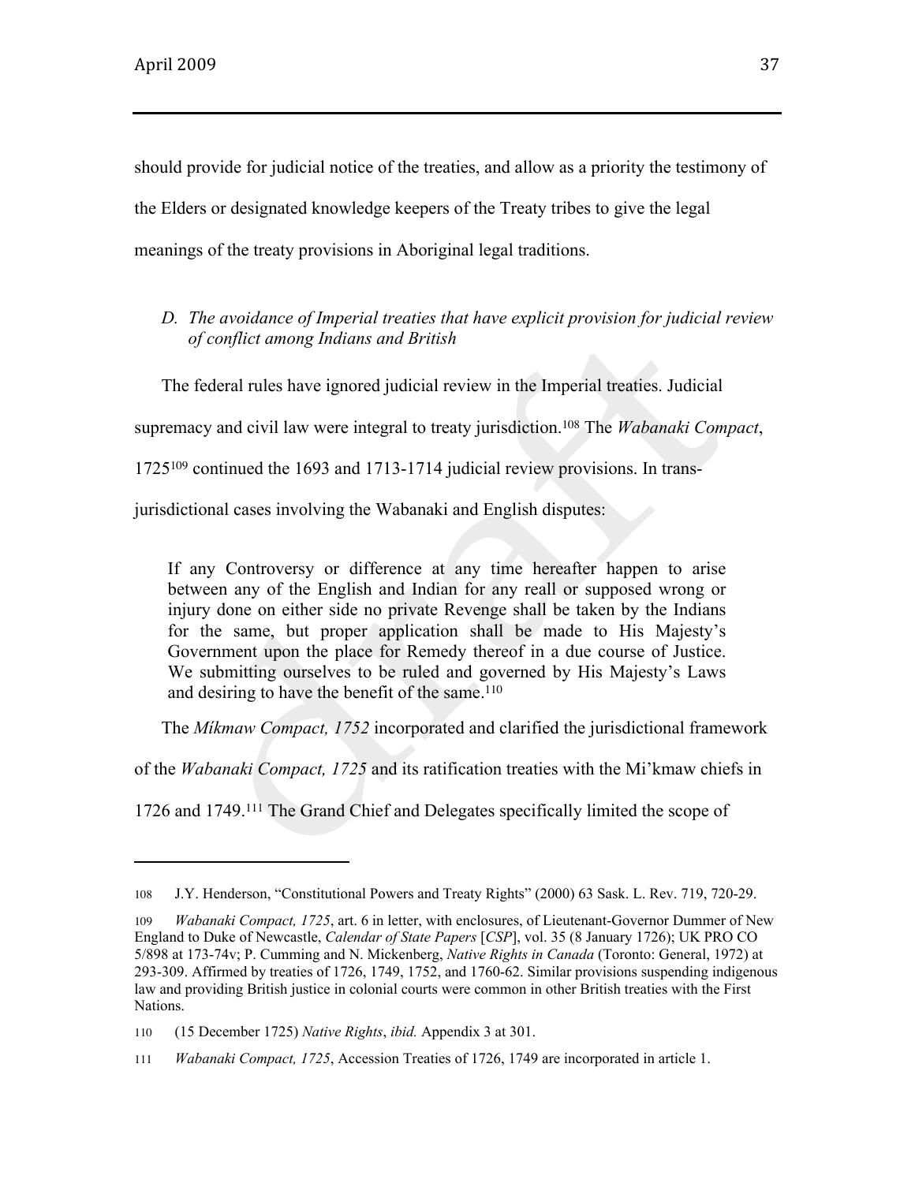should provide for judicial notice of the treaties, and allow as a priority the testimony of the Elders or designated knowledge keepers of the Treaty tribes to give the legal meanings of the treaty provisions in Aboriginal legal traditions.

*D. The avoidance of Imperial treaties that have explicit provision for judicial review of conflict among Indians and British*

The federal rules have ignored judicial review in the Imperial treaties. Judicial supremacy and civil law were integral to treaty jurisdiction.[108] The *Wabanaki Compact*, 1725[109] continued the 1693 and 1713-1714 judicial review provisions. In trans-jurisdictional cases involving the Wabanaki and English disputes:

> If any Controversy or difference at any time hereafter happen to arise between any of the English and Indian for any reall or supposed wrong or injury done on either side no private Revenge shall be taken by the Indians for the same, but proper application shall be made to His Majesty's Government upon the place for Remedy thereof in a due course of Justice. We submitting ourselves to be ruled and governed by His Majesty's Laws and desiring to have the benefit of the same.[110]

The *Míkmaw Compact, 1752* incorporated and clarified the jurisdictional framework of the *Wabanaki Compact, 1725* and its ratification treaties with the Mi'kmaw chiefs in 1726 and 1749.[111] The Grand Chief and Delegates specifically limited the scope of

---

108 J.Y. Henderson, "Constitutional Powers and Treaty Rights" (2000) 63 Sask. L. Rev. 719, 720-29.

109 *Wabanaki Compact, 1725*, art. 6 in letter, with enclosures, of Lieutenant-Governor Dummer of New England to Duke of Newcastle, *Calendar of State Papers* [*CSP*], vol. 35 (8 January 1726); UK PRO CO 5/898 at 173-74v; P. Cumming and N. Mickenberg, *Native Rights in Canada* (Toronto: General, 1972) at 293-309. Affirmed by treaties of 1726, 1749, 1752, and 1760-62. Similar provisions suspending indigenous law and providing British justice in colonial courts were common in other British treaties with the First Nations.

110 (15 December 1725) *Native Rights*, *ibid.* Appendix 3 at 301.

111 *Wabanaki Compact, 1725*, Accession Treaties of 1726, 1749 are incorporated in article 1.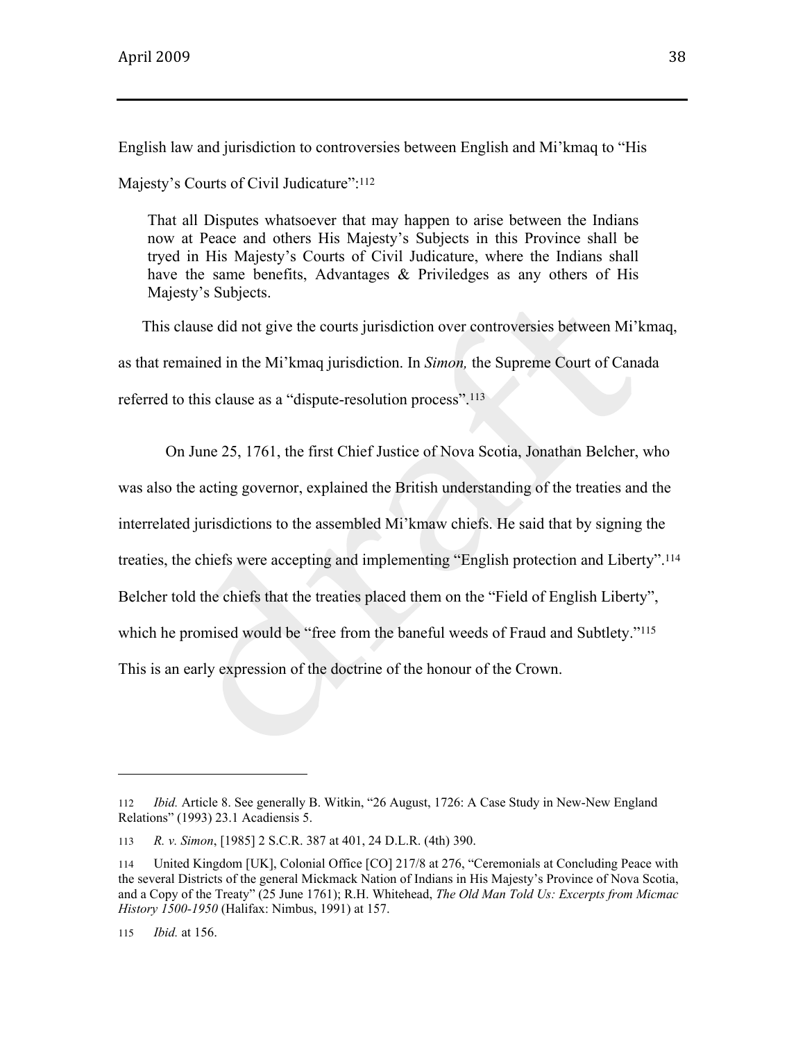English law and jurisdiction to controversies between English and Mi'kmaq to "His Majesty's Courts of Civil Judicature":[112]

> That all Disputes whatsoever that may happen to arise between the Indians now at Peace and others His Majesty's Subjects in this Province shall be tryed in His Majesty's Courts of Civil Judicature, where the Indians shall have the same benefits, Advantages & Priviledges as any others of His Majesty's Subjects.

This clause did not give the courts jurisdiction over controversies between Mi'kmaq, as that remained in the Mi'kmaq jurisdiction. In *Simon,* the Supreme Court of Canada referred to this clause as a "dispute-resolution process".[113]

On June 25, 1761, the first Chief Justice of Nova Scotia, Jonathan Belcher, who was also the acting governor, explained the British understanding of the treaties and the interrelated jurisdictions to the assembled Mi'kmaw chiefs. He said that by signing the treaties, the chiefs were accepting and implementing "English protection and Liberty".[114] Belcher told the chiefs that the treaties placed them on the "Field of English Liberty", which he promised would be "free from the baneful weeds of Fraud and Subtlety."[115] This is an early expression of the doctrine of the honour of the Crown.

---

112 *Ibid.* Article 8. See generally B. Witkin, "26 August, 1726: A Case Study in New-New England Relations" (1993) 23.1 Acadiensis 5.

113 *R. v. Simon*, [1985] 2 S.C.R. 387 at 401, 24 D.L.R. (4th) 390.

114 United Kingdom [UK], Colonial Office [CO] 217/8 at 276, "Ceremonials at Concluding Peace with the several Districts of the general Mickmack Nation of Indians in His Majesty's Province of Nova Scotia, and a Copy of the Treaty" (25 June 1761); R.H. Whitehead, *The Old Man Told Us: Excerpts from Micmac History 1500-1950* (Halifax: Nimbus, 1991) at 157.

115 *Ibid.* at 156.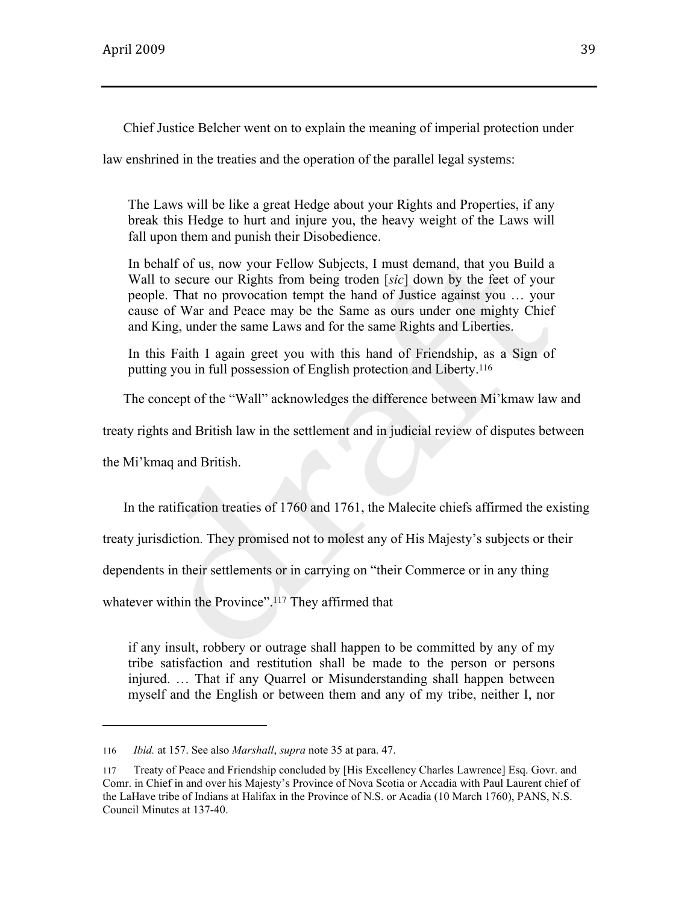Chief Justice Belcher went on to explain the meaning of imperial protection under law enshrined in the treaties and the operation of the parallel legal systems:

> The Laws will be like a great Hedge about your Rights and Properties, if any break this Hedge to hurt and injure you, the heavy weight of the Laws will fall upon them and punish their Disobedience.
>
> In behalf of us, now your Fellow Subjects, I must demand, that you Build a Wall to secure our Rights from being troden [*sic*] down by the feet of your people. That no provocation tempt the hand of Justice against you … your cause of War and Peace may be the Same as ours under one mighty Chief and King, under the same Laws and for the same Rights and Liberties.
>
> In this Faith I again greet you with this hand of Friendship, as a Sign of putting you in full possession of English protection and Liberty.[116]

The concept of the "Wall" acknowledges the difference between Mi'kmaw law and treaty rights and British law in the settlement and in judicial review of disputes between the Mi'kmaq and British.

In the ratification treaties of 1760 and 1761, the Malecite chiefs affirmed the existing treaty jurisdiction. They promised not to molest any of His Majesty's subjects or their dependents in their settlements or in carrying on "their Commerce or in any thing whatever within the Province".[117] They affirmed that

> if any insult, robbery or outrage shall happen to be committed by any of my tribe satisfaction and restitution shall be made to the person or persons injured. … That if any Quarrel or Misunderstanding shall happen between myself and the English or between them and any of my tribe, neither I, nor

---

116 *Ibid.* at 157. See also *Marshall*, *supra* note 35 at para. 47.

117 Treaty of Peace and Friendship concluded by [His Excellency Charles Lawrence] Esq. Govr. and Comr. in Chief in and over his Majesty's Province of Nova Scotia or Accadia with Paul Laurent chief of the LaHave tribe of Indians at Halifax in the Province of N.S. or Acadia (10 March 1760), PANS, N.S. Council Minutes at 137-40.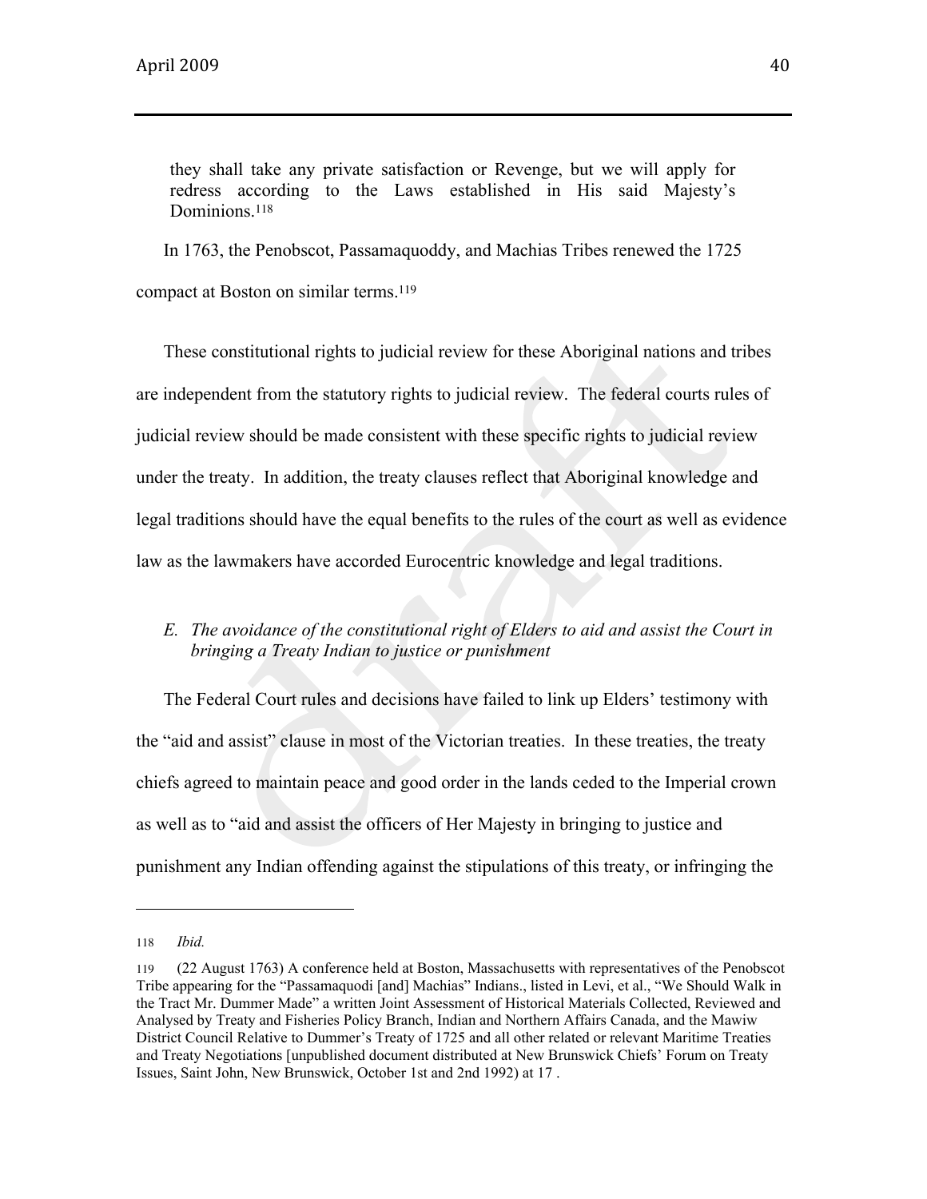> they shall take any private satisfaction or Revenge, but we will apply for redress according to the Laws established in His said Majesty's Dominions.[118]

In 1763, the Penobscot, Passamaquoddy, and Machias Tribes renewed the 1725 compact at Boston on similar terms.[119]

These constitutional rights to judicial review for these Aboriginal nations and tribes are independent from the statutory rights to judicial review. The federal courts rules of judicial review should be made consistent with these specific rights to judicial review under the treaty. In addition, the treaty clauses reflect that Aboriginal knowledge and legal traditions should have the equal benefits to the rules of the court as well as evidence law as the lawmakers have accorded Eurocentric knowledge and legal traditions.

### *E. The avoidance of the constitutional right of Elders to aid and assist the Court in bringing a Treaty Indian to justice or punishment*

The Federal Court rules and decisions have failed to link up Elders' testimony with the "aid and assist" clause in most of the Victorian treaties. In these treaties, the treaty chiefs agreed to maintain peace and good order in the lands ceded to the Imperial crown as well as to "aid and assist the officers of Her Majesty in bringing to justice and punishment any Indian offending against the stipulations of this treaty, or infringing the

---

118 *Ibid.*

119 (22 August 1763) A conference held at Boston, Massachusetts with representatives of the Penobscot Tribe appearing for the "Passamaquodi [and] Machias" Indians., listed in Levi, et al., "We Should Walk in the Tract Mr. Dummer Made" a written Joint Assessment of Historical Materials Collected, Reviewed and Analysed by Treaty and Fisheries Policy Branch, Indian and Northern Affairs Canada, and the Mawiw District Council Relative to Dummer's Treaty of 1725 and all other related or relevant Maritime Treaties and Treaty Negotiations [unpublished document distributed at New Brunswick Chiefs' Forum on Treaty Issues, Saint John, New Brunswick, October 1st and 2nd 1992) at 17 .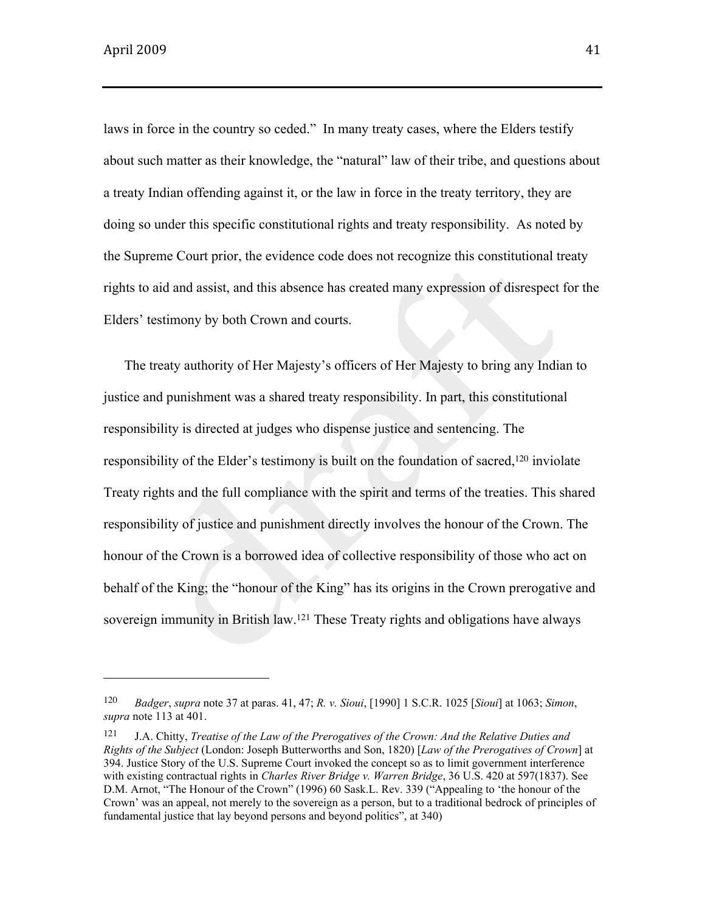laws in force in the country so ceded." In many treaty cases, where the Elders testify about such matter as their knowledge, the "natural" law of their tribe, and questions about a treaty Indian offending against it, or the law in force in the treaty territory, they are doing so under this specific constitutional rights and treaty responsibility. As noted by the Supreme Court prior, the evidence code does not recognize this constitutional treaty rights to aid and assist, and this absence has created many expression of disrespect for the Elders' testimony by both Crown and courts.

The treaty authority of Her Majesty's officers of Her Majesty to bring any Indian to justice and punishment was a shared treaty responsibility. In part, this constitutional responsibility is directed at judges who dispense justice and sentencing. The responsibility of the Elder's testimony is built on the foundation of sacred,[120] inviolate Treaty rights and the full compliance with the spirit and terms of the treaties. This shared responsibility of justice and punishment directly involves the honour of the Crown. The honour of the Crown is a borrowed idea of collective responsibility of those who act on behalf of the King; the "honour of the King" has its origins in the Crown prerogative and sovereign immunity in British law.[121] These Treaty rights and obligations have always

---

[120] *Badger*, *supra* note 37 at paras. 41, 47; *R. v. Sioui*, [1990] 1 S.C.R. 1025 [*Sioui*] at 1063; *Simon*, *supra* note 113 at 401.

[121] J.A. Chitty, *Treatise of the Law of the Prerogatives of the Crown: And the Relative Duties and Rights of the Subject* (London: Joseph Butterworths and Son, 1820) [*Law of the Prerogatives of Crown*] at 394. Justice Story of the U.S. Supreme Court invoked the concept so as to limit government interference with existing contractual rights in *Charles River Bridge v. Warren Bridge*, 36 U.S. 420 at 597(1837). See D.M. Arnot, "The Honour of the Crown" (1996) 60 Sask.L. Rev. 339 ("Appealing to 'the honour of the Crown' was an appeal, not merely to the sovereign as a person, but to a traditional bedrock of principles of fundamental justice that lay beyond persons and beyond politics", at 340)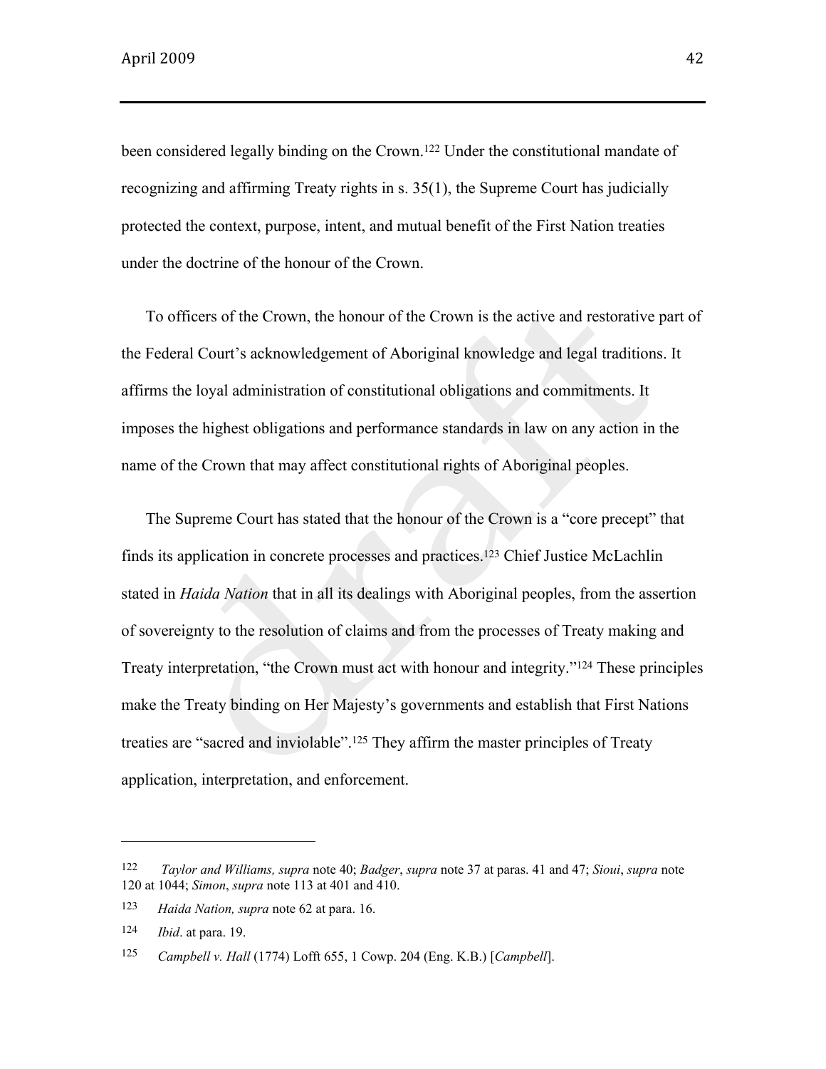been considered legally binding on the Crown.[122] Under the constitutional mandate of recognizing and affirming Treaty rights in s. 35(1), the Supreme Court has judicially protected the context, purpose, intent, and mutual benefit of the First Nation treaties under the doctrine of the honour of the Crown.

To officers of the Crown, the honour of the Crown is the active and restorative part of the Federal Court's acknowledgement of Aboriginal knowledge and legal traditions. It affirms the loyal administration of constitutional obligations and commitments. It imposes the highest obligations and performance standards in law on any action in the name of the Crown that may affect constitutional rights of Aboriginal peoples.

The Supreme Court has stated that the honour of the Crown is a "core precept" that finds its application in concrete processes and practices.[123] Chief Justice McLachlin stated in *Haida Nation* that in all its dealings with Aboriginal peoples, from the assertion of sovereignty to the resolution of claims and from the processes of Treaty making and Treaty interpretation, "the Crown must act with honour and integrity."[124] These principles make the Treaty binding on Her Majesty's governments and establish that First Nations treaties are "sacred and inviolable".[125] They affirm the master principles of Treaty application, interpretation, and enforcement.

---

122 *Taylor and Williams, supra* note 40; *Badger*, *supra* note 37 at paras. 41 and 47; *Sioui*, *supra* note 120 at 1044; *Simon*, *supra* note 113 at 401 and 410.

123 *Haida Nation, supra* note 62 at para. 16.

124 *Ibid*. at para. 19.

125 *Campbell v. Hall* (1774) Lofft 655, 1 Cowp. 204 (Eng. K.B.) [*Campbell*].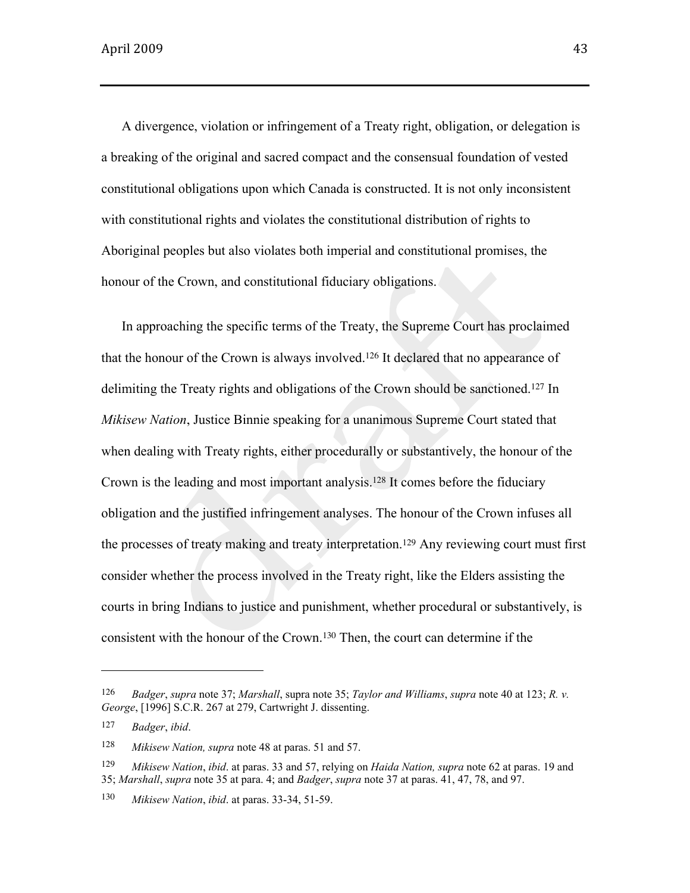A divergence, violation or infringement of a Treaty right, obligation, or delegation is a breaking of the original and sacred compact and the consensual foundation of vested constitutional obligations upon which Canada is constructed. It is not only inconsistent with constitutional rights and violates the constitutional distribution of rights to Aboriginal peoples but also violates both imperial and constitutional promises, the honour of the Crown, and constitutional fiduciary obligations.

In approaching the specific terms of the Treaty, the Supreme Court has proclaimed that the honour of the Crown is always involved.[126] It declared that no appearance of delimiting the Treaty rights and obligations of the Crown should be sanctioned.[127] In *Mikisew Nation*, Justice Binnie speaking for a unanimous Supreme Court stated that when dealing with Treaty rights, either procedurally or substantively, the honour of the Crown is the leading and most important analysis.[128] It comes before the fiduciary obligation and the justified infringement analyses. The honour of the Crown infuses all the processes of treaty making and treaty interpretation.[129] Any reviewing court must first consider whether the process involved in the Treaty right, like the Elders assisting the courts in bring Indians to justice and punishment, whether procedural or substantively, is consistent with the honour of the Crown.[130] Then, the court can determine if the

---

126 *Badger*, *supra* note 37; *Marshall*, supra note 35; *Taylor and Williams*, *supra* note 40 at 123; *R. v. George*, [1996] S.C.R. 267 at 279, Cartwright J. dissenting.

127 *Badger*, *ibid*.

128 *Mikisew Nation, supra* note 48 at paras. 51 and 57.

129 *Mikisew Nation*, *ibid*. at paras. 33 and 57, relying on *Haida Nation, supra* note 62 at paras. 19 and 35; *Marshall*, *supra* note 35 at para. 4; and *Badger*, *supra* note 37 at paras. 41, 47, 78, and 97.

130 *Mikisew Nation*, *ibid*. at paras. 33-34, 51-59.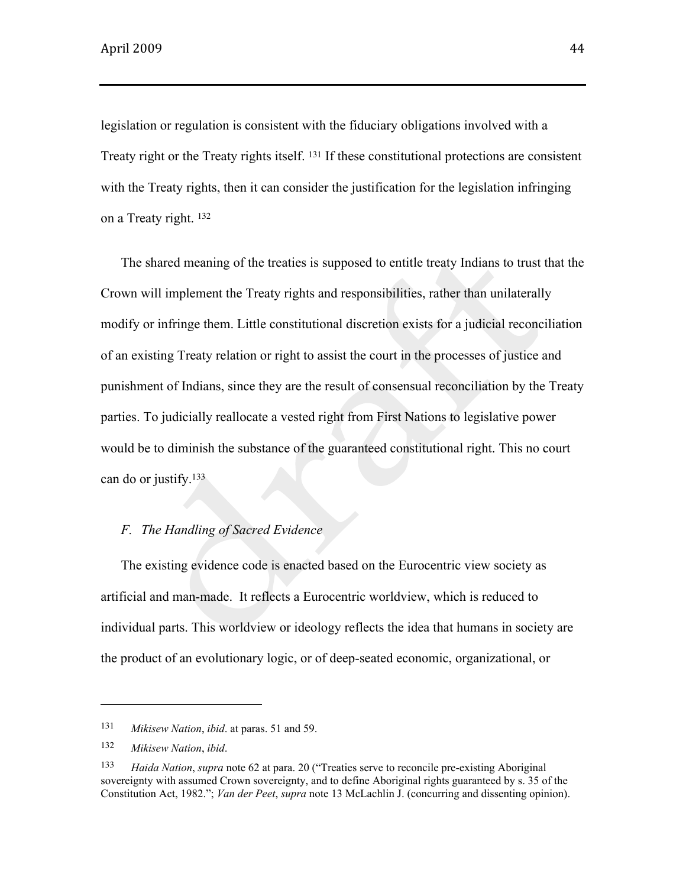legislation or regulation is consistent with the fiduciary obligations involved with a Treaty right or the Treaty rights itself. [131] If these constitutional protections are consistent with the Treaty rights, then it can consider the justification for the legislation infringing on a Treaty right. [132]

The shared meaning of the treaties is supposed to entitle treaty Indians to trust that the Crown will implement the Treaty rights and responsibilities, rather than unilaterally modify or infringe them. Little constitutional discretion exists for a judicial reconciliation of an existing Treaty relation or right to assist the court in the processes of justice and punishment of Indians, since they are the result of consensual reconciliation by the Treaty parties. To judicially reallocate a vested right from First Nations to legislative power would be to diminish the substance of the guaranteed constitutional right. This no court can do or justify.[133]

### *F. The Handling of Sacred Evidence*

The existing evidence code is enacted based on the Eurocentric view society as artificial and man-made. It reflects a Eurocentric worldview, which is reduced to individual parts. This worldview or ideology reflects the idea that humans in society are the product of an evolutionary logic, or of deep-seated economic, organizational, or

---

[131] *Mikisew Nation*, *ibid*. at paras. 51 and 59.

[132] *Mikisew Nation*, *ibid*.

[133] *Haida Nation*, *supra* note 62 at para. 20 ("Treaties serve to reconcile pre-existing Aboriginal sovereignty with assumed Crown sovereignty, and to define Aboriginal rights guaranteed by s. 35 of the Constitution Act, 1982."; *Van der Peet*, *supra* note 13 McLachlin J. (concurring and dissenting opinion).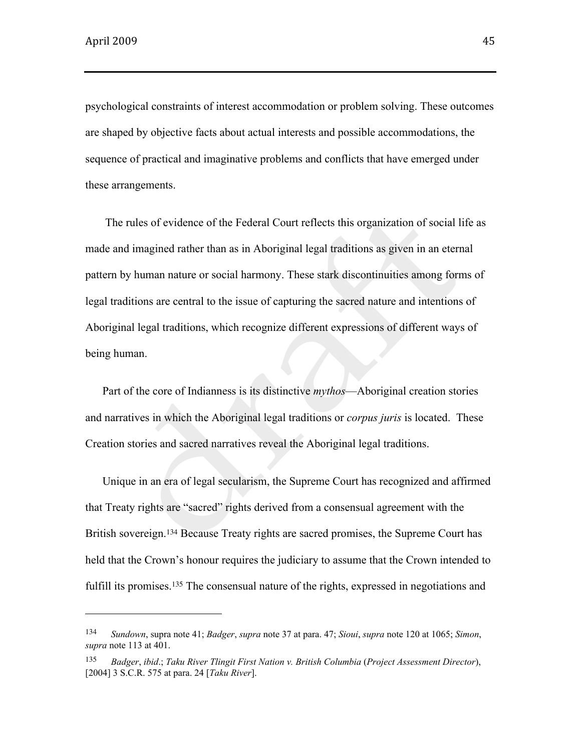psychological constraints of interest accommodation or problem solving. These outcomes are shaped by objective facts about actual interests and possible accommodations, the sequence of practical and imaginative problems and conflicts that have emerged under these arrangements.

The rules of evidence of the Federal Court reflects this organization of social life as made and imagined rather than as in Aboriginal legal traditions as given in an eternal pattern by human nature or social harmony. These stark discontinuities among forms of legal traditions are central to the issue of capturing the sacred nature and intentions of Aboriginal legal traditions, which recognize different expressions of different ways of being human.

Part of the core of Indianness is its distinctive *mythos*—Aboriginal creation stories and narratives in which the Aboriginal legal traditions or *corpus juris* is located. These Creation stories and sacred narratives reveal the Aboriginal legal traditions.

Unique in an era of legal secularism, the Supreme Court has recognized and affirmed that Treaty rights are "sacred" rights derived from a consensual agreement with the British sovereign.[134] Because Treaty rights are sacred promises, the Supreme Court has held that the Crown's honour requires the judiciary to assume that the Crown intended to fulfill its promises.[135] The consensual nature of the rights, expressed in negotiations and

---

[134] *Sundown*, supra note 41; *Badger*, *supra* note 37 at para. 47; *Sioui*, *supra* note 120 at 1065; *Simon*, *supra* note 113 at 401.

[135] *Badger*, *ibid*.; *Taku River Tlingit First Nation v. British Columbia* (*Project Assessment Director*), [2004] 3 S.C.R. 575 at para. 24 [*Taku River*].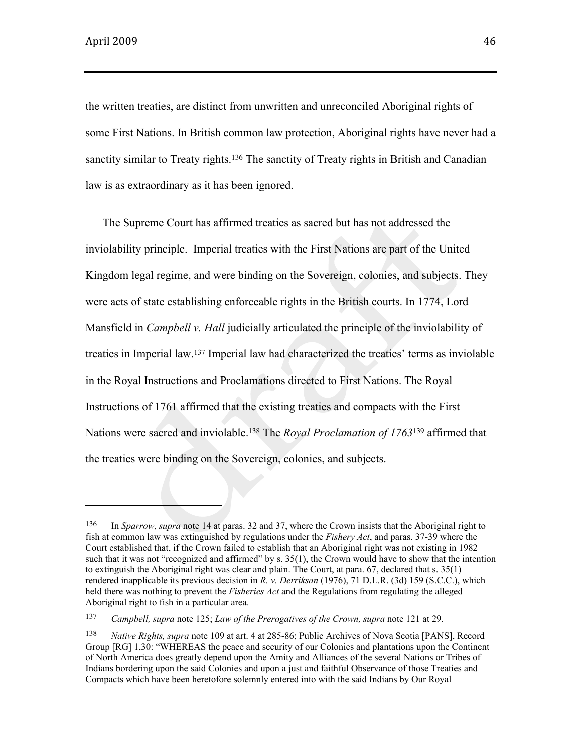the written treaties, are distinct from unwritten and unreconciled Aboriginal rights of some First Nations. In British common law protection, Aboriginal rights have never had a sanctity similar to Treaty rights.[136] The sanctity of Treaty rights in British and Canadian law is as extraordinary as it has been ignored.

The Supreme Court has affirmed treaties as sacred but has not addressed the inviolability principle. Imperial treaties with the First Nations are part of the United Kingdom legal regime, and were binding on the Sovereign, colonies, and subjects. They were acts of state establishing enforceable rights in the British courts. In 1774, Lord Mansfield in *Campbell v. Hall* judicially articulated the principle of the inviolability of treaties in Imperial law.[137] Imperial law had characterized the treaties' terms as inviolable in the Royal Instructions and Proclamations directed to First Nations. The Royal Instructions of 1761 affirmed that the existing treaties and compacts with the First Nations were sacred and inviolable.[138] The *Royal Proclamation of 1763*[139] affirmed that the treaties were binding on the Sovereign, colonies, and subjects.

---

136 In *Sparrow*, *supra* note 14 at paras. 32 and 37, where the Crown insists that the Aboriginal right to fish at common law was extinguished by regulations under the *Fishery Act*, and paras. 37-39 where the Court established that, if the Crown failed to establish that an Aboriginal right was not existing in 1982 such that it was not "recognized and affirmed" by s. 35(1), the Crown would have to show that the intention to extinguish the Aboriginal right was clear and plain. The Court, at para. 67, declared that s. 35(1) rendered inapplicable its previous decision in *R. v. Derriksan* (1976), 71 D.L.R. (3d) 159 (S.C.C.), which held there was nothing to prevent the *Fisheries Act* and the Regulations from regulating the alleged Aboriginal right to fish in a particular area.

137 *Campbell, supra* note 125; *Law of the Prerogatives of the Crown, supra* note 121 at 29.

138 *Native Rights, supra* note 109 at art. 4 at 285-86; Public Archives of Nova Scotia [PANS], Record Group [RG] 1,30: "WHEREAS the peace and security of our Colonies and plantations upon the Continent of North America does greatly depend upon the Amity and Alliances of the several Nations or Tribes of Indians bordering upon the said Colonies and upon a just and faithful Observance of those Treaties and Compacts which have been heretofore solemnly entered into with the said Indians by Our Royal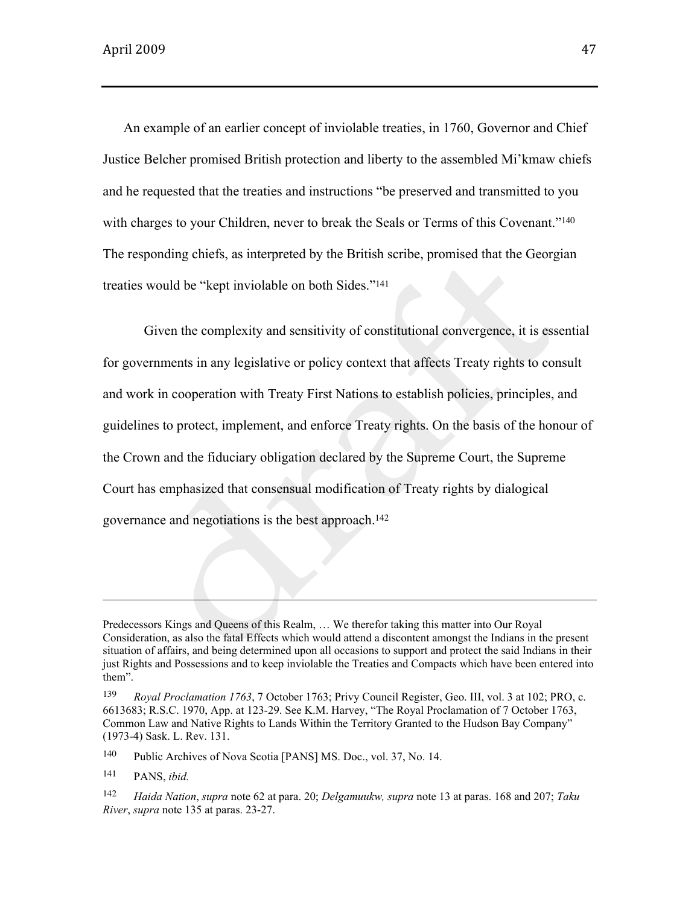An example of an earlier concept of inviolable treaties, in 1760, Governor and Chief Justice Belcher promised British protection and liberty to the assembled Mi'kmaw chiefs and he requested that the treaties and instructions "be preserved and transmitted to you with charges to your Children, never to break the Seals or Terms of this Covenant."[140] The responding chiefs, as interpreted by the British scribe, promised that the Georgian treaties would be "kept inviolable on both Sides."[141]

Given the complexity and sensitivity of constitutional convergence, it is essential for governments in any legislative or policy context that affects Treaty rights to consult and work in cooperation with Treaty First Nations to establish policies, principles, and guidelines to protect, implement, and enforce Treaty rights. On the basis of the honour of the Crown and the fiduciary obligation declared by the Supreme Court, the Supreme Court has emphasized that consensual modification of Treaty rights by dialogical governance and negotiations is the best approach.[142]

---

Predecessors Kings and Queens of this Realm, … We therefor taking this matter into Our Royal Consideration, as also the fatal Effects which would attend a discontent amongst the Indians in the present situation of affairs, and being determined upon all occasions to support and protect the said Indians in their just Rights and Possessions and to keep inviolable the Treaties and Compacts which have been entered into them".

139 *Royal Proclamation 1763*, 7 October 1763; Privy Council Register, Geo. III, vol. 3 at 102; PRO, c. 6613683; R.S.C. 1970, App. at 123-29. See K.M. Harvey, "The Royal Proclamation of 7 October 1763, Common Law and Native Rights to Lands Within the Territory Granted to the Hudson Bay Company" (1973-4) Sask. L. Rev. 131.

140 Public Archives of Nova Scotia [PANS] MS. Doc., vol. 37, No. 14.

141 PANS, *ibid.*

142 *Haida Nation*, *supra* note 62 at para. 20; *Delgamuukw, supra* note 13 at paras. 168 and 207; *Taku River*, *supra* note 135 at paras. 23-27.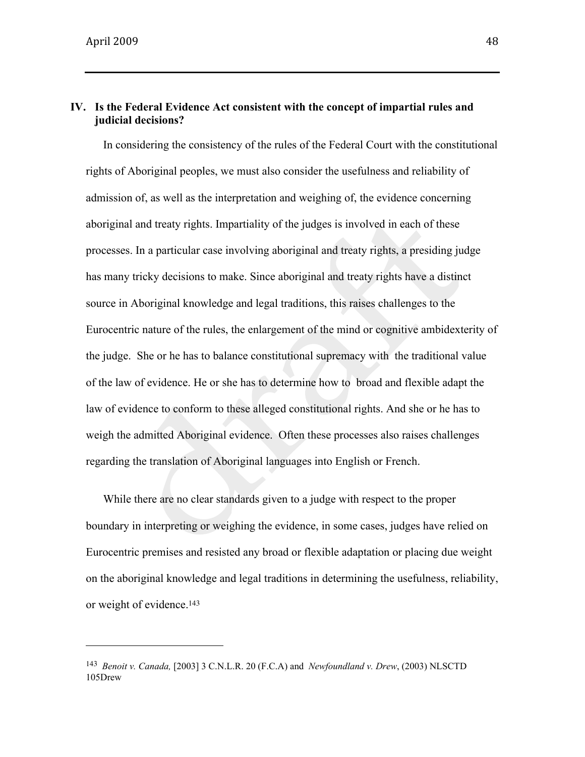## IV. Is the Federal Evidence Act consistent with the concept of impartial rules and judicial decisions?

In considering the consistency of the rules of the Federal Court with the constitutional rights of Aboriginal peoples, we must also consider the usefulness and reliability of admission of, as well as the interpretation and weighing of, the evidence concerning aboriginal and treaty rights. Impartiality of the judges is involved in each of these processes. In a particular case involving aboriginal and treaty rights, a presiding judge has many tricky decisions to make. Since aboriginal and treaty rights have a distinct source in Aboriginal knowledge and legal traditions, this raises challenges to the Eurocentric nature of the rules, the enlargement of the mind or cognitive ambidexterity of the judge. She or he has to balance constitutional supremacy with the traditional value of the law of evidence. He or she has to determine how to broad and flexible adapt the law of evidence to conform to these alleged constitutional rights. And she or he has to weigh the admitted Aboriginal evidence. Often these processes also raises challenges regarding the translation of Aboriginal languages into English or French.

While there are no clear standards given to a judge with respect to the proper boundary in interpreting or weighing the evidence, in some cases, judges have relied on Eurocentric premises and resisted any broad or flexible adaptation or placing due weight on the aboriginal knowledge and legal traditions in determining the usefulness, reliability, or weight of evidence.[143]

---

[143] *Benoit v. Canada,* [2003] 3 C.N.L.R. 20 (F.C.A) and *Newfoundland v. Drew*, (2003) NLSCTD 105Drew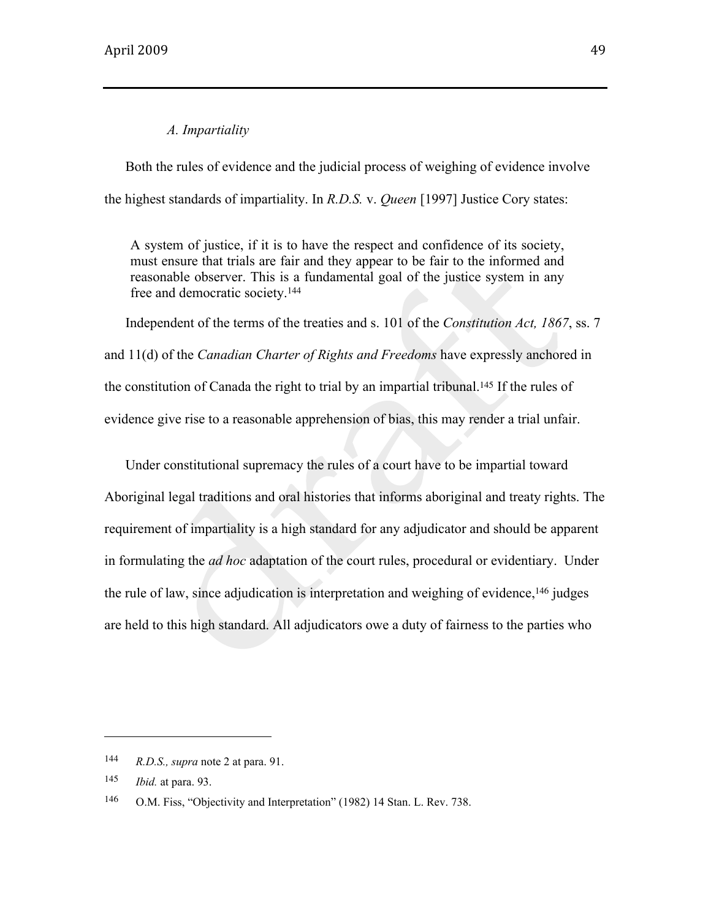### *A. Impartiality*

Both the rules of evidence and the judicial process of weighing of evidence involve the highest standards of impartiality. In *R.D.S.* v. *Queen* [1997] Justice Cory states:

> A system of justice, if it is to have the respect and confidence of its society, must ensure that trials are fair and they appear to be fair to the informed and reasonable observer. This is a fundamental goal of the justice system in any free and democratic society.[144]

Independent of the terms of the treaties and s. 101 of the *Constitution Act, 1867*, ss. 7 and 11(d) of the *Canadian Charter of Rights and Freedoms* have expressly anchored in the constitution of Canada the right to trial by an impartial tribunal.[145] If the rules of evidence give rise to a reasonable apprehension of bias, this may render a trial unfair.

Under constitutional supremacy the rules of a court have to be impartial toward Aboriginal legal traditions and oral histories that informs aboriginal and treaty rights. The requirement of impartiality is a high standard for any adjudicator and should be apparent in formulating the *ad hoc* adaptation of the court rules, procedural or evidentiary. Under the rule of law, since adjudication is interpretation and weighing of evidence,[146] judges are held to this high standard. All adjudicators owe a duty of fairness to the parties who

---

[144] *R.D.S., supra* note 2 at para. 91.

[145] *Ibid.* at para. 93.

[146] O.M. Fiss, "Objectivity and Interpretation" (1982) 14 Stan. L. Rev. 738.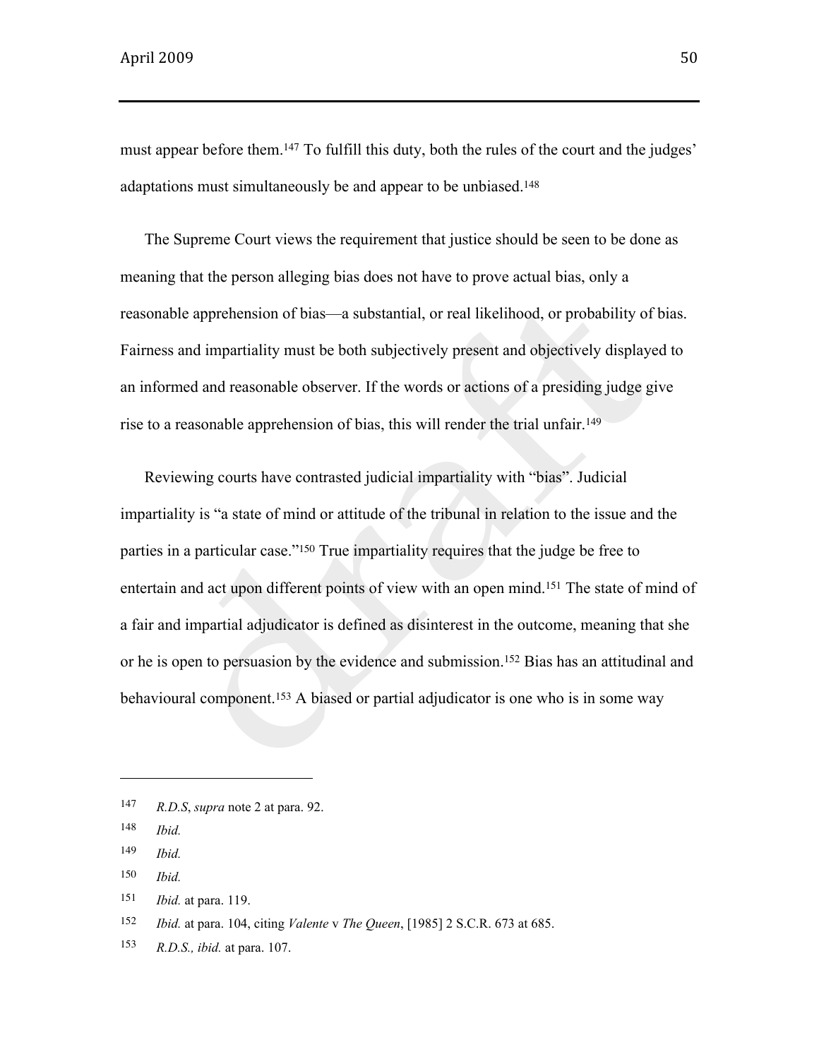must appear before them.[147] To fulfill this duty, both the rules of the court and the judges' adaptations must simultaneously be and appear to be unbiased.[148]

The Supreme Court views the requirement that justice should be seen to be done as meaning that the person alleging bias does not have to prove actual bias, only a reasonable apprehension of bias—a substantial, or real likelihood, or probability of bias. Fairness and impartiality must be both subjectively present and objectively displayed to an informed and reasonable observer. If the words or actions of a presiding judge give rise to a reasonable apprehension of bias, this will render the trial unfair.[149]

Reviewing courts have contrasted judicial impartiality with "bias". Judicial impartiality is "a state of mind or attitude of the tribunal in relation to the issue and the parties in a particular case."[150] True impartiality requires that the judge be free to entertain and act upon different points of view with an open mind.[151] The state of mind of a fair and impartial adjudicator is defined as disinterest in the outcome, meaning that she or he is open to persuasion by the evidence and submission.[152] Bias has an attitudinal and behavioural component.[153] A biased or partial adjudicator is one who is in some way

---

147 *R.D.S*, *supra* note 2 at para. 92.

148 *Ibid.*

149 *Ibid.*

150 *Ibid.*

151 *Ibid.* at para. 119.

152 *Ibid.* at para. 104, citing *Valente* v *The Queen*, [1985] 2 S.C.R. 673 at 685.

153 *R.D.S., ibid.* at para. 107.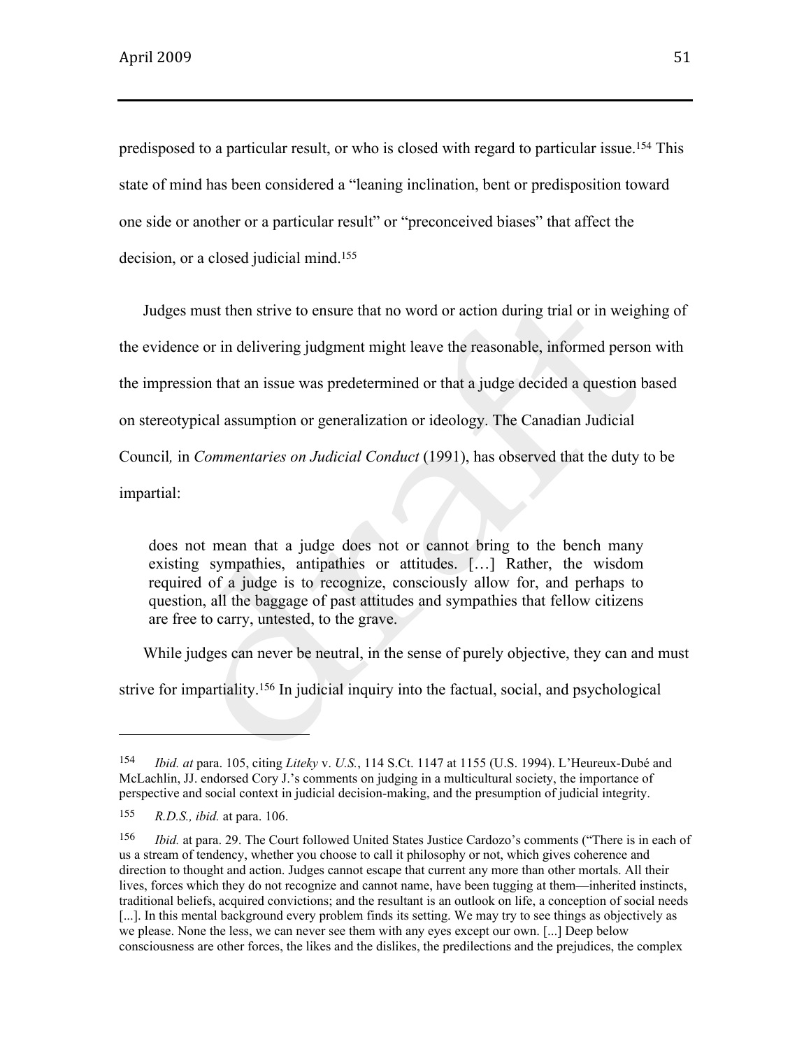predisposed to a particular result, or who is closed with regard to particular issue.[154] This state of mind has been considered a "leaning inclination, bent or predisposition toward one side or another or a particular result" or "preconceived biases" that affect the decision, or a closed judicial mind.[155]

Judges must then strive to ensure that no word or action during trial or in weighing of the evidence or in delivering judgment might leave the reasonable, informed person with the impression that an issue was predetermined or that a judge decided a question based on stereotypical assumption or generalization or ideology. The Canadian Judicial Council*,* in *Commentaries on Judicial Conduct* (1991), has observed that the duty to be impartial:

> does not mean that a judge does not or cannot bring to the bench many existing sympathies, antipathies or attitudes. […] Rather, the wisdom required of a judge is to recognize, consciously allow for, and perhaps to question, all the baggage of past attitudes and sympathies that fellow citizens are free to carry, untested, to the grave.

While judges can never be neutral, in the sense of purely objective, they can and must strive for impartiality.[156] In judicial inquiry into the factual, social, and psychological

---

[154] *Ibid. at* para. 105, citing *Liteky* v. *U.S.*, 114 S.Ct. 1147 at 1155 (U.S. 1994). L'Heureux-Dubé and McLachlin, JJ. endorsed Cory J.'s comments on judging in a multicultural society, the importance of perspective and social context in judicial decision-making, and the presumption of judicial integrity.

[155] *R.D.S., ibid.* at para. 106.

[156] *Ibid.* at para. 29. The Court followed United States Justice Cardozo's comments ("There is in each of us a stream of tendency, whether you choose to call it philosophy or not, which gives coherence and direction to thought and action. Judges cannot escape that current any more than other mortals. All their lives, forces which they do not recognize and cannot name, have been tugging at them—inherited instincts, traditional beliefs, acquired convictions; and the resultant is an outlook on life, a conception of social needs [...]. In this mental background every problem finds its setting. We may try to see things as objectively as we please. None the less, we can never see them with any eyes except our own. [...] Deep below consciousness are other forces, the likes and the dislikes, the predilections and the prejudices, the complex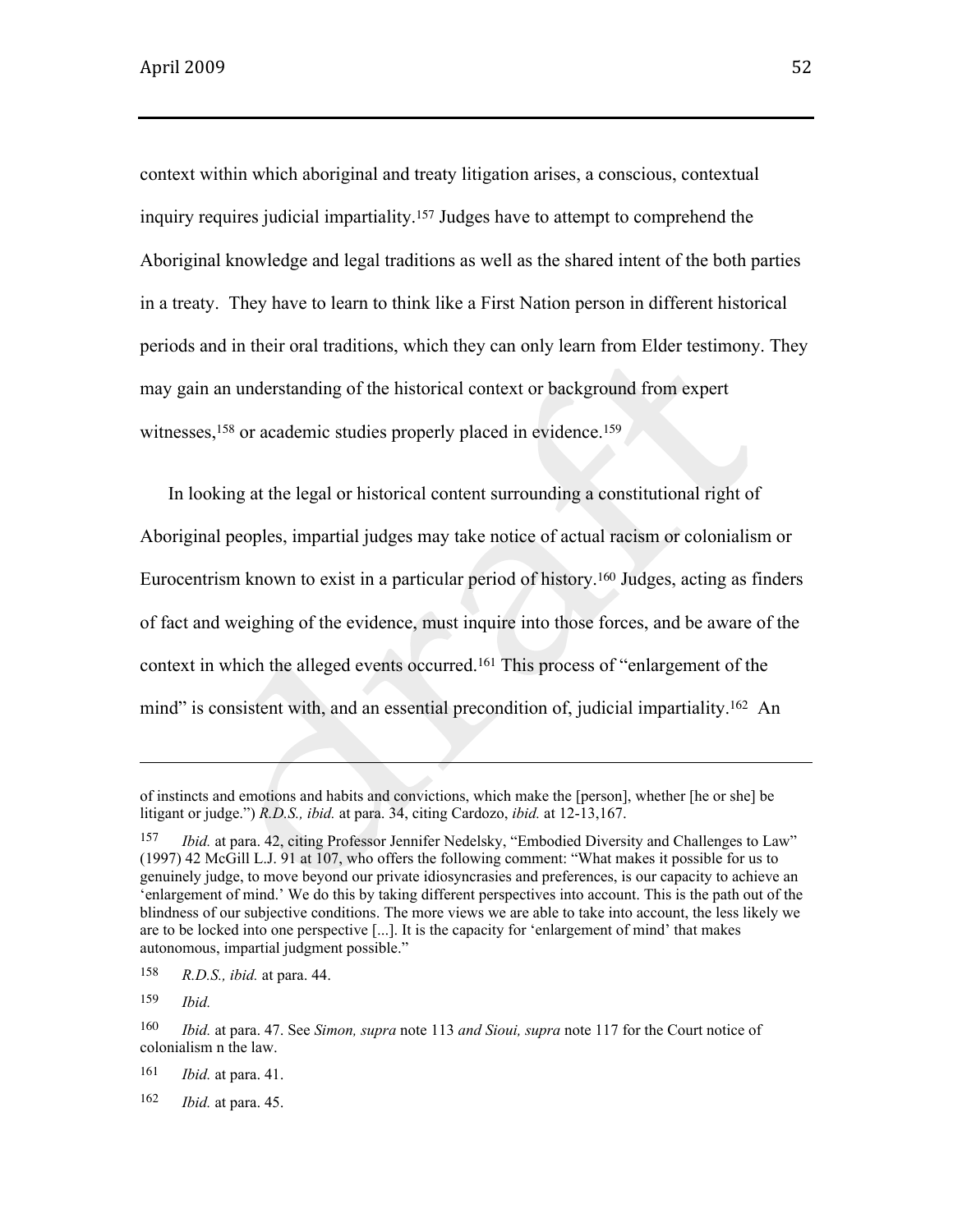context within which aboriginal and treaty litigation arises, a conscious, contextual inquiry requires judicial impartiality.[157] Judges have to attempt to comprehend the Aboriginal knowledge and legal traditions as well as the shared intent of the both parties in a treaty. They have to learn to think like a First Nation person in different historical periods and in their oral traditions, which they can only learn from Elder testimony. They may gain an understanding of the historical context or background from expert witnesses,[158] or academic studies properly placed in evidence.[159]

In looking at the legal or historical content surrounding a constitutional right of Aboriginal peoples, impartial judges may take notice of actual racism or colonialism or Eurocentrism known to exist in a particular period of history.[160] Judges, acting as finders of fact and weighing of the evidence, must inquire into those forces, and be aware of the context in which the alleged events occurred.[161] This process of "enlargement of the mind" is consistent with, and an essential precondition of, judicial impartiality.[162] An

---

of instincts and emotions and habits and convictions, which make the [person], whether [he or she] be litigant or judge.") *R.D.S., ibid.* at para. 34, citing Cardozo, *ibid.* at 12-13,167.

157 *Ibid.* at para. 42, citing Professor Jennifer Nedelsky, "Embodied Diversity and Challenges to Law" (1997) 42 McGill L.J. 91 at 107, who offers the following comment: "What makes it possible for us to genuinely judge, to move beyond our private idiosyncrasies and preferences, is our capacity to achieve an 'enlargement of mind.' We do this by taking different perspectives into account. This is the path out of the blindness of our subjective conditions. The more views we are able to take into account, the less likely we are to be locked into one perspective [...]. It is the capacity for 'enlargement of mind' that makes autonomous, impartial judgment possible."

158 *R.D.S., ibid.* at para. 44.

159 *Ibid.*

160 *Ibid.* at para. 47. See *Simon, supra* note 113 *and Sioui, supra* note 117 for the Court notice of colonialism n the law.

161 *Ibid.* at para. 41.

162 *Ibid.* at para. 45.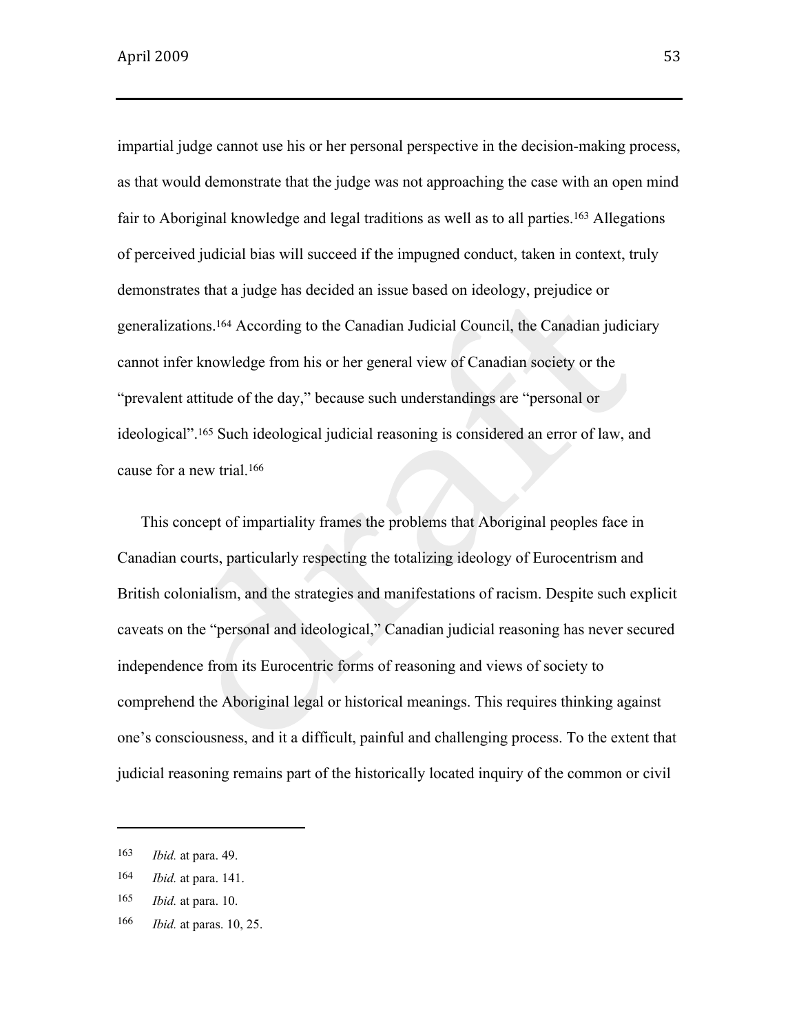impartial judge cannot use his or her personal perspective in the decision-making process, as that would demonstrate that the judge was not approaching the case with an open mind fair to Aboriginal knowledge and legal traditions as well as to all parties.[163] Allegations of perceived judicial bias will succeed if the impugned conduct, taken in context, truly demonstrates that a judge has decided an issue based on ideology, prejudice or generalizations.[164] According to the Canadian Judicial Council, the Canadian judiciary cannot infer knowledge from his or her general view of Canadian society or the "prevalent attitude of the day," because such understandings are "personal or ideological".[165] Such ideological judicial reasoning is considered an error of law, and cause for a new trial.[166]

This concept of impartiality frames the problems that Aboriginal peoples face in Canadian courts, particularly respecting the totalizing ideology of Eurocentrism and British colonialism, and the strategies and manifestations of racism. Despite such explicit caveats on the "personal and ideological," Canadian judicial reasoning has never secured independence from its Eurocentric forms of reasoning and views of society to comprehend the Aboriginal legal or historical meanings. This requires thinking against one's consciousness, and it a difficult, painful and challenging process. To the extent that judicial reasoning remains part of the historically located inquiry of the common or civil

---

163 *Ibid.* at para. 49.

164 *Ibid.* at para. 141.

165 *Ibid.* at para. 10.

166 *Ibid.* at paras. 10, 25.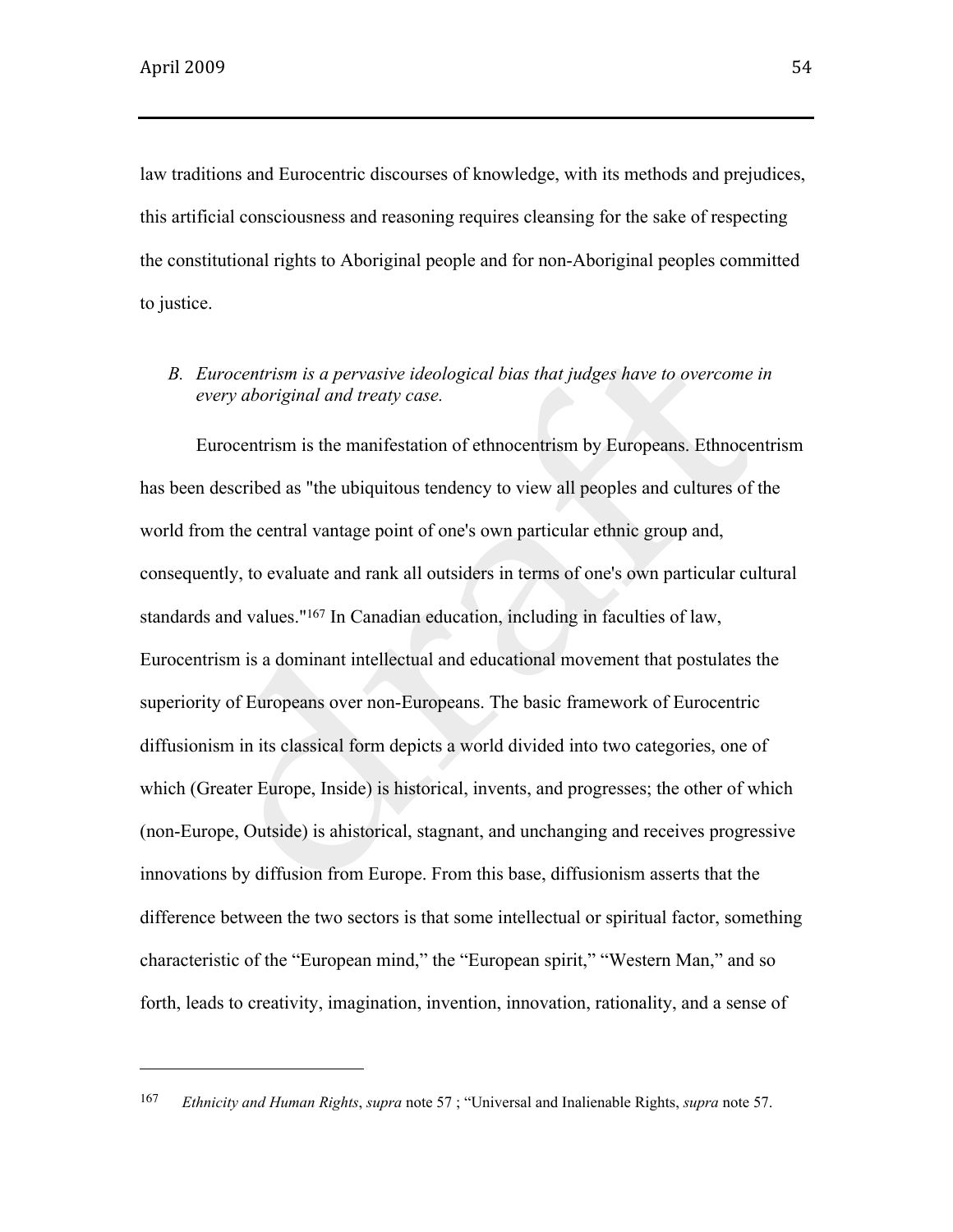law traditions and Eurocentric discourses of knowledge, with its methods and prejudices, this artificial consciousness and reasoning requires cleansing for the sake of respecting the constitutional rights to Aboriginal people and for non-Aboriginal peoples committed to justice.

### *B. Eurocentrism is a pervasive ideological bias that judges have to overcome in every aboriginal and treaty case.*

Eurocentrism is the manifestation of ethnocentrism by Europeans. Ethnocentrism has been described as "the ubiquitous tendency to view all peoples and cultures of the world from the central vantage point of one's own particular ethnic group and, consequently, to evaluate and rank all outsiders in terms of one's own particular cultural standards and values."[167] In Canadian education, including in faculties of law, Eurocentrism is a dominant intellectual and educational movement that postulates the superiority of Europeans over non-Europeans. The basic framework of Eurocentric diffusionism in its classical form depicts a world divided into two categories, one of which (Greater Europe, Inside) is historical, invents, and progresses; the other of which (non-Europe, Outside) is ahistorical, stagnant, and unchanging and receives progressive innovations by diffusion from Europe. From this base, diffusionism asserts that the difference between the two sectors is that some intellectual or spiritual factor, something characteristic of the "European mind," the "European spirit," "Western Man," and so forth, leads to creativity, imagination, invention, innovation, rationality, and a sense of

---

[167] *Ethnicity and Human Rights*, *supra* note 57 ; "Universal and Inalienable Rights, *supra* note 57.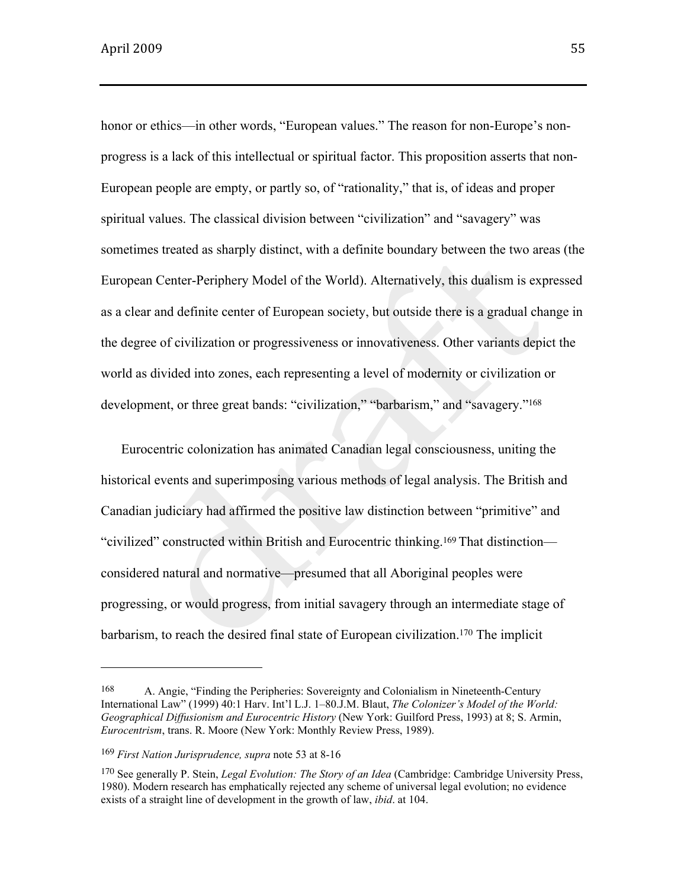honor or ethics—in other words, "European values." The reason for non-Europe's non-progress is a lack of this intellectual or spiritual factor. This proposition asserts that non-European people are empty, or partly so, of "rationality," that is, of ideas and proper spiritual values. The classical division between "civilization" and "savagery" was sometimes treated as sharply distinct, with a definite boundary between the two areas (the European Center-Periphery Model of the World). Alternatively, this dualism is expressed as a clear and definite center of European society, but outside there is a gradual change in the degree of civilization or progressiveness or innovativeness. Other variants depict the world as divided into zones, each representing a level of modernity or civilization or development, or three great bands: "civilization," "barbarism," and "savagery."[168]

Eurocentric colonization has animated Canadian legal consciousness, uniting the historical events and superimposing various methods of legal analysis. The British and Canadian judiciary had affirmed the positive law distinction between "primitive" and "civilized" constructed within British and Eurocentric thinking.[169] That distinction—considered natural and normative—presumed that all Aboriginal peoples were progressing, or would progress, from initial savagery through an intermediate stage of barbarism, to reach the desired final state of European civilization.[170] The implicit

---

[168] A. Angie, "Finding the Peripheries: Sovereignty and Colonialism in Nineteenth-Century International Law" (1999) 40:1 Harv. Int'l L.J. 1–80.J.M. Blaut, *The Colonizer's Model of the World: Geographical Diffusionism and Eurocentric History* (New York: Guilford Press, 1993) at 8; S. Armin, *Eurocentrism*, trans. R. Moore (New York: Monthly Review Press, 1989).

[169] *First Nation Jurisprudence, supra* note 53 at 8-16

[170] See generally P. Stein, *Legal Evolution: The Story of an Idea* (Cambridge: Cambridge University Press, 1980). Modern research has emphatically rejected any scheme of universal legal evolution; no evidence exists of a straight line of development in the growth of law, *ibid*. at 104.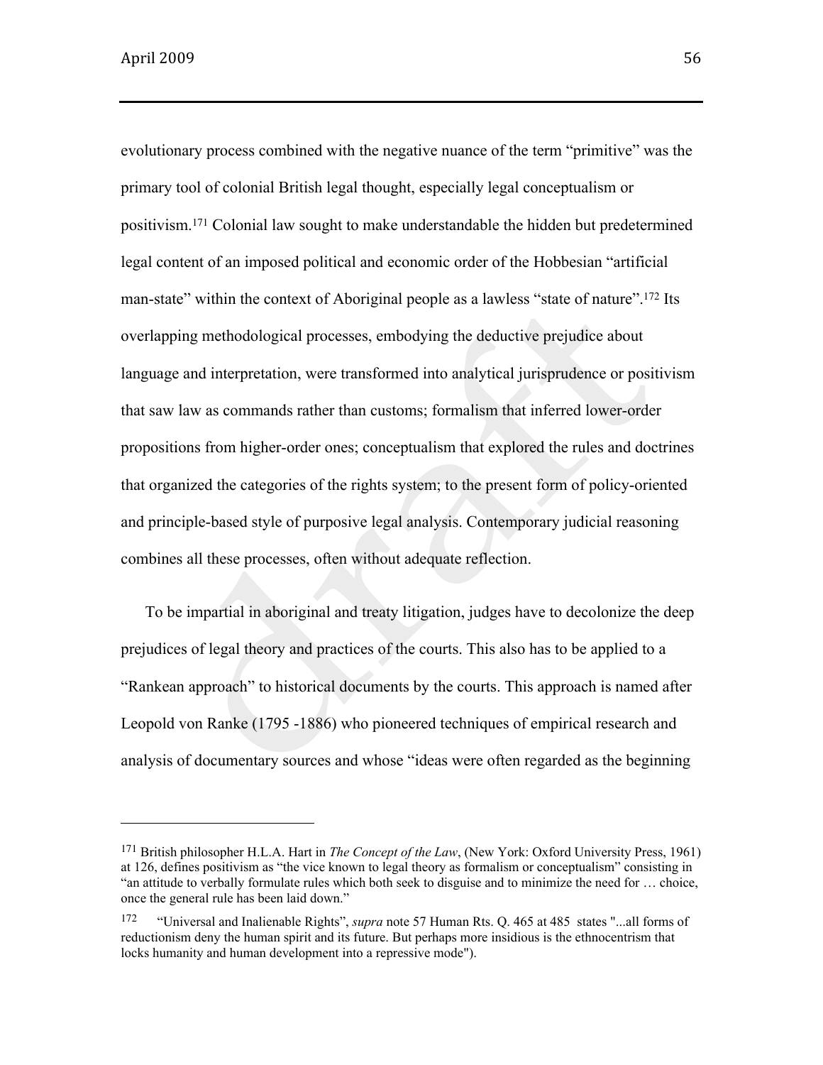evolutionary process combined with the negative nuance of the term "primitive" was the primary tool of colonial British legal thought, especially legal conceptualism or positivism.[171] Colonial law sought to make understandable the hidden but predetermined legal content of an imposed political and economic order of the Hobbesian "artificial man-state" within the context of Aboriginal people as a lawless "state of nature".[172] Its overlapping methodological processes, embodying the deductive prejudice about language and interpretation, were transformed into analytical jurisprudence or positivism that saw law as commands rather than customs; formalism that inferred lower-order propositions from higher-order ones; conceptualism that explored the rules and doctrines that organized the categories of the rights system; to the present form of policy-oriented and principle-based style of purposive legal analysis. Contemporary judicial reasoning combines all these processes, often without adequate reflection.

To be impartial in aboriginal and treaty litigation, judges have to decolonize the deep prejudices of legal theory and practices of the courts. This also has to be applied to a "Rankean approach" to historical documents by the courts. This approach is named after Leopold von Ranke (1795 -1886) who pioneered techniques of empirical research and analysis of documentary sources and whose "ideas were often regarded as the beginning

---

[171] British philosopher H.L.A. Hart in *The Concept of the Law*, (New York: Oxford University Press, 1961) at 126, defines positivism as "the vice known to legal theory as formalism or conceptualism" consisting in "an attitude to verbally formulate rules which both seek to disguise and to minimize the need for … choice, once the general rule has been laid down."

[172] "Universal and Inalienable Rights", *supra* note 57 Human Rts. Q. 465 at 485 states "...all forms of reductionism deny the human spirit and its future. But perhaps more insidious is the ethnocentrism that locks humanity and human development into a repressive mode").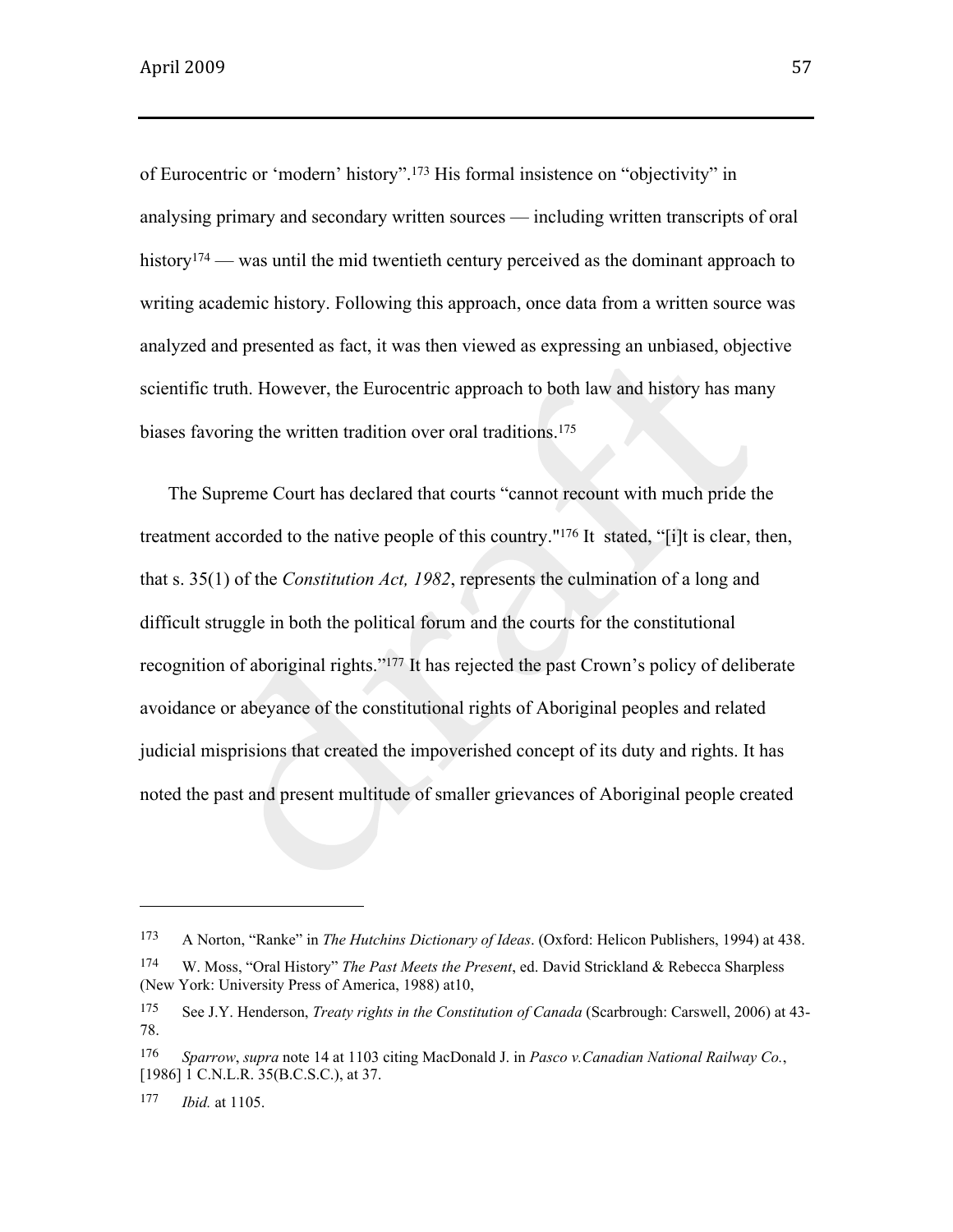of Eurocentric or 'modern' history".[173] His formal insistence on "objectivity" in analysing primary and secondary written sources — including written transcripts of oral history[174] — was until the mid twentieth century perceived as the dominant approach to writing academic history. Following this approach, once data from a written source was analyzed and presented as fact, it was then viewed as expressing an unbiased, objective scientific truth. However, the Eurocentric approach to both law and history has many biases favoring the written tradition over oral traditions.[175]

The Supreme Court has declared that courts "cannot recount with much pride the treatment accorded to the native people of this country."[176] It stated, "[i]t is clear, then, that s. 35(1) of the *Constitution Act, 1982*, represents the culmination of a long and difficult struggle in both the political forum and the courts for the constitutional recognition of aboriginal rights."[177] It has rejected the past Crown's policy of deliberate avoidance or abeyance of the constitutional rights of Aboriginal peoples and related judicial misprisions that created the impoverished concept of its duty and rights. It has noted the past and present multitude of smaller grievances of Aboriginal people created

---

[173] A Norton, "Ranke" in *The Hutchins Dictionary of Ideas*. (Oxford: Helicon Publishers, 1994) at 438.

[174] W. Moss, "Oral History" *The Past Meets the Present*, ed. David Strickland & Rebecca Sharpless (New York: University Press of America, 1988) at10,

[175] See J.Y. Henderson, *Treaty rights in the Constitution of Canada* (Scarbrough: Carswell, 2006) at 43-78.

[176] *Sparrow*, *supra* note 14 at 1103 citing MacDonald J. in *Pasco v.Canadian National Railway Co.*, [1986] 1 C.N.L.R. 35(B.C.S.C.), at 37.

[177] *Ibid.* at 1105.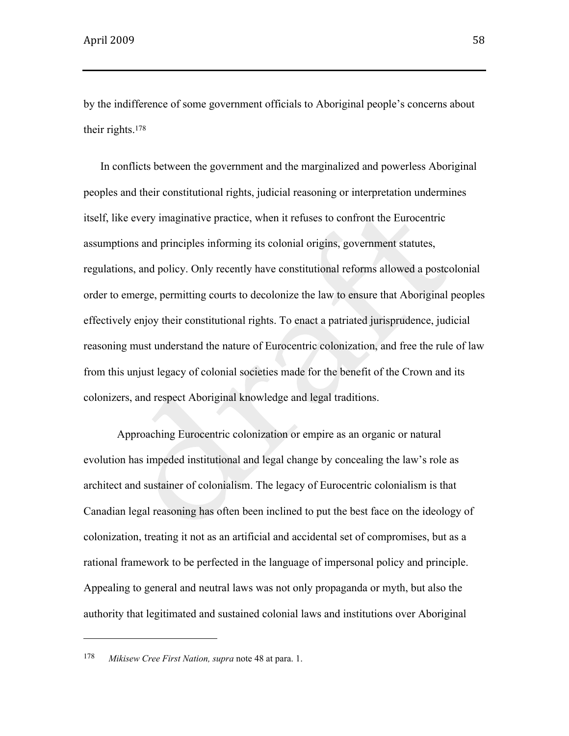by the indifference of some government officials to Aboriginal people's concerns about their rights.[178]

In conflicts between the government and the marginalized and powerless Aboriginal peoples and their constitutional rights, judicial reasoning or interpretation undermines itself, like every imaginative practice, when it refuses to confront the Eurocentric assumptions and principles informing its colonial origins, government statutes, regulations, and policy. Only recently have constitutional reforms allowed a postcolonial order to emerge, permitting courts to decolonize the law to ensure that Aboriginal peoples effectively enjoy their constitutional rights. To enact a patriated jurisprudence, judicial reasoning must understand the nature of Eurocentric colonization, and free the rule of law from this unjust legacy of colonial societies made for the benefit of the Crown and its colonizers, and respect Aboriginal knowledge and legal traditions.

Approaching Eurocentric colonization or empire as an organic or natural evolution has impeded institutional and legal change by concealing the law's role as architect and sustainer of colonialism. The legacy of Eurocentric colonialism is that Canadian legal reasoning has often been inclined to put the best face on the ideology of colonization, treating it not as an artificial and accidental set of compromises, but as a rational framework to be perfected in the language of impersonal policy and principle. Appealing to general and neutral laws was not only propaganda or myth, but also the authority that legitimated and sustained colonial laws and institutions over Aboriginal

---

[178] *Mikisew Cree First Nation, supra* note 48 at para. 1.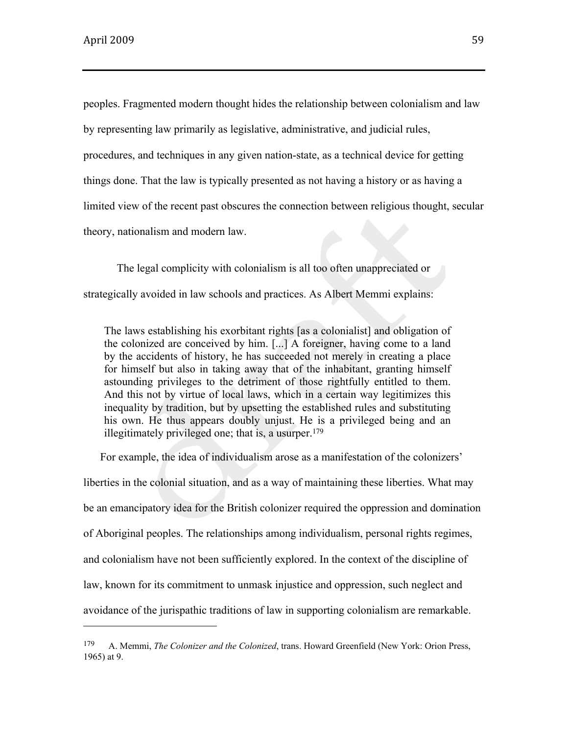peoples. Fragmented modern thought hides the relationship between colonialism and law by representing law primarily as legislative, administrative, and judicial rules, procedures, and techniques in any given nation-state, as a technical device for getting things done. That the law is typically presented as not having a history or as having a limited view of the recent past obscures the connection between religious thought, secular theory, nationalism and modern law.

The legal complicity with colonialism is all too often unappreciated or strategically avoided in law schools and practices. As Albert Memmi explains:

> The laws establishing his exorbitant rights [as a colonialist] and obligation of the colonized are conceived by him. [...] A foreigner, having come to a land by the accidents of history, he has succeeded not merely in creating a place for himself but also in taking away that of the inhabitant, granting himself astounding privileges to the detriment of those rightfully entitled to them. And this not by virtue of local laws, which in a certain way legitimizes this inequality by tradition, but by upsetting the established rules and substituting his own. He thus appears doubly unjust. He is a privileged being and an illegitimately privileged one; that is, a usurper.[179]

For example, the idea of individualism arose as a manifestation of the colonizers' liberties in the colonial situation, and as a way of maintaining these liberties. What may be an emancipatory idea for the British colonizer required the oppression and domination of Aboriginal peoples. The relationships among individualism, personal rights regimes, and colonialism have not been sufficiently explored. In the context of the discipline of law, known for its commitment to unmask injustice and oppression, such neglect and avoidance of the jurispathic traditions of law in supporting colonialism are remarkable.

---

[179] A. Memmi, *The Colonizer and the Colonized*, trans. Howard Greenfield (New York: Orion Press, 1965) at 9.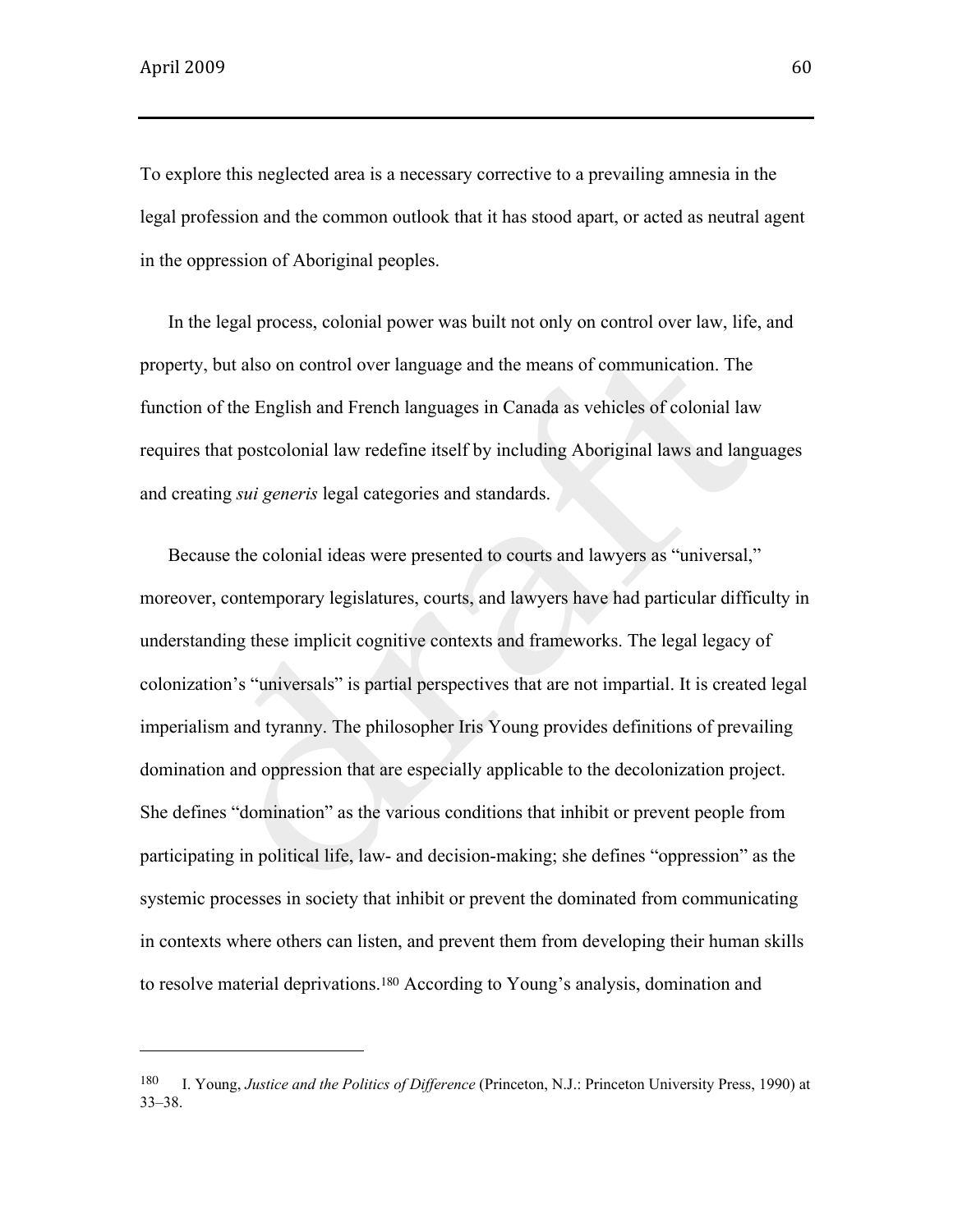To explore this neglected area is a necessary corrective to a prevailing amnesia in the legal profession and the common outlook that it has stood apart, or acted as neutral agent in the oppression of Aboriginal peoples.

In the legal process, colonial power was built not only on control over law, life, and property, but also on control over language and the means of communication. The function of the English and French languages in Canada as vehicles of colonial law requires that postcolonial law redefine itself by including Aboriginal laws and languages and creating *sui generis* legal categories and standards.

Because the colonial ideas were presented to courts and lawyers as "universal," moreover, contemporary legislatures, courts, and lawyers have had particular difficulty in understanding these implicit cognitive contexts and frameworks. The legal legacy of colonization's "universals" is partial perspectives that are not impartial. It is created legal imperialism and tyranny. The philosopher Iris Young provides definitions of prevailing domination and oppression that are especially applicable to the decolonization project. She defines "domination" as the various conditions that inhibit or prevent people from participating in political life, law- and decision-making; she defines "oppression" as the systemic processes in society that inhibit or prevent the dominated from communicating in contexts where others can listen, and prevent them from developing their human skills to resolve material deprivations.[180] According to Young's analysis, domination and

---

[180] I. Young, *Justice and the Politics of Difference* (Princeton, N.J.: Princeton University Press, 1990) at 33–38.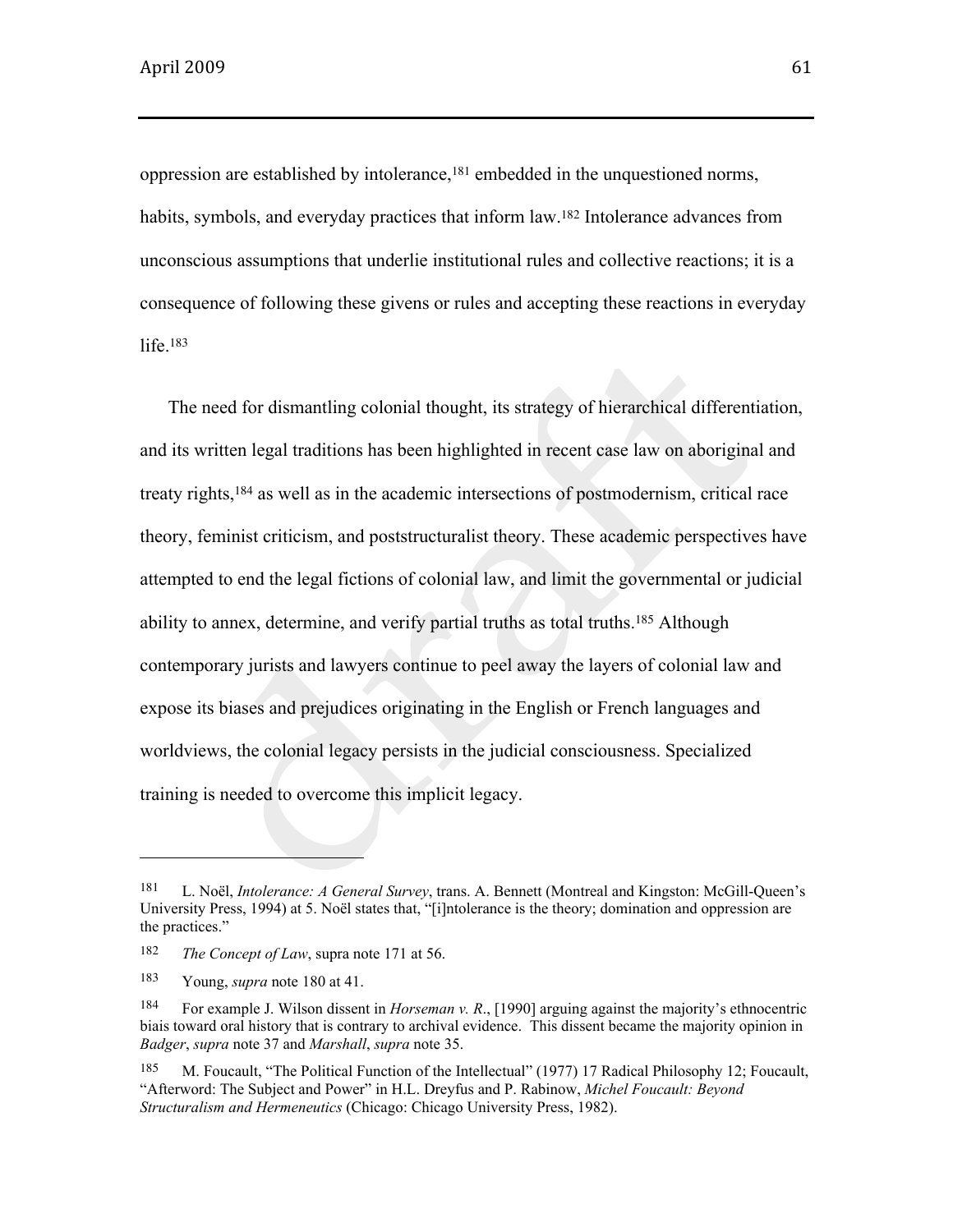oppression are established by intolerance,[181] embedded in the unquestioned norms, habits, symbols, and everyday practices that inform law.[182] Intolerance advances from unconscious assumptions that underlie institutional rules and collective reactions; it is a consequence of following these givens or rules and accepting these reactions in everyday life.[183]

The need for dismantling colonial thought, its strategy of hierarchical differentiation, and its written legal traditions has been highlighted in recent case law on aboriginal and treaty rights,[184] as well as in the academic intersections of postmodernism, critical race theory, feminist criticism, and poststructuralist theory. These academic perspectives have attempted to end the legal fictions of colonial law, and limit the governmental or judicial ability to annex, determine, and verify partial truths as total truths.[185] Although contemporary jurists and lawyers continue to peel away the layers of colonial law and expose its biases and prejudices originating in the English or French languages and worldviews, the colonial legacy persists in the judicial consciousness. Specialized training is needed to overcome this implicit legacy.

---

181 L. Noël, *Intolerance: A General Survey*, trans. A. Bennett (Montreal and Kingston: McGill-Queen's University Press, 1994) at 5. Noël states that, "[i]ntolerance is the theory; domination and oppression are the practices."

182 *The Concept of Law*, supra note 171 at 56.

183 Young, *supra* note 180 at 41.

184 For example J. Wilson dissent in *Horseman v. R*., [1990] arguing against the majority's ethnocentric biais toward oral history that is contrary to archival evidence. This dissent became the majority opinion in *Badger*, *supra* note 37 and *Marshall*, *supra* note 35.

185 M. Foucault, "The Political Function of the Intellectual" (1977) 17 Radical Philosophy 12; Foucault, "Afterword: The Subject and Power" in H.L. Dreyfus and P. Rabinow, *Michel Foucault: Beyond Structuralism and Hermeneutics* (Chicago: Chicago University Press, 1982).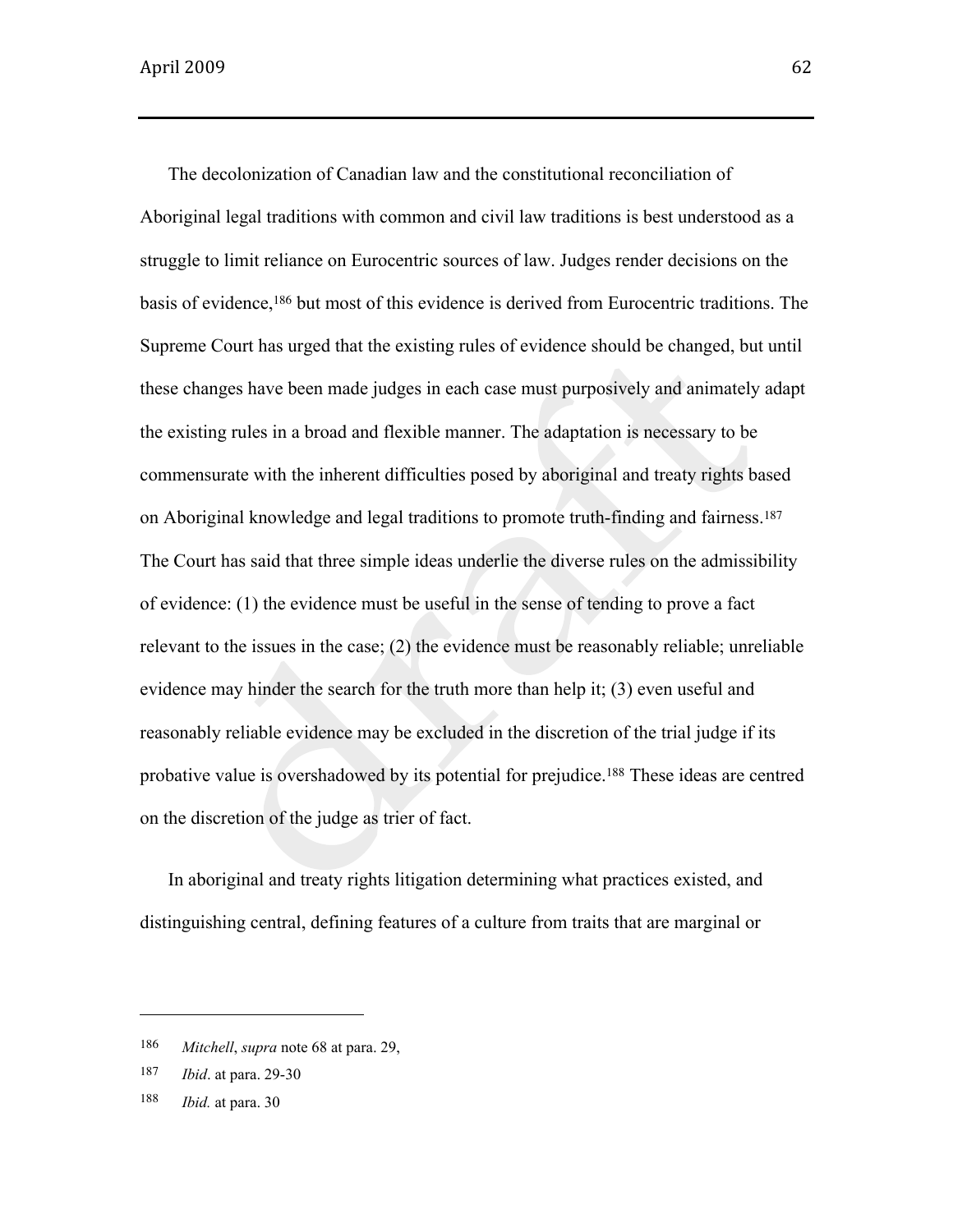The decolonization of Canadian law and the constitutional reconciliation of Aboriginal legal traditions with common and civil law traditions is best understood as a struggle to limit reliance on Eurocentric sources of law. Judges render decisions on the basis of evidence,[186] but most of this evidence is derived from Eurocentric traditions. The Supreme Court has urged that the existing rules of evidence should be changed, but until these changes have been made judges in each case must purposively and animately adapt the existing rules in a broad and flexible manner. The adaptation is necessary to be commensurate with the inherent difficulties posed by aboriginal and treaty rights based on Aboriginal knowledge and legal traditions to promote truth-finding and fairness.[187] The Court has said that three simple ideas underlie the diverse rules on the admissibility of evidence: (1) the evidence must be useful in the sense of tending to prove a fact relevant to the issues in the case; (2) the evidence must be reasonably reliable; unreliable evidence may hinder the search for the truth more than help it; (3) even useful and reasonably reliable evidence may be excluded in the discretion of the trial judge if its probative value is overshadowed by its potential for prejudice.[188] These ideas are centred on the discretion of the judge as trier of fact.

In aboriginal and treaty rights litigation determining what practices existed, and distinguishing central, defining features of a culture from traits that are marginal or

---

186 *Mitchell*, *supra* note 68 at para. 29,

187 *Ibid*. at para. 29-30

188 *Ibid.* at para. 30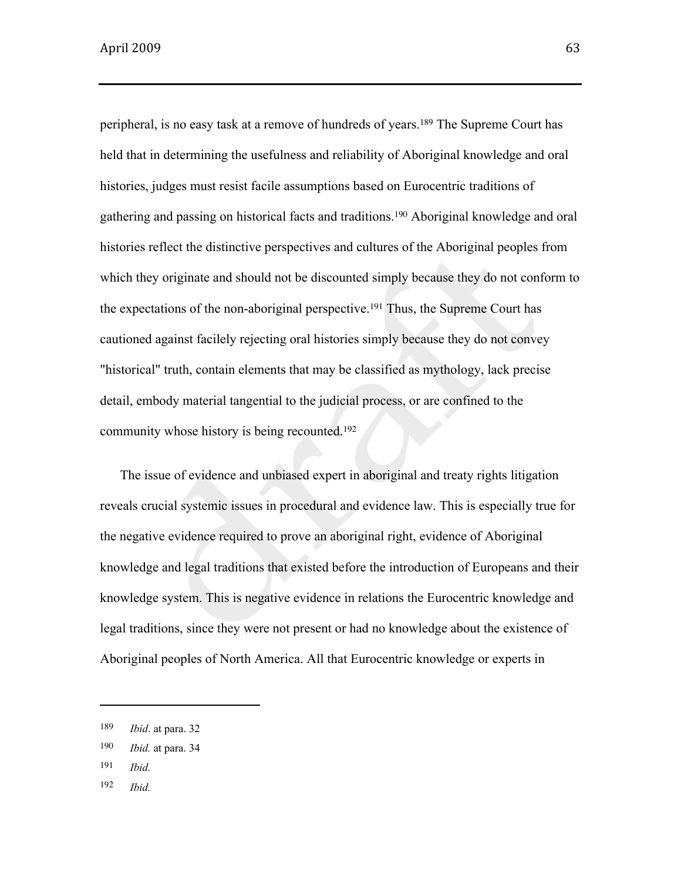peripheral, is no easy task at a remove of hundreds of years.[189] The Supreme Court has held that in determining the usefulness and reliability of Aboriginal knowledge and oral histories, judges must resist facile assumptions based on Eurocentric traditions of gathering and passing on historical facts and traditions.[190] Aboriginal knowledge and oral histories reflect the distinctive perspectives and cultures of the Aboriginal peoples from which they originate and should not be discounted simply because they do not conform to the expectations of the non-aboriginal perspective.[191] Thus, the Supreme Court has cautioned against facilely rejecting oral histories simply because they do not convey "historical" truth, contain elements that may be classified as mythology, lack precise detail, embody material tangential to the judicial process, or are confined to the community whose history is being recounted.[192]

The issue of evidence and unbiased expert in aboriginal and treaty rights litigation reveals crucial systemic issues in procedural and evidence law. This is especially true for the negative evidence required to prove an aboriginal right, evidence of Aboriginal knowledge and legal traditions that existed before the introduction of Europeans and their knowledge system. This is negative evidence in relations the Eurocentric knowledge and legal traditions, since they were not present or had no knowledge about the existence of Aboriginal peoples of North America. All that Eurocentric knowledge or experts in

---

[189] *Ibid*. at para. 32

[190] *Ibid.* at para. 34

[191] *Ibid.*

[192] *Ibid.*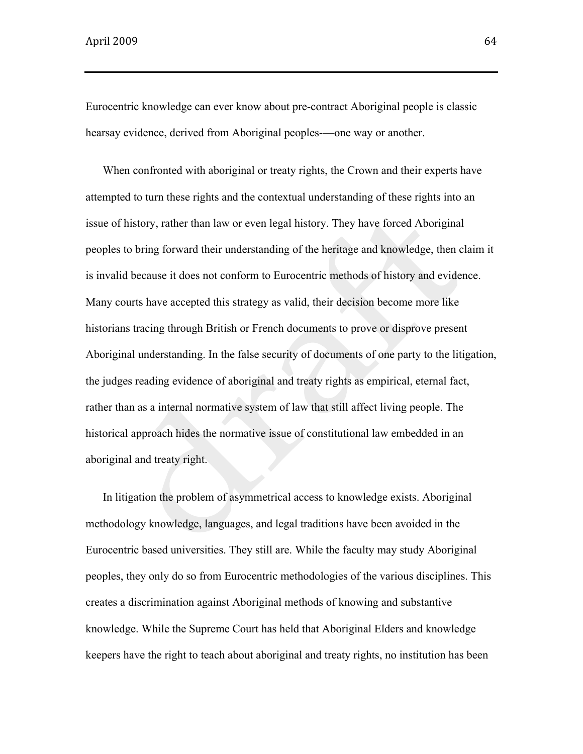Eurocentric knowledge can ever know about pre-contract Aboriginal people is classic hearsay evidence, derived from Aboriginal peoples-—one way or another.

When confronted with aboriginal or treaty rights, the Crown and their experts have attempted to turn these rights and the contextual understanding of these rights into an issue of history, rather than law or even legal history. They have forced Aboriginal peoples to bring forward their understanding of the heritage and knowledge, then claim it is invalid because it does not conform to Eurocentric methods of history and evidence. Many courts have accepted this strategy as valid, their decision become more like historians tracing through British or French documents to prove or disprove present Aboriginal understanding. In the false security of documents of one party to the litigation, the judges reading evidence of aboriginal and treaty rights as empirical, eternal fact, rather than as a internal normative system of law that still affect living people. The historical approach hides the normative issue of constitutional law embedded in an aboriginal and treaty right.

In litigation the problem of asymmetrical access to knowledge exists. Aboriginal methodology knowledge, languages, and legal traditions have been avoided in the Eurocentric based universities. They still are. While the faculty may study Aboriginal peoples, they only do so from Eurocentric methodologies of the various disciplines. This creates a discrimination against Aboriginal methods of knowing and substantive knowledge. While the Supreme Court has held that Aboriginal Elders and knowledge keepers have the right to teach about aboriginal and treaty rights, no institution has been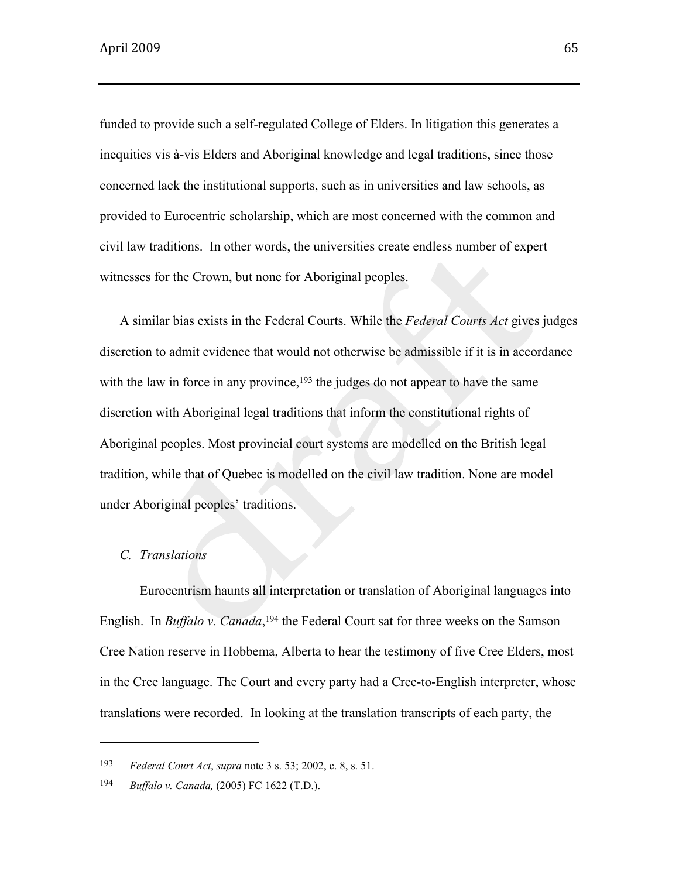funded to provide such a self-regulated College of Elders. In litigation this generates a inequities vis à-vis Elders and Aboriginal knowledge and legal traditions, since those concerned lack the institutional supports, such as in universities and law schools, as provided to Eurocentric scholarship, which are most concerned with the common and civil law traditions. In other words, the universities create endless number of expert witnesses for the Crown, but none for Aboriginal peoples.

A similar bias exists in the Federal Courts. While the *Federal Courts Act* gives judges discretion to admit evidence that would not otherwise be admissible if it is in accordance with the law in force in any province,[193] the judges do not appear to have the same discretion with Aboriginal legal traditions that inform the constitutional rights of Aboriginal peoples. Most provincial court systems are modelled on the British legal tradition, while that of Quebec is modelled on the civil law tradition. None are model under Aboriginal peoples' traditions.

### *C. Translations*

Eurocentrism haunts all interpretation or translation of Aboriginal languages into English. In *Buffalo v. Canada*,[194] the Federal Court sat for three weeks on the Samson Cree Nation reserve in Hobbema, Alberta to hear the testimony of five Cree Elders, most in the Cree language. The Court and every party had a Cree-to-English interpreter, whose translations were recorded. In looking at the translation transcripts of each party, the

---

193 *Federal Court Act*, *supra* note 3 s. 53; 2002, c. 8, s. 51.

194 *Buffalo v. Canada,* (2005) FC 1622 (T.D.).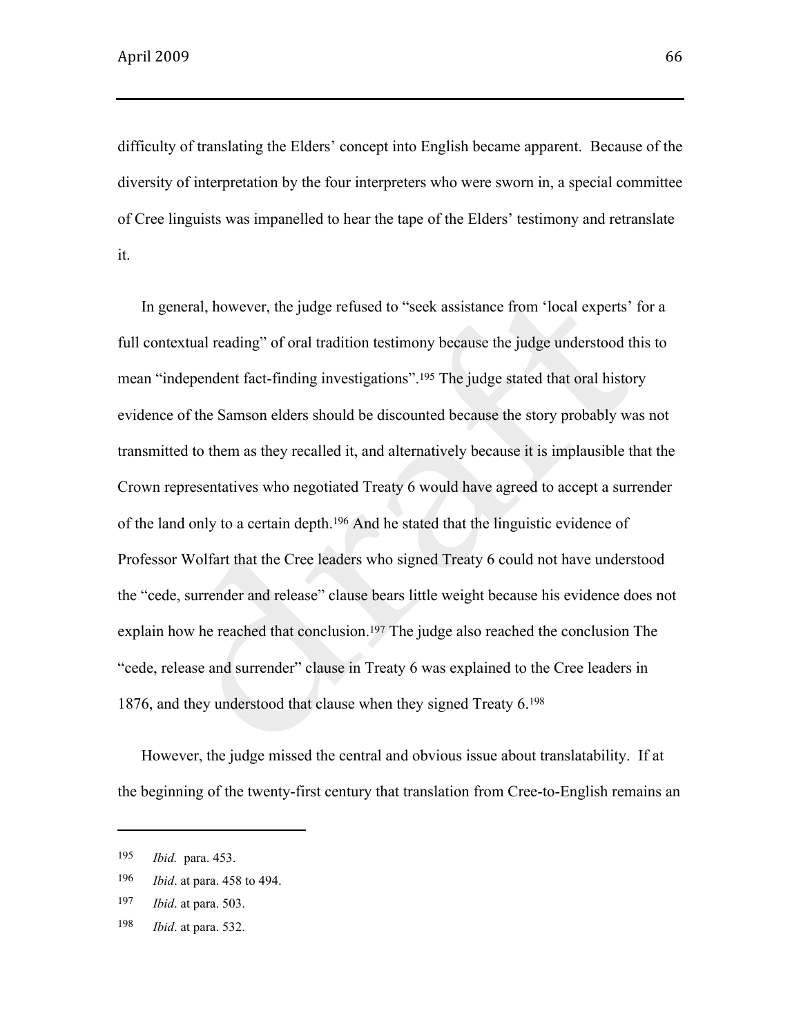difficulty of translating the Elders' concept into English became apparent. Because of the diversity of interpretation by the four interpreters who were sworn in, a special committee of Cree linguists was impanelled to hear the tape of the Elders' testimony and retranslate it.

In general, however, the judge refused to "seek assistance from 'local experts' for a full contextual reading" of oral tradition testimony because the judge understood this to mean "independent fact-finding investigations".[195] The judge stated that oral history evidence of the Samson elders should be discounted because the story probably was not transmitted to them as they recalled it, and alternatively because it is implausible that the Crown representatives who negotiated Treaty 6 would have agreed to accept a surrender of the land only to a certain depth.[196] And he stated that the linguistic evidence of Professor Wolfart that the Cree leaders who signed Treaty 6 could not have understood the "cede, surrender and release" clause bears little weight because his evidence does not explain how he reached that conclusion.[197] The judge also reached the conclusion The "cede, release and surrender" clause in Treaty 6 was explained to the Cree leaders in 1876, and they understood that clause when they signed Treaty 6.[198]

However, the judge missed the central and obvious issue about translatability. If at the beginning of the twenty-first century that translation from Cree-to-English remains an

---

[195] *Ibid.* para. 453.

[196] *Ibid*. at para. 458 to 494.

[197] *Ibid*. at para. 503.

[198] *Ibid*. at para. 532.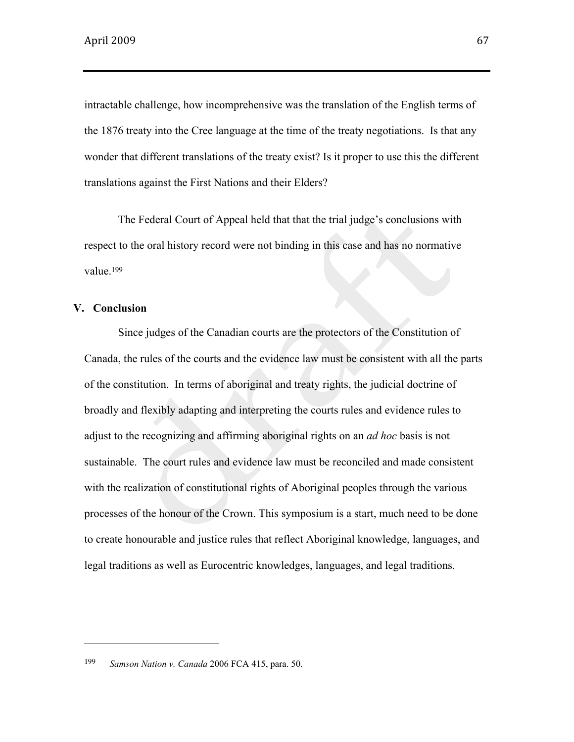intractable challenge, how incomprehensive was the translation of the English terms of the 1876 treaty into the Cree language at the time of the treaty negotiations. Is that any wonder that different translations of the treaty exist? Is it proper to use this the different translations against the First Nations and their Elders?

The Federal Court of Appeal held that that the trial judge's conclusions with respect to the oral history record were not binding in this case and has no normative value.[199]

## V. Conclusion

Since judges of the Canadian courts are the protectors of the Constitution of Canada, the rules of the courts and the evidence law must be consistent with all the parts of the constitution. In terms of aboriginal and treaty rights, the judicial doctrine of broadly and flexibly adapting and interpreting the courts rules and evidence rules to adjust to the recognizing and affirming aboriginal rights on an *ad hoc* basis is not sustainable. The court rules and evidence law must be reconciled and made consistent with the realization of constitutional rights of Aboriginal peoples through the various processes of the honour of the Crown. This symposium is a start, much need to be done to create honourable and justice rules that reflect Aboriginal knowledge, languages, and legal traditions as well as Eurocentric knowledges, languages, and legal traditions.

---

[199] *Samson Nation v. Canada* 2006 FCA 415, para. 50.